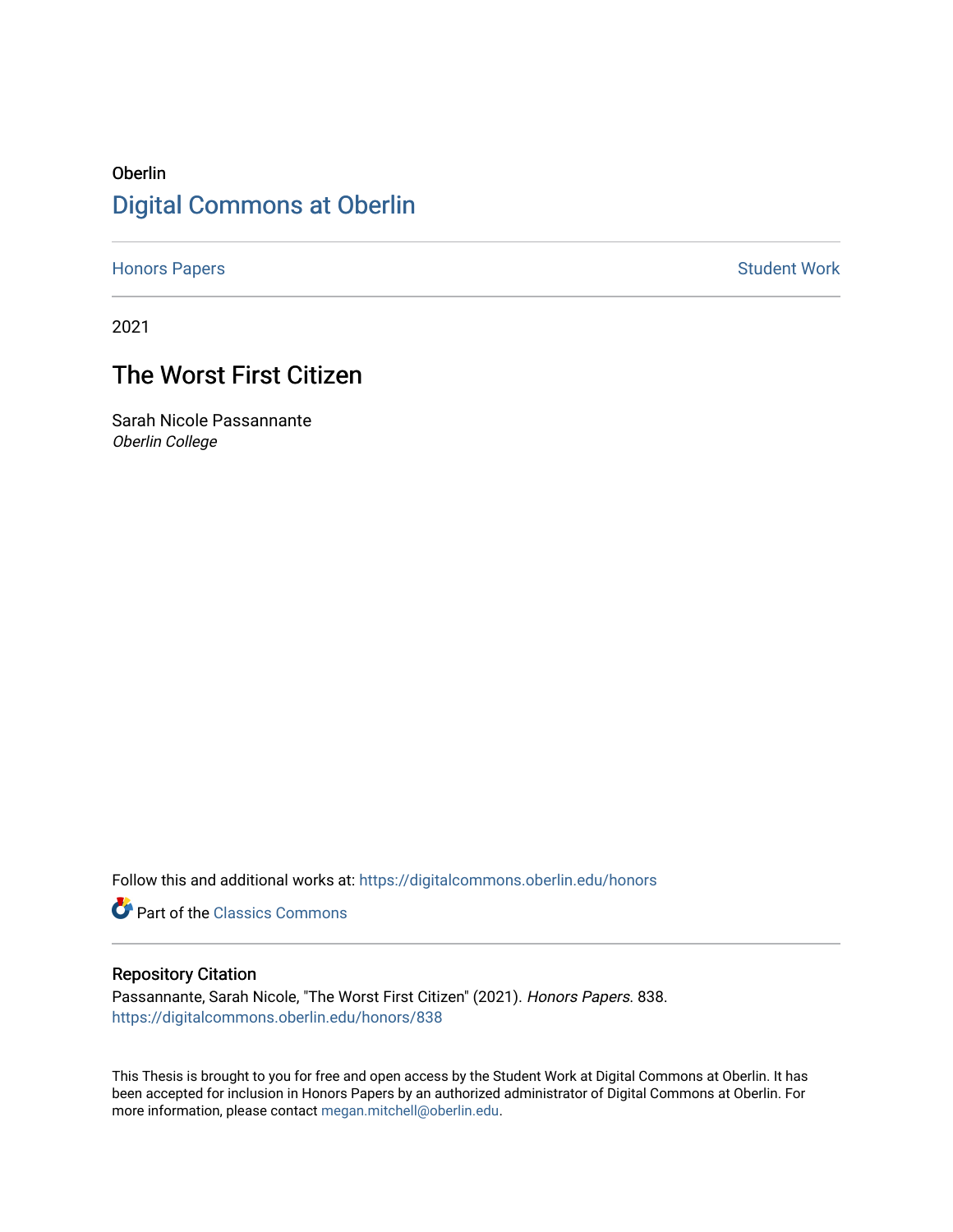Oberlin

# Digital Commons at Oberlin

Honors Papers | Student Work

2021

## The Worst First Citizen

Sarah Nicole Passannante
*Oberlin College*

Follow this and additional works at: https://digitalcommons.oberlin.edu/honors

Part of the Classics Commons

### Repository Citation

Passannante, Sarah Nicole, "The Worst First Citizen" (2021). *Honors Papers*. 838.
https://digitalcommons.oberlin.edu/honors/838

This Thesis is brought to you for free and open access by the Student Work at Digital Commons at Oberlin. It has been accepted for inclusion in Honors Papers by an authorized administrator of Digital Commons at Oberlin. For more information, please contact megan.mitchell@oberlin.edu.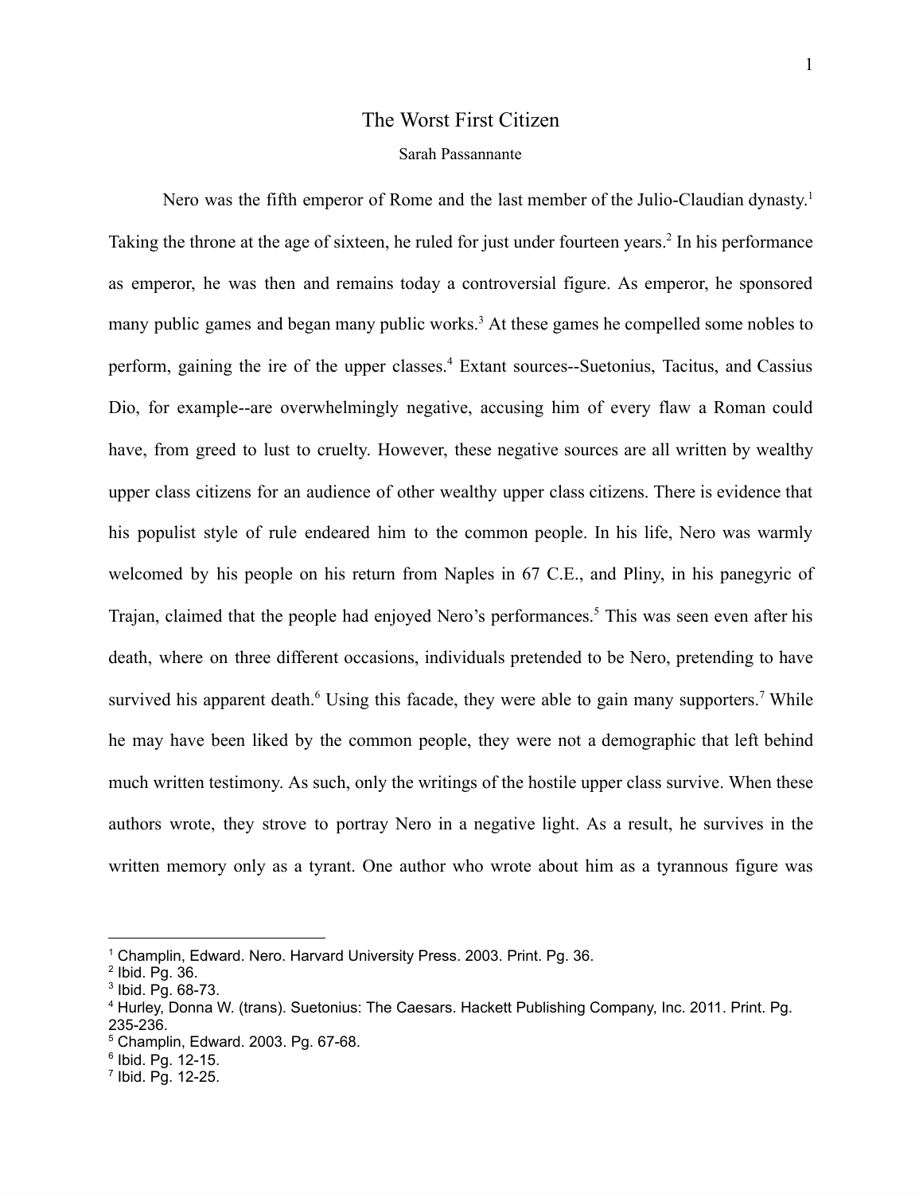# The Worst First Citizen

Sarah Passannante

Nero was the fifth emperor of Rome and the last member of the Julio-Claudian dynasty.[1] Taking the throne at the age of sixteen, he ruled for just under fourteen years.[2] In his performance as emperor, he was then and remains today a controversial figure. As emperor, he sponsored many public games and began many public works.[3] At these games he compelled some nobles to perform, gaining the ire of the upper classes.[4] Extant sources--Suetonius, Tacitus, and Cassius Dio, for example--are overwhelmingly negative, accusing him of every flaw a Roman could have, from greed to lust to cruelty. However, these negative sources are all written by wealthy upper class citizens for an audience of other wealthy upper class citizens. There is evidence that his populist style of rule endeared him to the common people. In his life, Nero was warmly welcomed by his people on his return from Naples in 67 C.E., and Pliny, in his panegyric of Trajan, claimed that the people had enjoyed Nero's performances.[5] This was seen even after his death, where on three different occasions, individuals pretended to be Nero, pretending to have survived his apparent death.[6] Using this facade, they were able to gain many supporters.[7] While he may have been liked by the common people, they were not a demographic that left behind much written testimony. As such, only the writings of the hostile upper class survive. When these authors wrote, they strove to portray Nero in a negative light. As a result, he survives in the written memory only as a tyrant. One author who wrote about him as a tyrannous figure was

---

[1] Champlin, Edward. Nero. Harvard University Press. 2003. Print. Pg. 36.

[2] Ibid. Pg. 36.

[3] Ibid. Pg. 68-73.

[4] Hurley, Donna W. (trans). Suetonius: The Caesars. Hackett Publishing Company, Inc. 2011. Print. Pg. 235-236.

[5] Champlin, Edward. 2003. Pg. 67-68.

[6] Ibid. Pg. 12-15.

[7] Ibid. Pg. 12-25.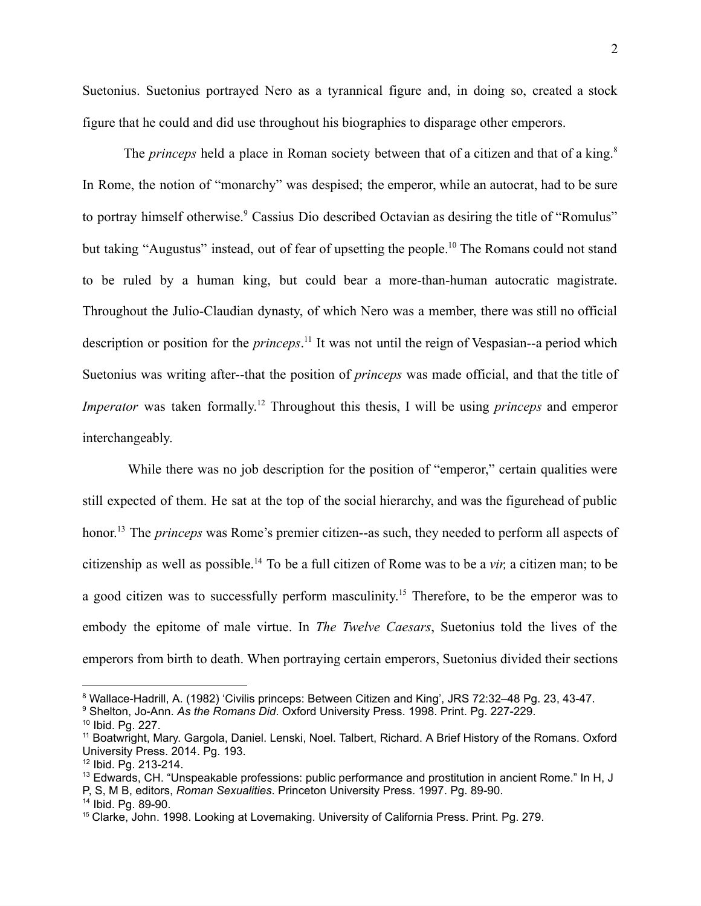Suetonius. Suetonius portrayed Nero as a tyrannical figure and, in doing so, created a stock figure that he could and did use throughout his biographies to disparage other emperors.

The *princeps* held a place in Roman society between that of a citizen and that of a king.[8] In Rome, the notion of "monarchy" was despised; the emperor, while an autocrat, had to be sure to portray himself otherwise.[9] Cassius Dio described Octavian as desiring the title of "Romulus" but taking "Augustus" instead, out of fear of upsetting the people.[10] The Romans could not stand to be ruled by a human king, but could bear a more-than-human autocratic magistrate. Throughout the Julio-Claudian dynasty, of which Nero was a member, there was still no official description or position for the *princeps*.[11] It was not until the reign of Vespasian--a period which Suetonius was writing after--that the position of *princeps* was made official, and that the title of *Imperator* was taken formally.[12] Throughout this thesis, I will be using *princeps* and emperor interchangeably.

While there was no job description for the position of "emperor," certain qualities were still expected of them. He sat at the top of the social hierarchy, and was the figurehead of public honor.[13] The *princeps* was Rome's premier citizen--as such, they needed to perform all aspects of citizenship as well as possible.[14] To be a full citizen of Rome was to be a *vir,* a citizen man; to be a good citizen was to successfully perform masculinity.[15] Therefore, to be the emperor was to embody the epitome of male virtue. In *The Twelve Caesars*, Suetonius told the lives of the emperors from birth to death. When portraying certain emperors, Suetonius divided their sections

---

[8] Wallace-Hadrill, A. (1982) 'Civilis princeps: Between Citizen and King', JRS 72:32–48 Pg. 23, 43-47.

[9] Shelton, Jo-Ann. *As the Romans Did*. Oxford University Press. 1998. Print. Pg. 227-229.

[10] Ibid. Pg. 227.

[11] Boatwright, Mary. Gargola, Daniel. Lenski, Noel. Talbert, Richard. A Brief History of the Romans. Oxford University Press. 2014. Pg. 193.

[12] Ibid. Pg. 213-214.

[13] Edwards, CH. "Unspeakable professions: public performance and prostitution in ancient Rome." In H, J P, S, M B, editors, *Roman Sexualities*. Princeton University Press. 1997. Pg. 89-90.

[14] Ibid. Pg. 89-90.

[15] Clarke, John. 1998. Looking at Lovemaking. University of California Press. Print. Pg. 279.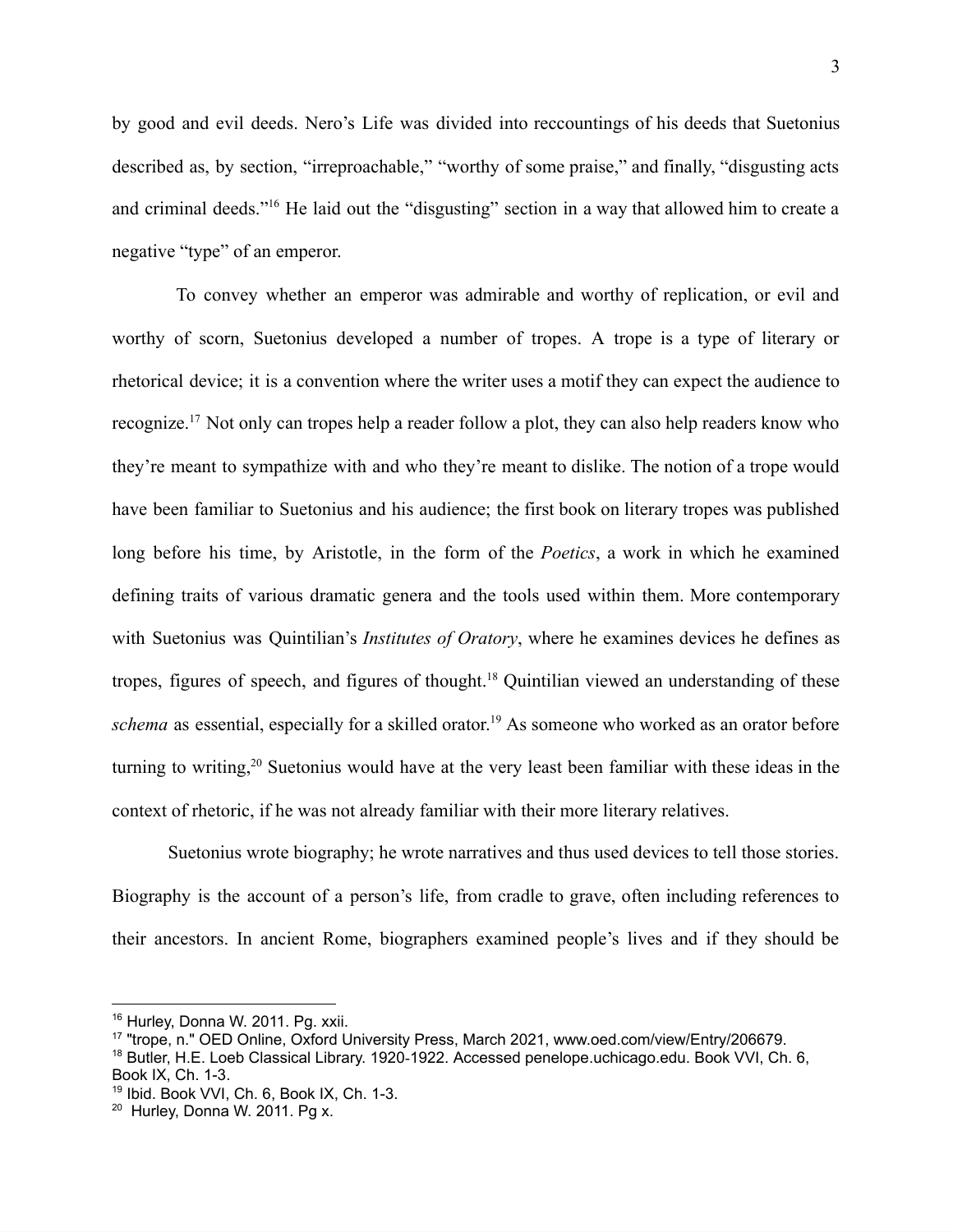by good and evil deeds. Nero's Life was divided into reccountings of his deeds that Suetonius described as, by section, "irreproachable," "worthy of some praise," and finally, "disgusting acts and criminal deeds."[16] He laid out the "disgusting" section in a way that allowed him to create a negative "type" of an emperor.

To convey whether an emperor was admirable and worthy of replication, or evil and worthy of scorn, Suetonius developed a number of tropes. A trope is a type of literary or rhetorical device; it is a convention where the writer uses a motif they can expect the audience to recognize.[17] Not only can tropes help a reader follow a plot, they can also help readers know who they're meant to sympathize with and who they're meant to dislike. The notion of a trope would have been familiar to Suetonius and his audience; the first book on literary tropes was published long before his time, by Aristotle, in the form of the *Poetics*, a work in which he examined defining traits of various dramatic genera and the tools used within them. More contemporary with Suetonius was Quintilian's *Institutes of Oratory*, where he examines devices he defines as tropes, figures of speech, and figures of thought.[18] Quintilian viewed an understanding of these *schema* as essential, especially for a skilled orator.[19] As someone who worked as an orator before turning to writing,[20] Suetonius would have at the very least been familiar with these ideas in the context of rhetoric, if he was not already familiar with their more literary relatives.

Suetonius wrote biography; he wrote narratives and thus used devices to tell those stories. Biography is the account of a person's life, from cradle to grave, often including references to their ancestors. In ancient Rome, biographers examined people's lives and if they should be

---

[16] Hurley, Donna W. 2011. Pg. xxii.

[17] "trope, n." OED Online, Oxford University Press, March 2021, www.oed.com/view/Entry/206679.

[18] Butler, H.E. Loeb Classical Library. 1920-1922. Accessed penelope.uchicago.edu. Book VVI, Ch. 6, Book IX, Ch. 1-3.

[19] Ibid. Book VVI, Ch. 6, Book IX, Ch. 1-3.

[20] Hurley, Donna W. 2011. Pg x.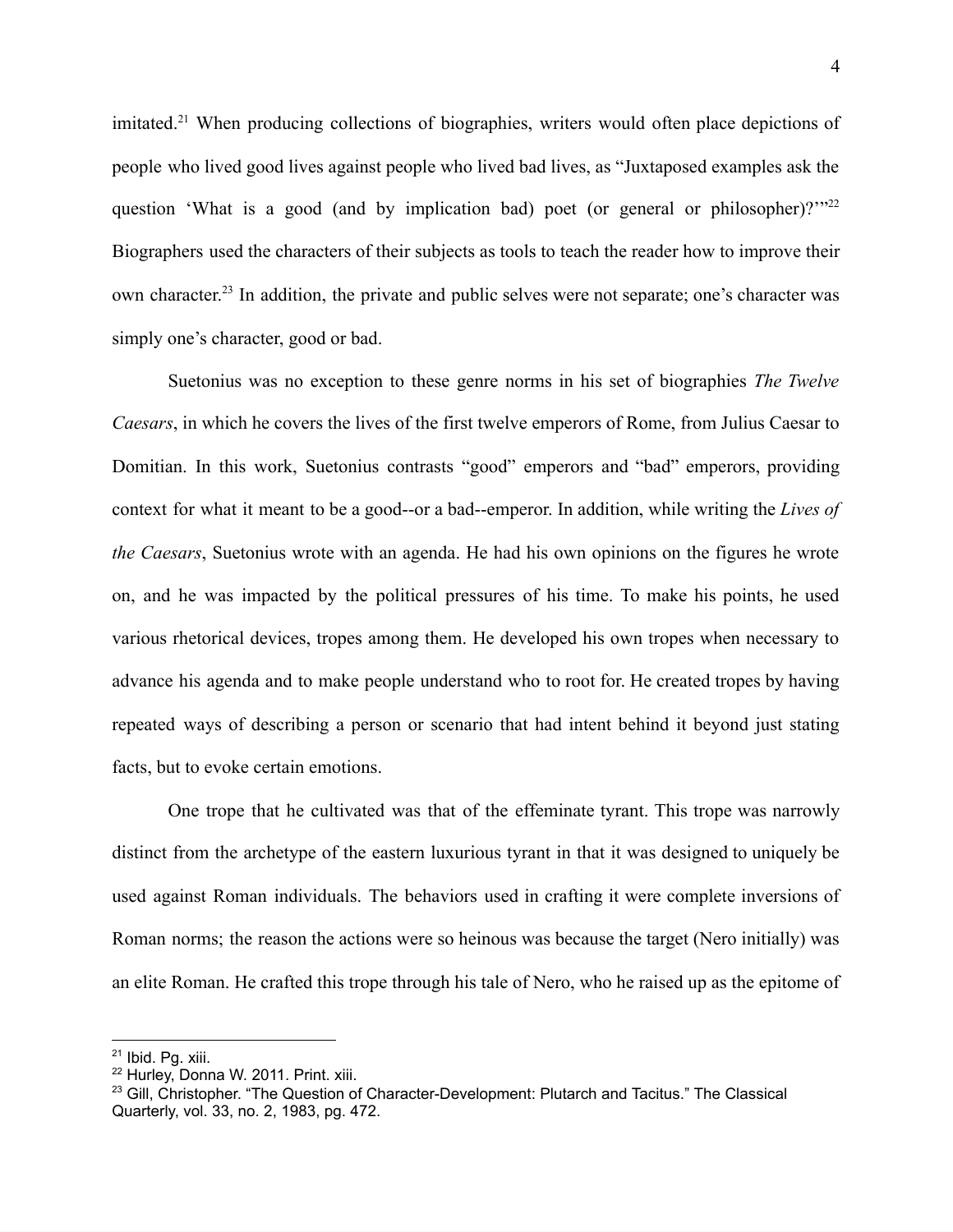imitated.[21] When producing collections of biographies, writers would often place depictions of people who lived good lives against people who lived bad lives, as "Juxtaposed examples ask the question 'What is a good (and by implication bad) poet (or general or philosopher)?'"[22] Biographers used the characters of their subjects as tools to teach the reader how to improve their own character.[23] In addition, the private and public selves were not separate; one's character was simply one's character, good or bad.

Suetonius was no exception to these genre norms in his set of biographies *The Twelve Caesars*, in which he covers the lives of the first twelve emperors of Rome, from Julius Caesar to Domitian. In this work, Suetonius contrasts "good" emperors and "bad" emperors, providing context for what it meant to be a good--or a bad--emperor. In addition, while writing the *Lives of the Caesars*, Suetonius wrote with an agenda. He had his own opinions on the figures he wrote on, and he was impacted by the political pressures of his time. To make his points, he used various rhetorical devices, tropes among them. He developed his own tropes when necessary to advance his agenda and to make people understand who to root for. He created tropes by having repeated ways of describing a person or scenario that had intent behind it beyond just stating facts, but to evoke certain emotions.

One trope that he cultivated was that of the effeminate tyrant. This trope was narrowly distinct from the archetype of the eastern luxurious tyrant in that it was designed to uniquely be used against Roman individuals. The behaviors used in crafting it were complete inversions of Roman norms; the reason the actions were so heinous was because the target (Nero initially) was an elite Roman. He crafted this trope through his tale of Nero, who he raised up as the epitome of

---

[21] Ibid. Pg. xiii.

[22] Hurley, Donna W. 2011. Print. xiii.

[23] Gill, Christopher. "The Question of Character-Development: Plutarch and Tacitus." The Classical Quarterly, vol. 33, no. 2, 1983, pg. 472.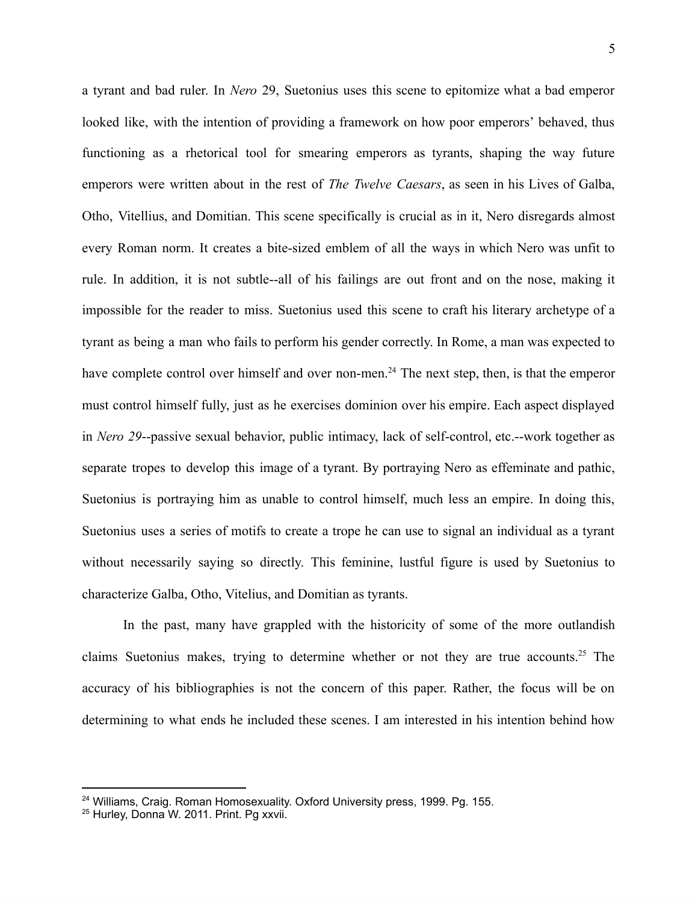a tyrant and bad ruler. In *Nero* 29, Suetonius uses this scene to epitomize what a bad emperor looked like, with the intention of providing a framework on how poor emperors' behaved, thus functioning as a rhetorical tool for smearing emperors as tyrants, shaping the way future emperors were written about in the rest of *The Twelve Caesars*, as seen in his Lives of Galba, Otho, Vitellius, and Domitian. This scene specifically is crucial as in it, Nero disregards almost every Roman norm. It creates a bite-sized emblem of all the ways in which Nero was unfit to rule. In addition, it is not subtle--all of his failings are out front and on the nose, making it impossible for the reader to miss. Suetonius used this scene to craft his literary archetype of a tyrant as being a man who fails to perform his gender correctly. In Rome, a man was expected to have complete control over himself and over non-men.[24] The next step, then, is that the emperor must control himself fully, just as he exercises dominion over his empire. Each aspect displayed in *Nero 29*--passive sexual behavior, public intimacy, lack of self-control, etc.--work together as separate tropes to develop this image of a tyrant. By portraying Nero as effeminate and pathic, Suetonius is portraying him as unable to control himself, much less an empire. In doing this, Suetonius uses a series of motifs to create a trope he can use to signal an individual as a tyrant without necessarily saying so directly. This feminine, lustful figure is used by Suetonius to characterize Galba, Otho, Vitelius, and Domitian as tyrants.

In the past, many have grappled with the historicity of some of the more outlandish claims Suetonius makes, trying to determine whether or not they are true accounts.[25] The accuracy of his bibliographies is not the concern of this paper. Rather, the focus will be on determining to what ends he included these scenes. I am interested in his intention behind how

---

[24] Williams, Craig. Roman Homosexuality. Oxford University press, 1999. Pg. 155.

[25] Hurley, Donna W. 2011. Print. Pg xxvii.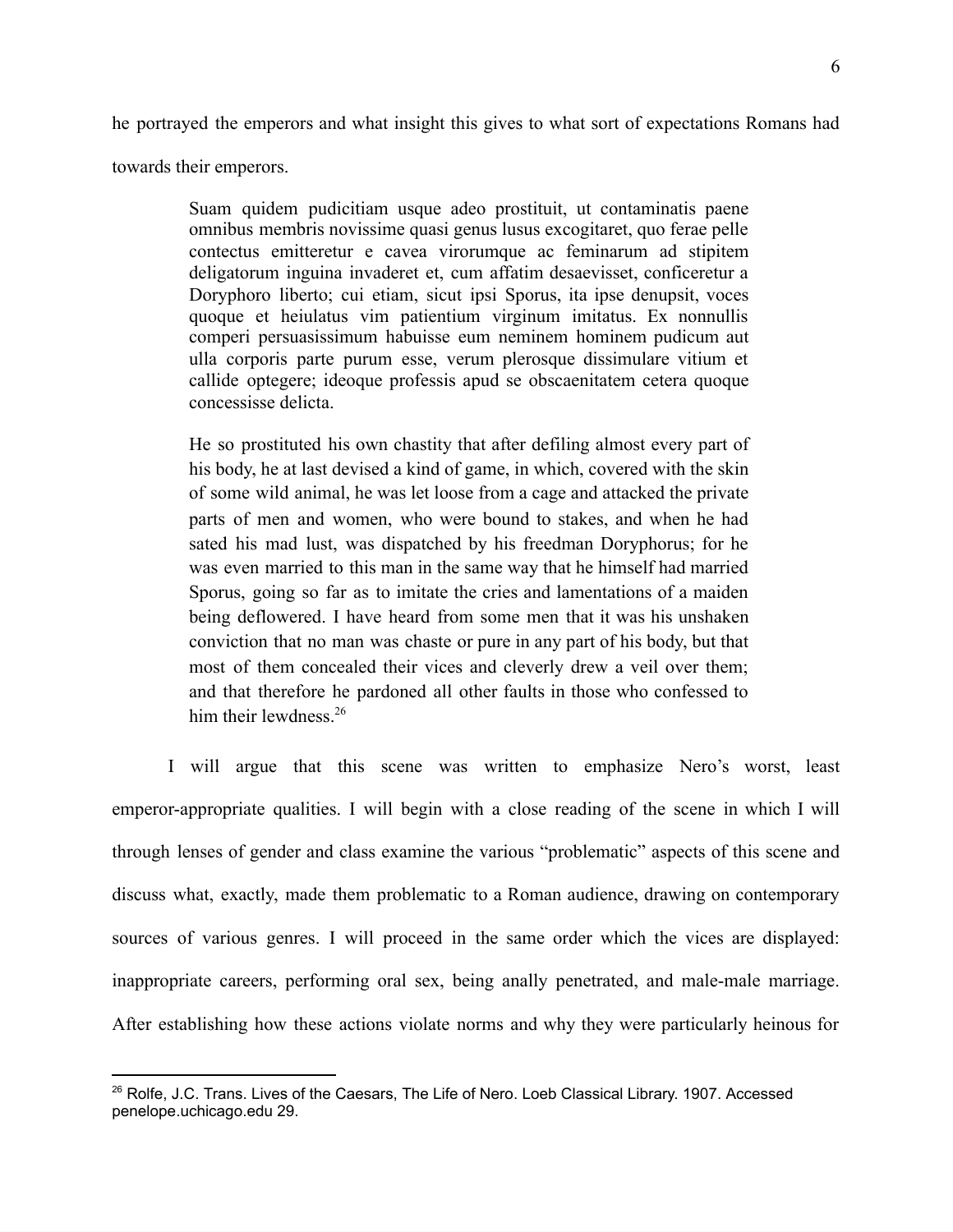he portrayed the emperors and what insight this gives to what sort of expectations Romans had towards their emperors.

> Suam quidem pudicitiam usque adeo prostituit, ut contaminatis paene omnibus membris novissime quasi genus lusus excogitaret, quo ferae pelle contectus emitteretur e cavea virorumque ac feminarum ad stipitem deligatorum inguina invaderet et, cum affatim desaevisset, conficeretur a Doryphoro liberto; cui etiam, sicut ipsi Sporus, ita ipse denupsit, voces quoque et heiulatus vim patientium virginum imitatus. Ex nonnullis comperi persuasissimum habuisse eum neminem hominem pudicum aut ulla corporis parte purum esse, verum plerosque dissimulare vitium et callide optegere; ideoque professis apud se obscaenitatem cetera quoque concessisse delicta.
>
> He so prostituted his own chastity that after defiling almost every part of his body, he at last devised a kind of game, in which, covered with the skin of some wild animal, he was let loose from a cage and attacked the private parts of men and women, who were bound to stakes, and when he had sated his mad lust, was dispatched by his freedman Doryphorus; for he was even married to this man in the same way that he himself had married Sporus, going so far as to imitate the cries and lamentations of a maiden being deflowered. I have heard from some men that it was his unshaken conviction that no man was chaste or pure in any part of his body, but that most of them concealed their vices and cleverly drew a veil over them; and that therefore he pardoned all other faults in those who confessed to him their lewdness.[26]

I will argue that this scene was written to emphasize Nero's worst, least emperor-appropriate qualities. I will begin with a close reading of the scene in which I will through lenses of gender and class examine the various "problematic" aspects of this scene and discuss what, exactly, made them problematic to a Roman audience, drawing on contemporary sources of various genres. I will proceed in the same order which the vices are displayed: inappropriate careers, performing oral sex, being anally penetrated, and male-male marriage. After establishing how these actions violate norms and why they were particularly heinous for

[26] Rolfe, J.C. Trans. Lives of the Caesars, The Life of Nero. Loeb Classical Library. 1907. Accessed penelope.uchicago.edu 29.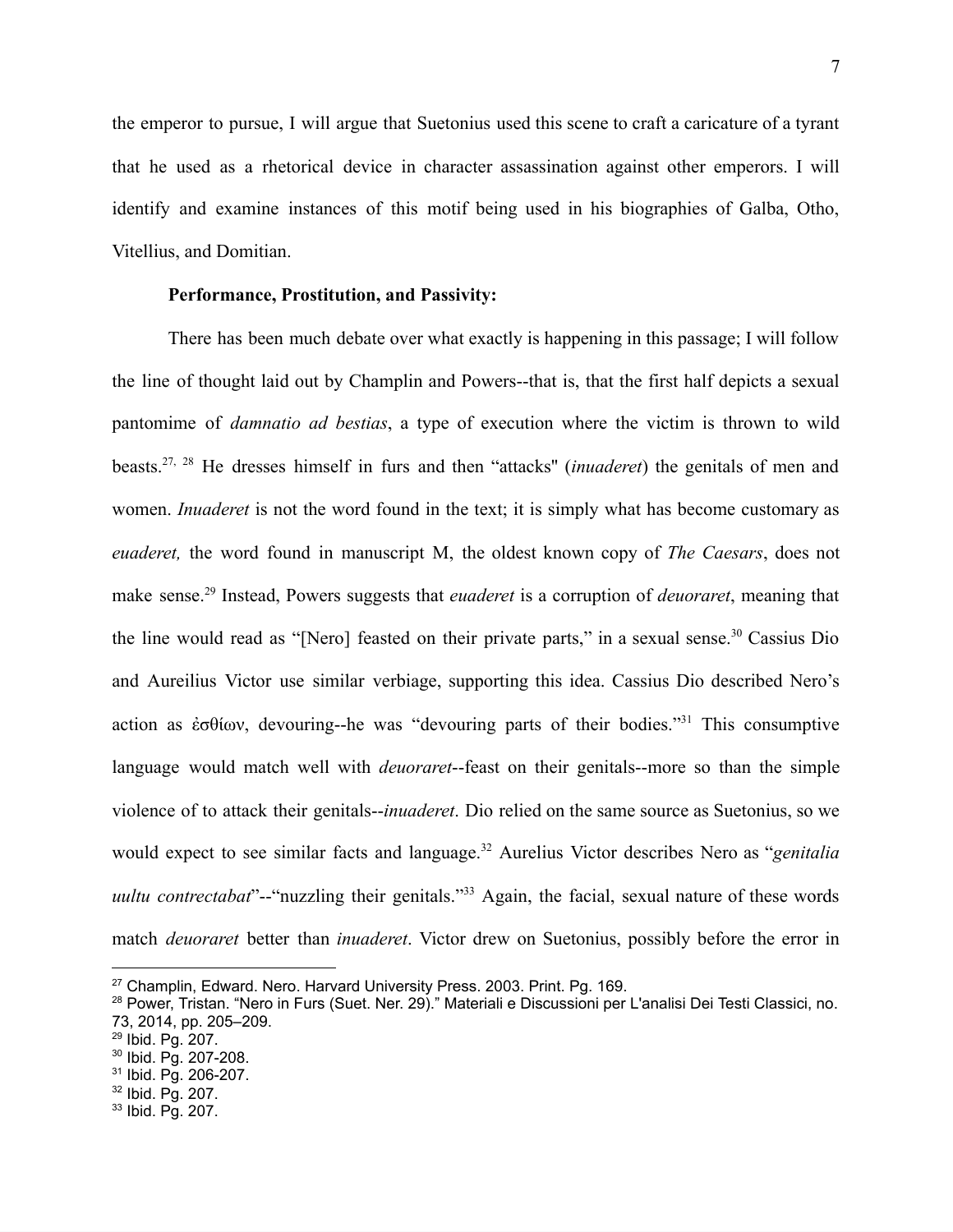the emperor to pursue, I will argue that Suetonius used this scene to craft a caricature of a tyrant that he used as a rhetorical device in character assassination against other emperors. I will identify and examine instances of this motif being used in his biographies of Galba, Otho, Vitellius, and Domitian.

**Performance, Prostitution, and Passivity:**

There has been much debate over what exactly is happening in this passage; I will follow the line of thought laid out by Champlin and Powers--that is, that the first half depicts a sexual pantomime of *damnatio ad bestias*, a type of execution where the victim is thrown to wild beasts.[27, 28] He dresses himself in furs and then "attacks" (*inuaderet*) the genitals of men and women. *Inuaderet* is not the word found in the text; it is simply what has become customary as *euaderet,* the word found in manuscript M, the oldest known copy of *The Caesars*, does not make sense.[29] Instead, Powers suggests that *euaderet* is a corruption of *deuoraret*, meaning that the line would read as "[Nero] feasted on their private parts," in a sexual sense.[30] Cassius Dio and Aureilius Victor use similar verbiage, supporting this idea. Cassius Dio described Nero's action as ἐσθίων, devouring--he was "devouring parts of their bodies."[31] This consumptive language would match well with *deuoraret*--feast on their genitals--more so than the simple violence of to attack their genitals--*inuaderet*. Dio relied on the same source as Suetonius, so we would expect to see similar facts and language.[32] Aurelius Victor describes Nero as "*genitalia uultu contrectabat*"--"nuzzling their genitals."[33] Again, the facial, sexual nature of these words match *deuoraret* better than *inuaderet*. Victor drew on Suetonius, possibly before the error in

---

[27] Champlin, Edward. Nero. Harvard University Press. 2003. Print. Pg. 169.

[28] Power, Tristan. "Nero in Furs (Suet. Ner. 29)." Materiali e Discussioni per L'analisi Dei Testi Classici, no. 73, 2014, pp. 205–209.

[29] Ibid. Pg. 207.

[30] Ibid. Pg. 207-208.

[31] Ibid. Pg. 206-207.

[32] Ibid. Pg. 207.

[33] Ibid. Pg. 207.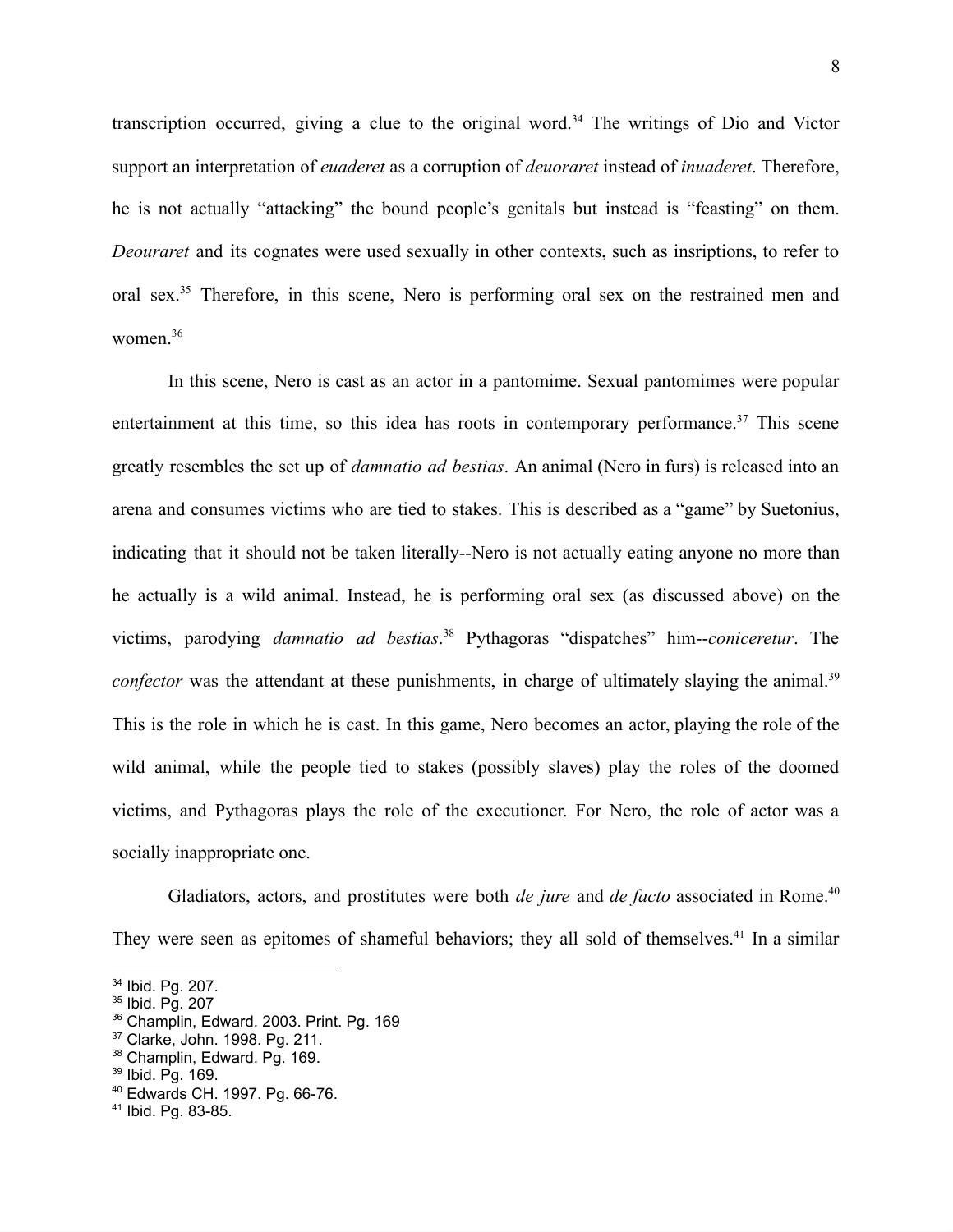transcription occurred, giving a clue to the original word.[34] The writings of Dio and Victor support an interpretation of *euaderet* as a corruption of *deuoraret* instead of *inuaderet*. Therefore, he is not actually "attacking" the bound people's genitals but instead is "feasting" on them. *Deouraret* and its cognates were used sexually in other contexts, such as insriptions, to refer to oral sex.[35] Therefore, in this scene, Nero is performing oral sex on the restrained men and women.[36]

In this scene, Nero is cast as an actor in a pantomime. Sexual pantomimes were popular entertainment at this time, so this idea has roots in contemporary performance.[37] This scene greatly resembles the set up of *damnatio ad bestias*. An animal (Nero in furs) is released into an arena and consumes victims who are tied to stakes. This is described as a "game" by Suetonius, indicating that it should not be taken literally--Nero is not actually eating anyone no more than he actually is a wild animal. Instead, he is performing oral sex (as discussed above) on the victims, parodying *damnatio ad bestias*.[38] Pythagoras "dispatches" him--*coniceretur*. The *confector* was the attendant at these punishments, in charge of ultimately slaying the animal.[39] This is the role in which he is cast. In this game, Nero becomes an actor, playing the role of the wild animal, while the people tied to stakes (possibly slaves) play the roles of the doomed victims, and Pythagoras plays the role of the executioner. For Nero, the role of actor was a socially inappropriate one.

Gladiators, actors, and prostitutes were both *de jure* and *de facto* associated in Rome.[40] They were seen as epitomes of shameful behaviors; they all sold of themselves.[41] In a similar

---

[34] Ibid. Pg. 207.
[35] Ibid. Pg. 207
[36] Champlin, Edward. 2003. Print. Pg. 169
[37] Clarke, John. 1998. Pg. 211.
[38] Champlin, Edward. Pg. 169.
[39] Ibid. Pg. 169.
[40] Edwards CH. 1997. Pg. 66-76.
[41] Ibid. Pg. 83-85.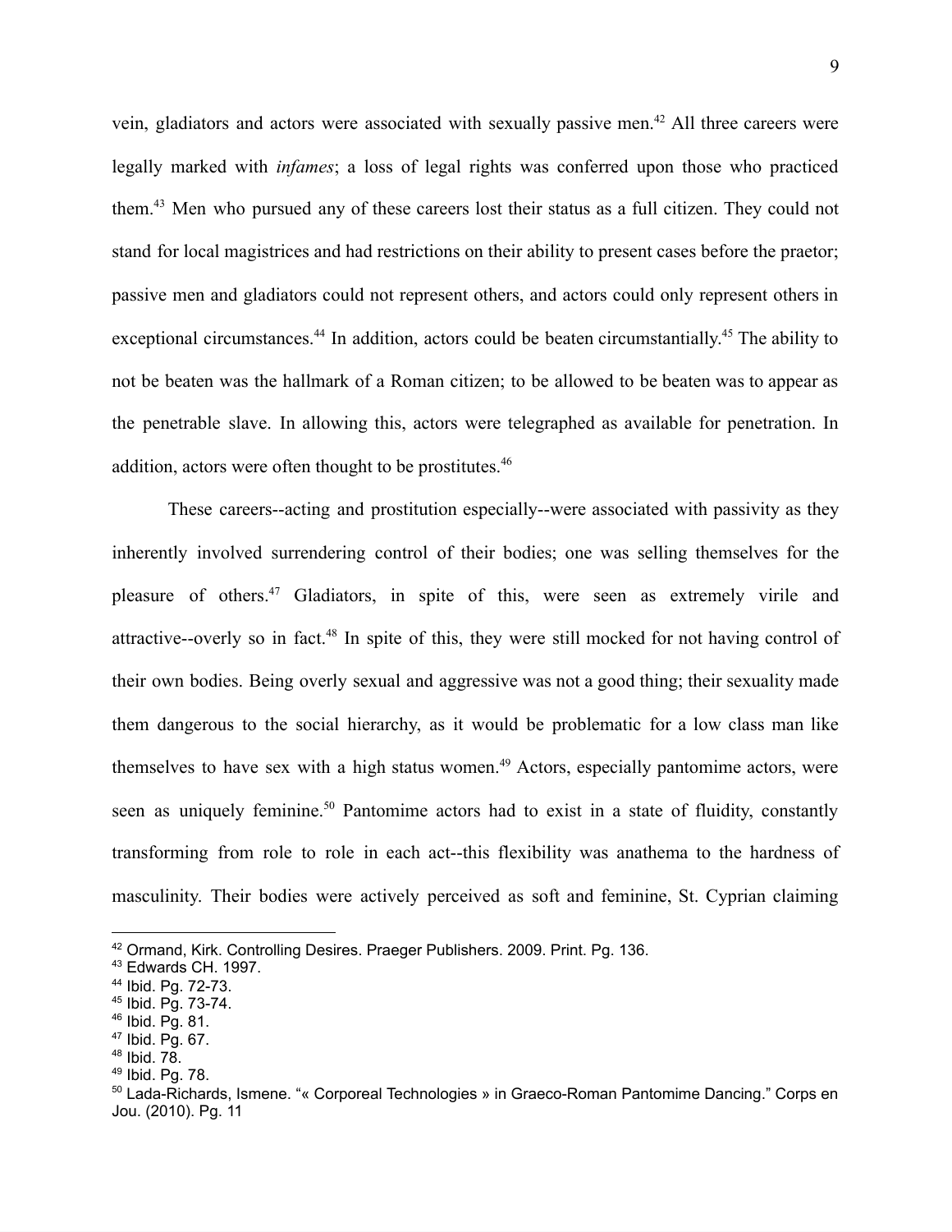vein, gladiators and actors were associated with sexually passive men.[42] All three careers were legally marked with *infames*; a loss of legal rights was conferred upon those who practiced them.[43] Men who pursued any of these careers lost their status as a full citizen. They could not stand for local magistrices and had restrictions on their ability to present cases before the praetor; passive men and gladiators could not represent others, and actors could only represent others in exceptional circumstances.[44] In addition, actors could be beaten circumstantially.[45] The ability to not be beaten was the hallmark of a Roman citizen; to be allowed to be beaten was to appear as the penetrable slave. In allowing this, actors were telegraphed as available for penetration. In addition, actors were often thought to be prostitutes.[46]

These careers--acting and prostitution especially--were associated with passivity as they inherently involved surrendering control of their bodies; one was selling themselves for the pleasure of others.[47] Gladiators, in spite of this, were seen as extremely virile and attractive--overly so in fact.[48] In spite of this, they were still mocked for not having control of their own bodies. Being overly sexual and aggressive was not a good thing; their sexuality made them dangerous to the social hierarchy, as it would be problematic for a low class man like themselves to have sex with a high status women.[49] Actors, especially pantomime actors, were seen as uniquely feminine.[50] Pantomime actors had to exist in a state of fluidity, constantly transforming from role to role in each act--this flexibility was anathema to the hardness of masculinity. Their bodies were actively perceived as soft and feminine, St. Cyprian claiming

---

[42] Ormand, Kirk. Controlling Desires. Praeger Publishers. 2009. Print. Pg. 136.
[43] Edwards CH. 1997.
[44] Ibid. Pg. 72-73.
[45] Ibid. Pg. 73-74.
[46] Ibid. Pg. 81.
[47] Ibid. Pg. 67.
[48] Ibid. 78.
[49] Ibid. Pg. 78.
[50] Lada-Richards, Ismene. "« Corporeal Technologies » in Graeco-Roman Pantomime Dancing." Corps en Jou. (2010). Pg. 11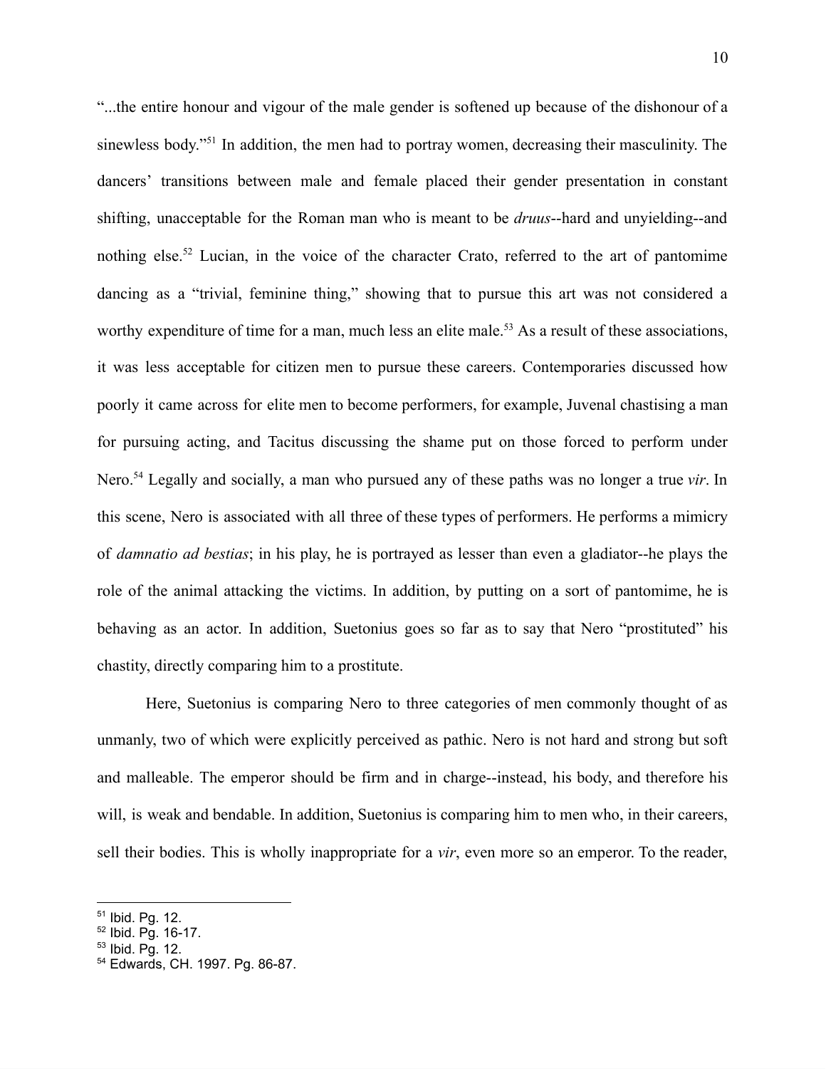"...the entire honour and vigour of the male gender is softened up because of the dishonour of a sinewless body."[51] In addition, the men had to portray women, decreasing their masculinity. The dancers' transitions between male and female placed their gender presentation in constant shifting, unacceptable for the Roman man who is meant to be *druus*--hard and unyielding--and nothing else.[52] Lucian, in the voice of the character Crato, referred to the art of pantomime dancing as a "trivial, feminine thing," showing that to pursue this art was not considered a worthy expenditure of time for a man, much less an elite male.[53] As a result of these associations, it was less acceptable for citizen men to pursue these careers. Contemporaries discussed how poorly it came across for elite men to become performers, for example, Juvenal chastising a man for pursuing acting, and Tacitus discussing the shame put on those forced to perform under Nero.[54] Legally and socially, a man who pursued any of these paths was no longer a true *vir*. In this scene, Nero is associated with all three of these types of performers. He performs a mimicry of *damnatio ad bestias*; in his play, he is portrayed as lesser than even a gladiator--he plays the role of the animal attacking the victims. In addition, by putting on a sort of pantomime, he is behaving as an actor. In addition, Suetonius goes so far as to say that Nero "prostituted" his chastity, directly comparing him to a prostitute.

Here, Suetonius is comparing Nero to three categories of men commonly thought of as unmanly, two of which were explicitly perceived as pathic. Nero is not hard and strong but soft and malleable. The emperor should be firm and in charge--instead, his body, and therefore his will, is weak and bendable. In addition, Suetonius is comparing him to men who, in their careers, sell their bodies. This is wholly inappropriate for a *vir*, even more so an emperor. To the reader,

---

[51] Ibid. Pg. 12.
[52] Ibid. Pg. 16-17.
[53] Ibid. Pg. 12.
[54] Edwards, CH. 1997. Pg. 86-87.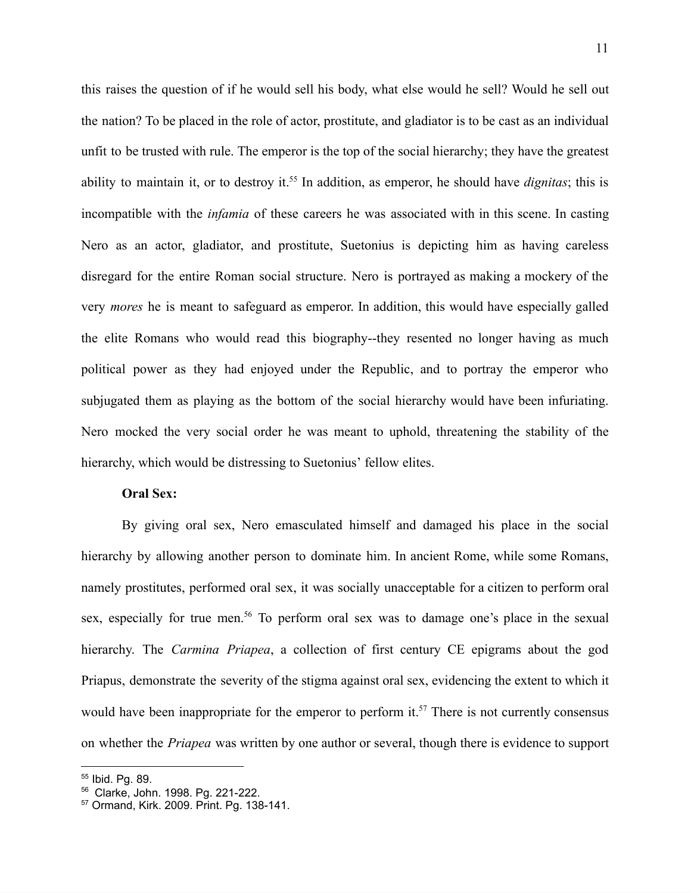this raises the question of if he would sell his body, what else would he sell? Would he sell out the nation? To be placed in the role of actor, prostitute, and gladiator is to be cast as an individual unfit to be trusted with rule. The emperor is the top of the social hierarchy; they have the greatest ability to maintain it, or to destroy it.[55] In addition, as emperor, he should have *dignitas*; this is incompatible with the *infamia* of these careers he was associated with in this scene. In casting Nero as an actor, gladiator, and prostitute, Suetonius is depicting him as having careless disregard for the entire Roman social structure. Nero is portrayed as making a mockery of the very *mores* he is meant to safeguard as emperor. In addition, this would have especially galled the elite Romans who would read this biography--they resented no longer having as much political power as they had enjoyed under the Republic, and to portray the emperor who subjugated them as playing as the bottom of the social hierarchy would have been infuriating. Nero mocked the very social order he was meant to uphold, threatening the stability of the hierarchy, which would be distressing to Suetonius' fellow elites.

**Oral Sex:**

By giving oral sex, Nero emasculated himself and damaged his place in the social hierarchy by allowing another person to dominate him. In ancient Rome, while some Romans, namely prostitutes, performed oral sex, it was socially unacceptable for a citizen to perform oral sex, especially for true men.[56] To perform oral sex was to damage one's place in the sexual hierarchy. The *Carmina Priapea*, a collection of first century CE epigrams about the god Priapus, demonstrate the severity of the stigma against oral sex, evidencing the extent to which it would have been inappropriate for the emperor to perform it.[57] There is not currently consensus on whether the *Priapea* was written by one author or several, though there is evidence to support

---

[55] Ibid. Pg. 89.

[56] Clarke, John. 1998. Pg. 221-222.

[57] Ormand, Kirk. 2009. Print. Pg. 138-141.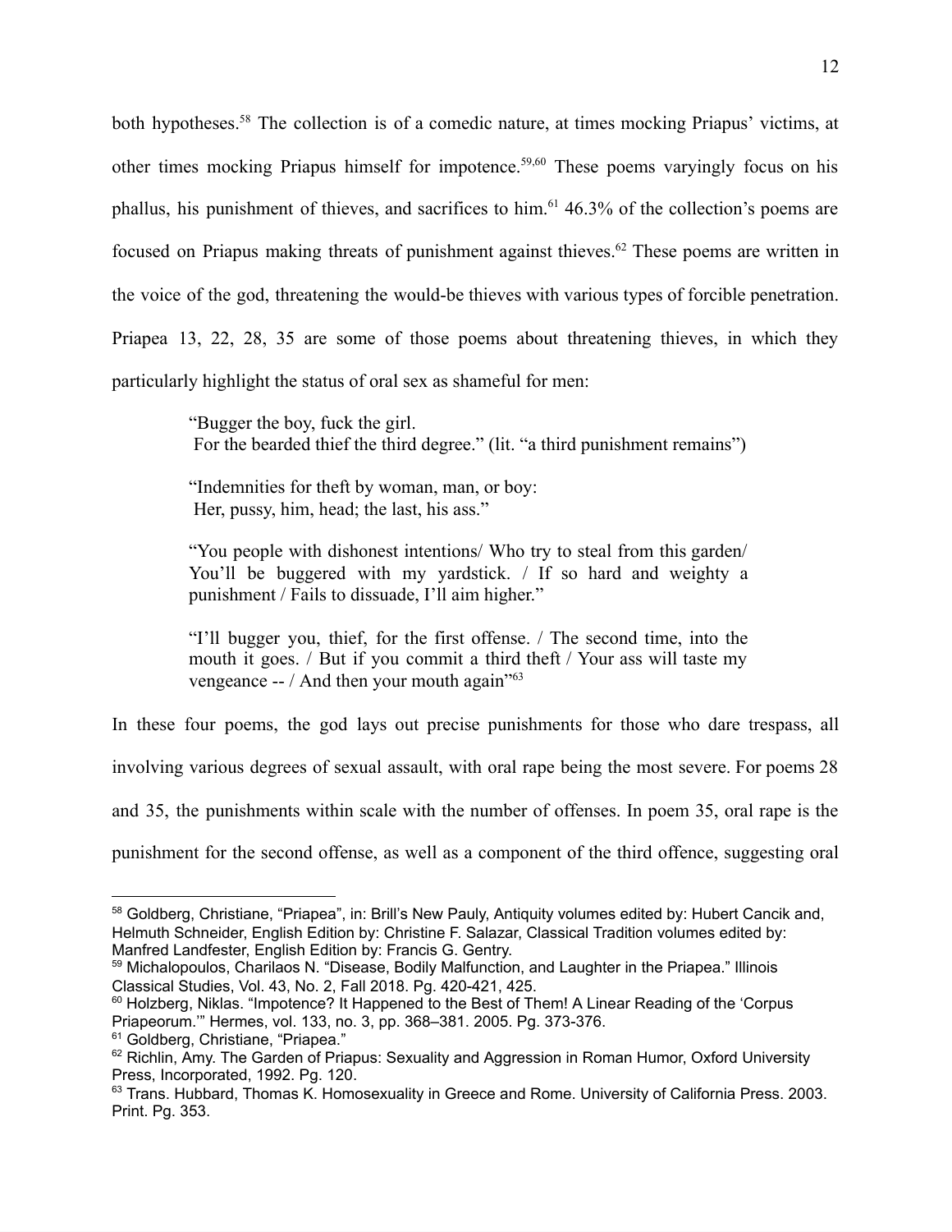both hypotheses.[58] The collection is of a comedic nature, at times mocking Priapus' victims, at other times mocking Priapus himself for impotence.[59,60] These poems varyingly focus on his phallus, his punishment of thieves, and sacrifices to him.[61] 46.3% of the collection's poems are focused on Priapus making threats of punishment against thieves.[62] These poems are written in the voice of the god, threatening the would-be thieves with various types of forcible penetration. Priapea 13, 22, 28, 35 are some of those poems about threatening thieves, in which they particularly highlight the status of oral sex as shameful for men:

> "Bugger the boy, fuck the girl.
> For the bearded thief the third degree." (lit. "a third punishment remains")
>
> "Indemnities for theft by woman, man, or boy:
> Her, pussy, him, head; the last, his ass."
>
> "You people with dishonest intentions/ Who try to steal from this garden/ You'll be buggered with my yardstick. / If so hard and weighty a punishment / Fails to dissuade, I'll aim higher."
>
> "I'll bugger you, thief, for the first offense. / The second time, into the mouth it goes. / But if you commit a third theft / Your ass will taste my vengeance -- / And then your mouth again"[63]

In these four poems, the god lays out precise punishments for those who dare trespass, all involving various degrees of sexual assault, with oral rape being the most severe. For poems 28 and 35, the punishments within scale with the number of offenses. In poem 35, oral rape is the punishment for the second offense, as well as a component of the third offence, suggesting oral

---

[58] Goldberg, Christiane, "Priapea", in: Brill's New Pauly, Antiquity volumes edited by: Hubert Cancik and, Helmuth Schneider, English Edition by: Christine F. Salazar, Classical Tradition volumes edited by: Manfred Landfester, English Edition by: Francis G. Gentry.

[59] Michalopoulos, Charilaos N. "Disease, Bodily Malfunction, and Laughter in the Priapea." Illinois Classical Studies, Vol. 43, No. 2, Fall 2018. Pg. 420-421, 425.

[60] Holzberg, Niklas. "Impotence? It Happened to the Best of Them! A Linear Reading of the 'Corpus Priapeorum.'" Hermes, vol. 133, no. 3, pp. 368–381. 2005. Pg. 373-376.

[61] Goldberg, Christiane, "Priapea."

[62] Richlin, Amy. The Garden of Priapus: Sexuality and Aggression in Roman Humor, Oxford University Press, Incorporated, 1992. Pg. 120.

[63] Trans. Hubbard, Thomas K. Homosexuality in Greece and Rome. University of California Press. 2003. Print. Pg. 353.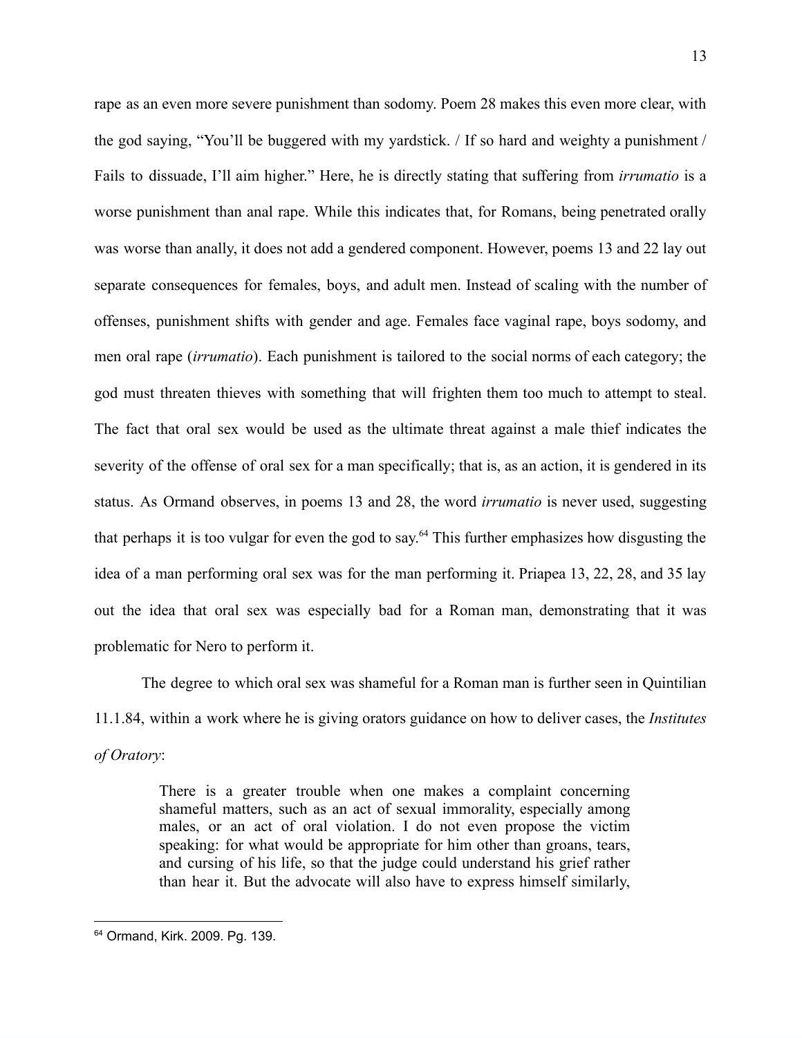rape as an even more severe punishment than sodomy. Poem 28 makes this even more clear, with the god saying, "You'll be buggered with my yardstick. / If so hard and weighty a punishment / Fails to dissuade, I'll aim higher." Here, he is directly stating that suffering from *irrumatio* is a worse punishment than anal rape. While this indicates that, for Romans, being penetrated orally was worse than anally, it does not add a gendered component. However, poems 13 and 22 lay out separate consequences for females, boys, and adult men. Instead of scaling with the number of offenses, punishment shifts with gender and age. Females face vaginal rape, boys sodomy, and men oral rape (*irrumatio*). Each punishment is tailored to the social norms of each category; the god must threaten thieves with something that will frighten them too much to attempt to steal. The fact that oral sex would be used as the ultimate threat against a male thief indicates the severity of the offense of oral sex for a man specifically; that is, as an action, it is gendered in its status. As Ormand observes, in poems 13 and 28, the word *irrumatio* is never used, suggesting that perhaps it is too vulgar for even the god to say.[64] This further emphasizes how disgusting the idea of a man performing oral sex was for the man performing it. Priapea 13, 22, 28, and 35 lay out the idea that oral sex was especially bad for a Roman man, demonstrating that it was problematic for Nero to perform it.

The degree to which oral sex was shameful for a Roman man is further seen in Quintilian 11.1.84, within a work where he is giving orators guidance on how to deliver cases, the *Institutes of Oratory*:

> There is a greater trouble when one makes a complaint concerning shameful matters, such as an act of sexual immorality, especially among males, or an act of oral violation. I do not even propose the victim speaking: for what would be appropriate for him other than groans, tears, and cursing of his life, so that the judge could understand his grief rather than hear it. But the advocate will also have to express himself similarly,

---

[64] Ormand, Kirk. 2009. Pg. 139.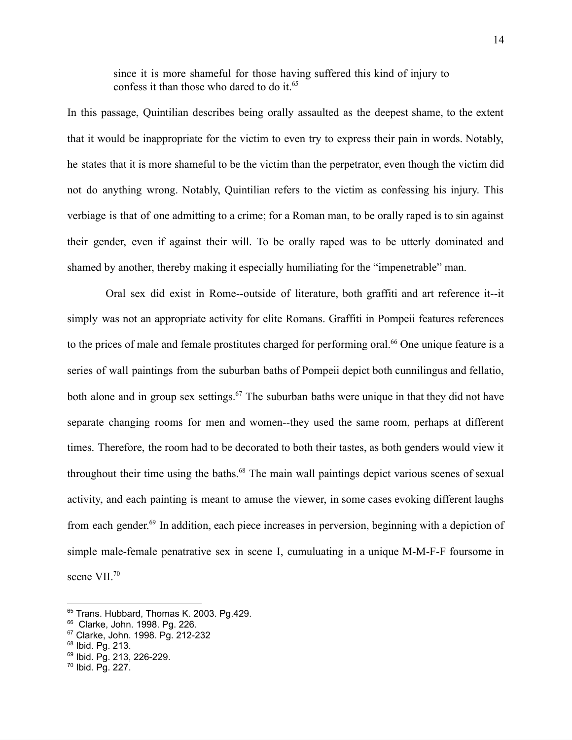> since it is more shameful for those having suffered this kind of injury to confess it than those who dared to do it.[65]

In this passage, Quintilian describes being orally assaulted as the deepest shame, to the extent that it would be inappropriate for the victim to even try to express their pain in words. Notably, he states that it is more shameful to be the victim than the perpetrator, even though the victim did not do anything wrong. Notably, Quintilian refers to the victim as confessing his injury. This verbiage is that of one admitting to a crime; for a Roman man, to be orally raped is to sin against their gender, even if against their will. To be orally raped was to be utterly dominated and shamed by another, thereby making it especially humiliating for the "impenetrable" man.

Oral sex did exist in Rome--outside of literature, both graffiti and art reference it--it simply was not an appropriate activity for elite Romans. Graffiti in Pompeii features references to the prices of male and female prostitutes charged for performing oral.[66] One unique feature is a series of wall paintings from the suburban baths of Pompeii depict both cunnilingus and fellatio, both alone and in group sex settings.[67] The suburban baths were unique in that they did not have separate changing rooms for men and women--they used the same room, perhaps at different times. Therefore, the room had to be decorated to both their tastes, as both genders would view it throughout their time using the baths.[68] The main wall paintings depict various scenes of sexual activity, and each painting is meant to amuse the viewer, in some cases evoking different laughs from each gender.[69] In addition, each piece increases in perversion, beginning with a depiction of simple male-female penatrative sex in scene I, cumuluating in a unique M-M-F-F foursome in scene VII.[70]

---

[65] Trans. Hubbard, Thomas K. 2003. Pg.429.

[66] Clarke, John. 1998. Pg. 226.

[67] Clarke, John. 1998. Pg. 212-232

[68] Ibid. Pg. 213.

[69] Ibid. Pg. 213, 226-229.

[70] Ibid. Pg. 227.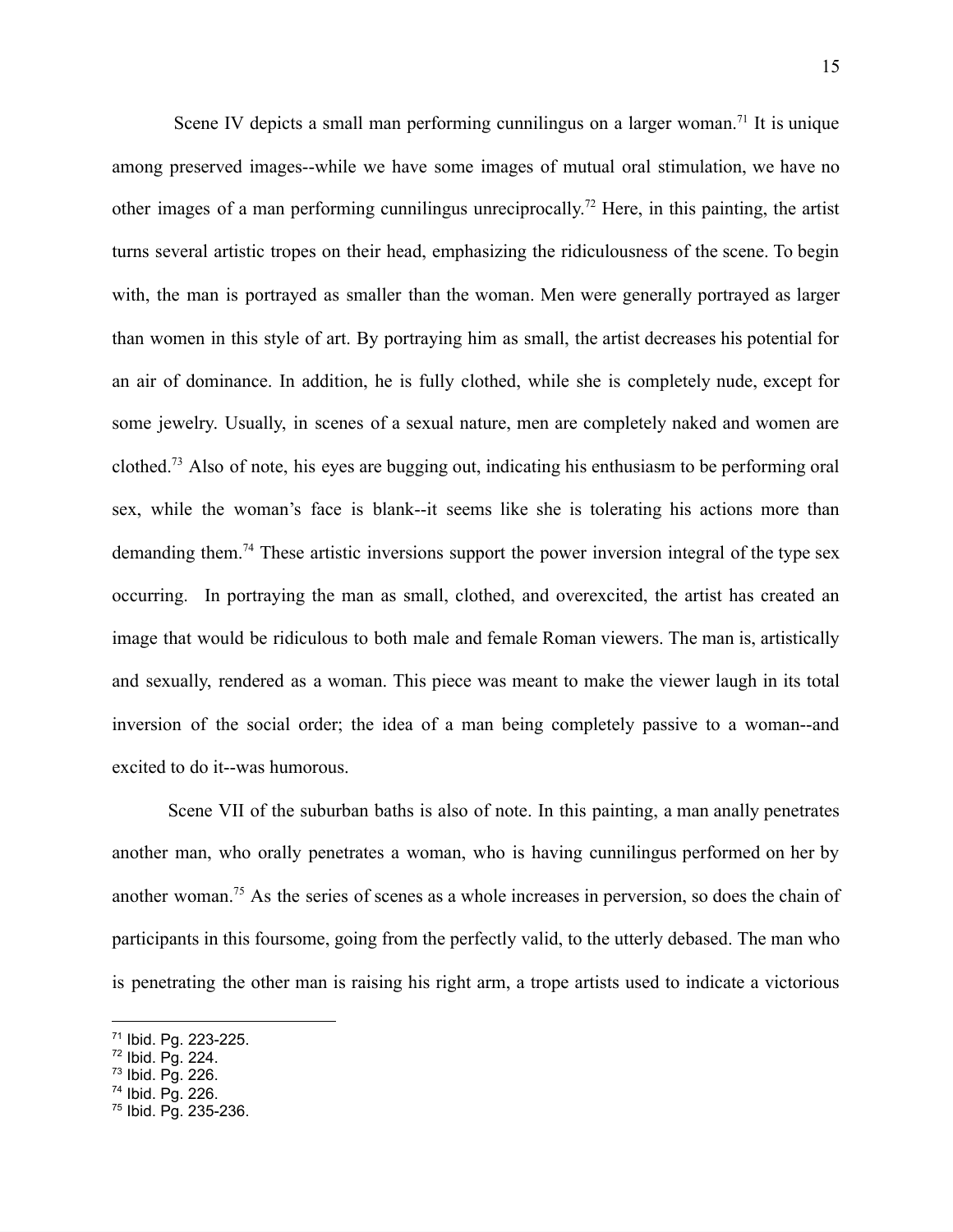Scene IV depicts a small man performing cunnilingus on a larger woman.[71] It is unique among preserved images--while we have some images of mutual oral stimulation, we have no other images of a man performing cunnilingus unreciprocally.[72] Here, in this painting, the artist turns several artistic tropes on their head, emphasizing the ridiculousness of the scene. To begin with, the man is portrayed as smaller than the woman. Men were generally portrayed as larger than women in this style of art. By portraying him as small, the artist decreases his potential for an air of dominance. In addition, he is fully clothed, while she is completely nude, except for some jewelry. Usually, in scenes of a sexual nature, men are completely naked and women are clothed.[73] Also of note, his eyes are bugging out, indicating his enthusiasm to be performing oral sex, while the woman's face is blank--it seems like she is tolerating his actions more than demanding them.[74] These artistic inversions support the power inversion integral of the type sex occurring. In portraying the man as small, clothed, and overexcited, the artist has created an image that would be ridiculous to both male and female Roman viewers. The man is, artistically and sexually, rendered as a woman. This piece was meant to make the viewer laugh in its total inversion of the social order; the idea of a man being completely passive to a woman--and excited to do it--was humorous.

Scene VII of the suburban baths is also of note. In this painting, a man anally penetrates another man, who orally penetrates a woman, who is having cunnilingus performed on her by another woman.[75] As the series of scenes as a whole increases in perversion, so does the chain of participants in this foursome, going from the perfectly valid, to the utterly debased. The man who is penetrating the other man is raising his right arm, a trope artists used to indicate a victorious

---

[71] Ibid. Pg. 223-225.
[72] Ibid. Pg. 224.
[73] Ibid. Pg. 226.
[74] Ibid. Pg. 226.
[75] Ibid. Pg. 235-236.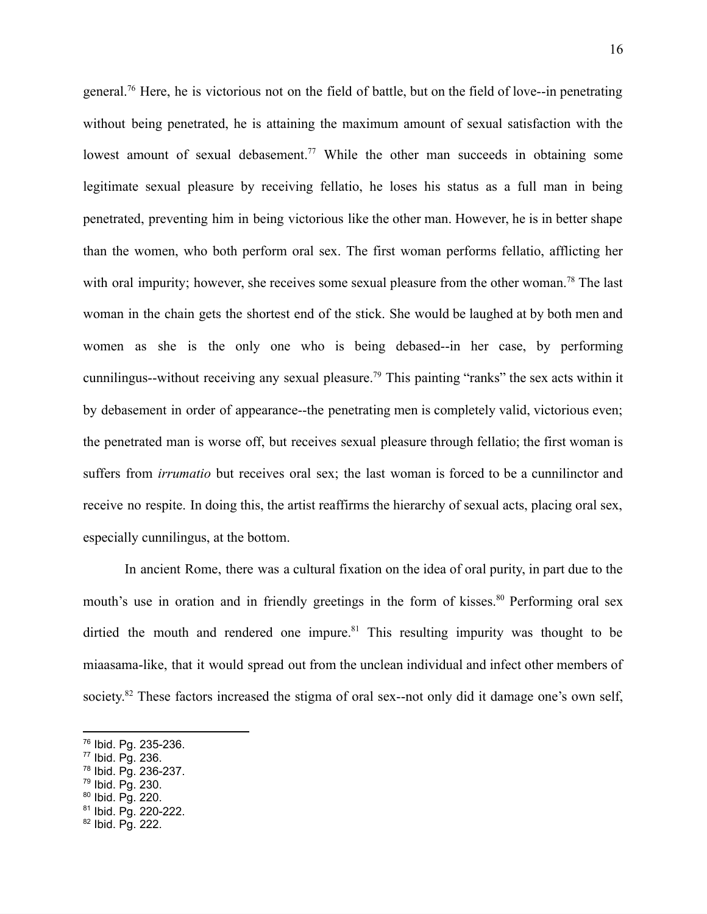general.[76] Here, he is victorious not on the field of battle, but on the field of love--in penetrating without being penetrated, he is attaining the maximum amount of sexual satisfaction with the lowest amount of sexual debasement.[77] While the other man succeeds in obtaining some legitimate sexual pleasure by receiving fellatio, he loses his status as a full man in being penetrated, preventing him in being victorious like the other man. However, he is in better shape than the women, who both perform oral sex. The first woman performs fellatio, afflicting her with oral impurity; however, she receives some sexual pleasure from the other woman.[78] The last woman in the chain gets the shortest end of the stick. She would be laughed at by both men and women as she is the only one who is being debased--in her case, by performing cunnilingus--without receiving any sexual pleasure.[79] This painting "ranks" the sex acts within it by debasement in order of appearance--the penetrating men is completely valid, victorious even; the penetrated man is worse off, but receives sexual pleasure through fellatio; the first woman is suffers from *irrumatio* but receives oral sex; the last woman is forced to be a cunnilinctor and receive no respite. In doing this, the artist reaffirms the hierarchy of sexual acts, placing oral sex, especially cunnilingus, at the bottom.

In ancient Rome, there was a cultural fixation on the idea of oral purity, in part due to the mouth's use in oration and in friendly greetings in the form of kisses.[80] Performing oral sex dirtied the mouth and rendered one impure.[81] This resulting impurity was thought to be miaasama-like, that it would spread out from the unclean individual and infect other members of society.[82] These factors increased the stigma of oral sex--not only did it damage one's own self,

---

[76] Ibid. Pg. 235-236.
[77] Ibid. Pg. 236.
[78] Ibid. Pg. 236-237.
[79] Ibid. Pg. 230.
[80] Ibid. Pg. 220.
[81] Ibid. Pg. 220-222.
[82] Ibid. Pg. 222.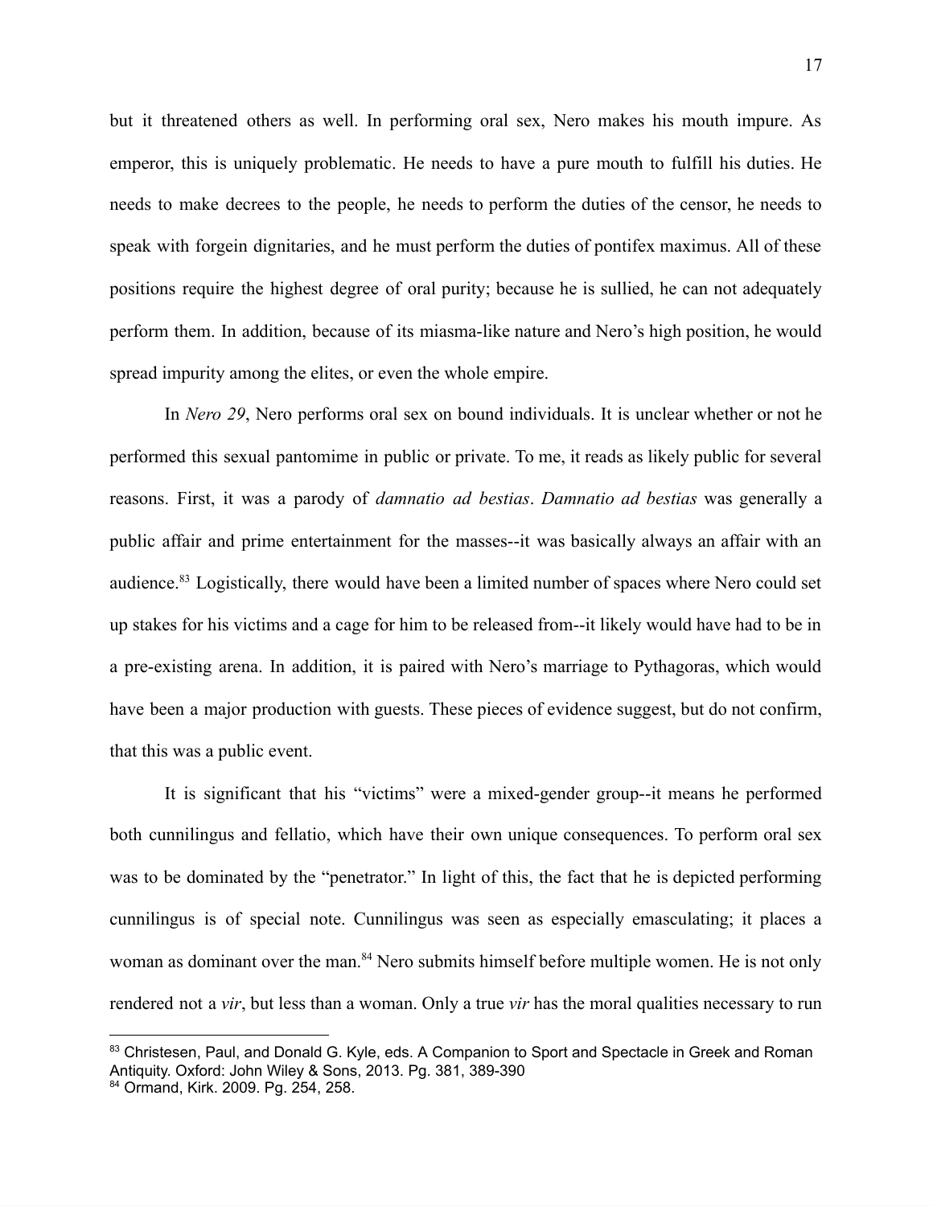but it threatened others as well. In performing oral sex, Nero makes his mouth impure. As emperor, this is uniquely problematic. He needs to have a pure mouth to fulfill his duties. He needs to make decrees to the people, he needs to perform the duties of the censor, he needs to speak with forgein dignitaries, and he must perform the duties of pontifex maximus. All of these positions require the highest degree of oral purity; because he is sullied, he can not adequately perform them. In addition, because of its miasma-like nature and Nero's high position, he would spread impurity among the elites, or even the whole empire.

In *Nero 29*, Nero performs oral sex on bound individuals. It is unclear whether or not he performed this sexual pantomime in public or private. To me, it reads as likely public for several reasons. First, it was a parody of *damnatio ad bestias*. *Damnatio ad bestias* was generally a public affair and prime entertainment for the masses--it was basically always an affair with an audience.[83] Logistically, there would have been a limited number of spaces where Nero could set up stakes for his victims and a cage for him to be released from--it likely would have had to be in a pre-existing arena. In addition, it is paired with Nero's marriage to Pythagoras, which would have been a major production with guests. These pieces of evidence suggest, but do not confirm, that this was a public event.

It is significant that his "victims" were a mixed-gender group--it means he performed both cunnilingus and fellatio, which have their own unique consequences. To perform oral sex was to be dominated by the "penetrator." In light of this, the fact that he is depicted performing cunnilingus is of special note. Cunnilingus was seen as especially emasculating; it places a woman as dominant over the man.[84] Nero submits himself before multiple women. He is not only rendered not a *vir*, but less than a woman. Only a true *vir* has the moral qualities necessary to run

---

[83] Christesen, Paul, and Donald G. Kyle, eds. A Companion to Sport and Spectacle in Greek and Roman Antiquity. Oxford: John Wiley & Sons, 2013. Pg. 381, 389-390

[84] Ormand, Kirk. 2009. Pg. 254, 258.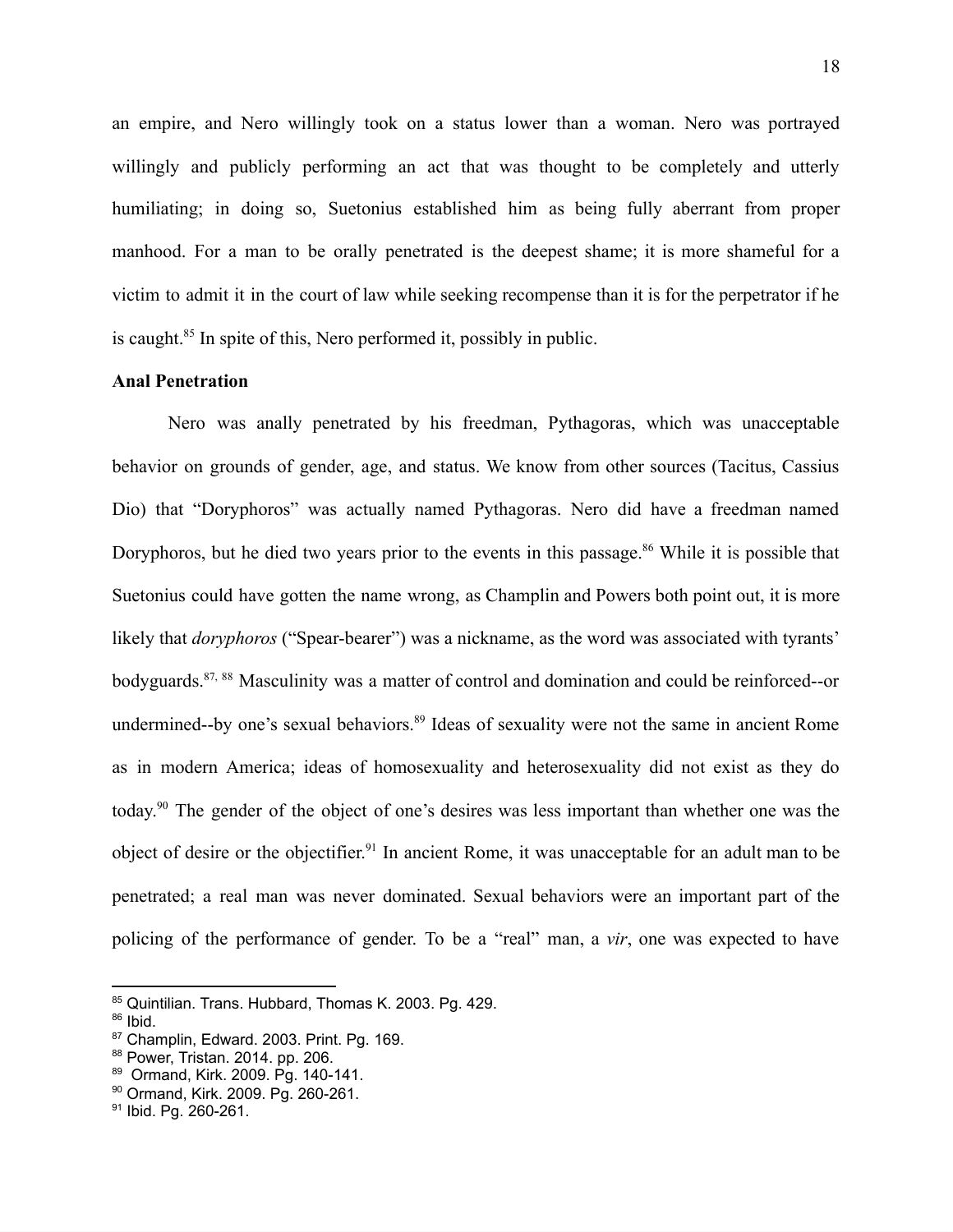an empire, and Nero willingly took on a status lower than a woman. Nero was portrayed willingly and publicly performing an act that was thought to be completely and utterly humiliating; in doing so, Suetonius established him as being fully aberrant from proper manhood. For a man to be orally penetrated is the deepest shame; it is more shameful for a victim to admit it in the court of law while seeking recompense than it is for the perpetrator if he is caught.[85] In spite of this, Nero performed it, possibly in public.

**Anal Penetration**

Nero was anally penetrated by his freedman, Pythagoras, which was unacceptable behavior on grounds of gender, age, and status. We know from other sources (Tacitus, Cassius Dio) that "Doryphoros" was actually named Pythagoras. Nero did have a freedman named Doryphoros, but he died two years prior to the events in this passage.[86] While it is possible that Suetonius could have gotten the name wrong, as Champlin and Powers both point out, it is more likely that *doryphoros* ("Spear-bearer") was a nickname, as the word was associated with tyrants' bodyguards.[87, 88] Masculinity was a matter of control and domination and could be reinforced--or undermined--by one's sexual behaviors.[89] Ideas of sexuality were not the same in ancient Rome as in modern America; ideas of homosexuality and heterosexuality did not exist as they do today.[90] The gender of the object of one's desires was less important than whether one was the object of desire or the objectifier.[91] In ancient Rome, it was unacceptable for an adult man to be penetrated; a real man was never dominated. Sexual behaviors were an important part of the policing of the performance of gender. To be a "real" man, a *vir*, one was expected to have

---

[85] Quintilian. Trans. Hubbard, Thomas K. 2003. Pg. 429.
[86] Ibid.
[87] Champlin, Edward. 2003. Print. Pg. 169.
[88] Power, Tristan. 2014. pp. 206.
[89] Ormand, Kirk. 2009. Pg. 140-141.
[90] Ormand, Kirk. 2009. Pg. 260-261.
[91] Ibid. Pg. 260-261.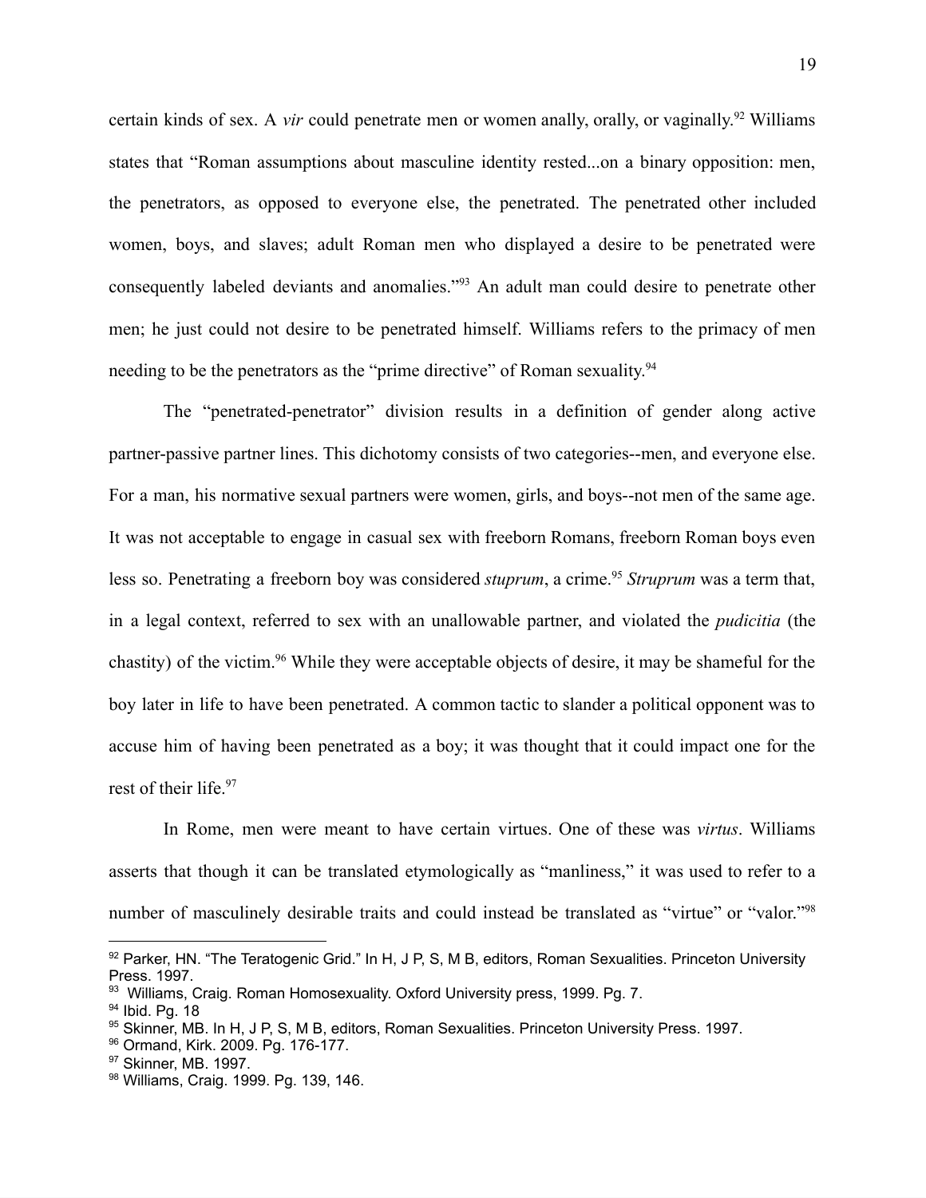certain kinds of sex. A *vir* could penetrate men or women anally, orally, or vaginally.[92] Williams states that "Roman assumptions about masculine identity rested...on a binary opposition: men, the penetrators, as opposed to everyone else, the penetrated. The penetrated other included women, boys, and slaves; adult Roman men who displayed a desire to be penetrated were consequently labeled deviants and anomalies."[93] An adult man could desire to penetrate other men; he just could not desire to be penetrated himself. Williams refers to the primacy of men needing to be the penetrators as the "prime directive" of Roman sexuality.[94]

The "penetrated-penetrator" division results in a definition of gender along active partner-passive partner lines. This dichotomy consists of two categories--men, and everyone else. For a man, his normative sexual partners were women, girls, and boys--not men of the same age. It was not acceptable to engage in casual sex with freeborn Romans, freeborn Roman boys even less so. Penetrating a freeborn boy was considered *stuprum*, a crime.[95] *Struprum* was a term that, in a legal context, referred to sex with an unallowable partner, and violated the *pudicitia* (the chastity) of the victim.[96] While they were acceptable objects of desire, it may be shameful for the boy later in life to have been penetrated. A common tactic to slander a political opponent was to accuse him of having been penetrated as a boy; it was thought that it could impact one for the rest of their life.[97]

In Rome, men were meant to have certain virtues. One of these was *virtus*. Williams asserts that though it can be translated etymologically as "manliness," it was used to refer to a number of masculinely desirable traits and could instead be translated as "virtue" or "valor."[98]

---

[92] Parker, HN. "The Teratogenic Grid." In H, J P, S, M B, editors, Roman Sexualities. Princeton University Press. 1997.

[93] Williams, Craig. Roman Homosexuality. Oxford University press, 1999. Pg. 7.

[94] Ibid. Pg. 18

[95] Skinner, MB. In H, J P, S, M B, editors, Roman Sexualities. Princeton University Press. 1997.

[96] Ormand, Kirk. 2009. Pg. 176-177.

[97] Skinner, MB. 1997.

[98] Williams, Craig. 1999. Pg. 139, 146.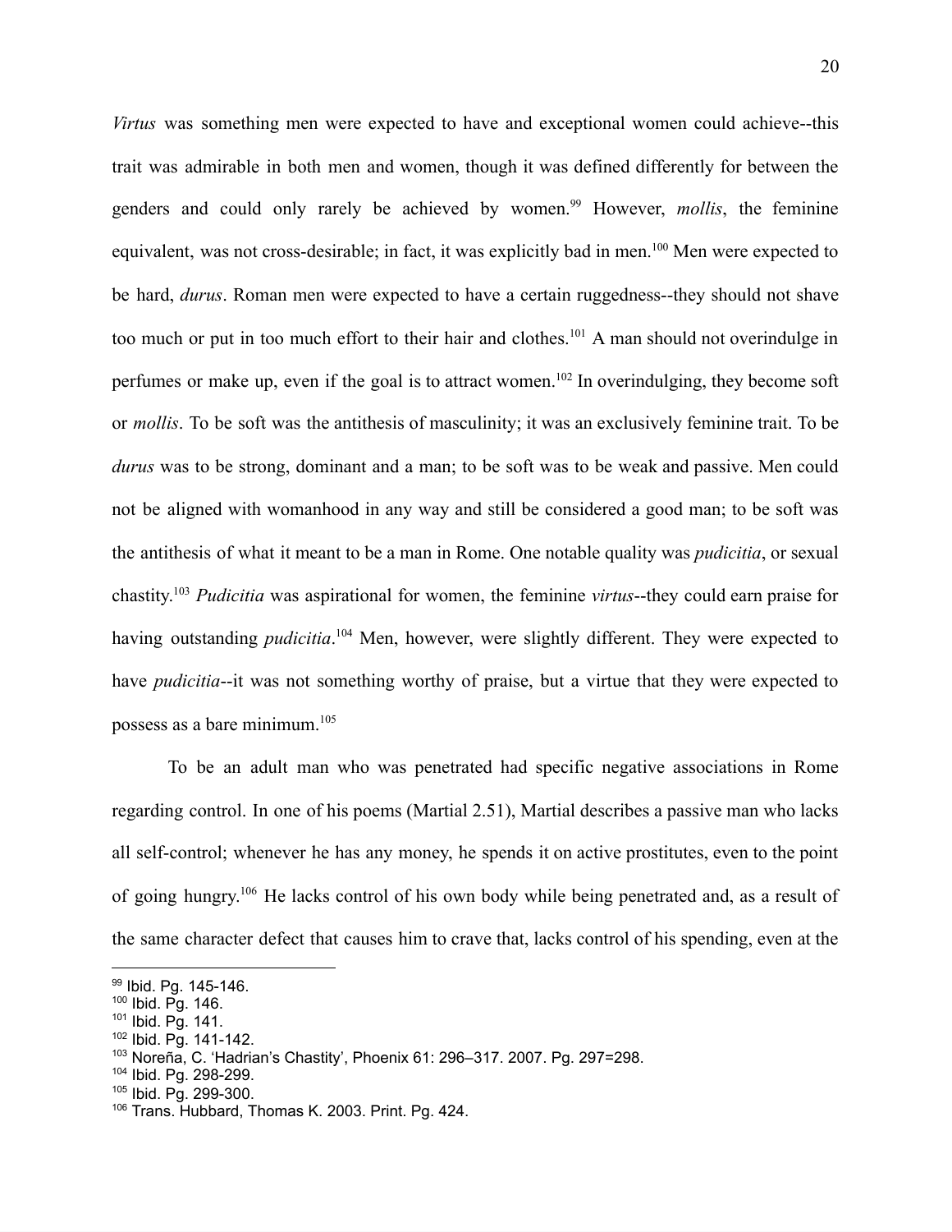*Virtus* was something men were expected to have and exceptional women could achieve--this trait was admirable in both men and women, though it was defined differently for between the genders and could only rarely be achieved by women.[99] However, *mollis*, the feminine equivalent, was not cross-desirable; in fact, it was explicitly bad in men.[100] Men were expected to be hard, *durus*. Roman men were expected to have a certain ruggedness--they should not shave too much or put in too much effort to their hair and clothes.[101] A man should not overindulge in perfumes or make up, even if the goal is to attract women.[102] In overindulging, they become soft or *mollis*. To be soft was the antithesis of masculinity; it was an exclusively feminine trait. To be *durus* was to be strong, dominant and a man; to be soft was to be weak and passive. Men could not be aligned with womanhood in any way and still be considered a good man; to be soft was the antithesis of what it meant to be a man in Rome. One notable quality was *pudicitia*, or sexual chastity.[103] *Pudicitia* was aspirational for women, the feminine *virtus*--they could earn praise for having outstanding *pudicitia*.[104] Men, however, were slightly different. They were expected to have *pudicitia*--it was not something worthy of praise, but a virtue that they were expected to possess as a bare minimum.[105]

To be an adult man who was penetrated had specific negative associations in Rome regarding control. In one of his poems (Martial 2.51), Martial describes a passive man who lacks all self-control; whenever he has any money, he spends it on active prostitutes, even to the point of going hungry.[106] He lacks control of his own body while being penetrated and, as a result of the same character defect that causes him to crave that, lacks control of his spending, even at the

---

[99] Ibid. Pg. 145-146.
[100] Ibid. Pg. 146.
[101] Ibid. Pg. 141.
[102] Ibid. Pg. 141-142.
[103] Noreña, C. 'Hadrian's Chastity', Phoenix 61: 296–317. 2007. Pg. 297=298.
[104] Ibid. Pg. 298-299.
[105] Ibid. Pg. 299-300.
[106] Trans. Hubbard, Thomas K. 2003. Print. Pg. 424.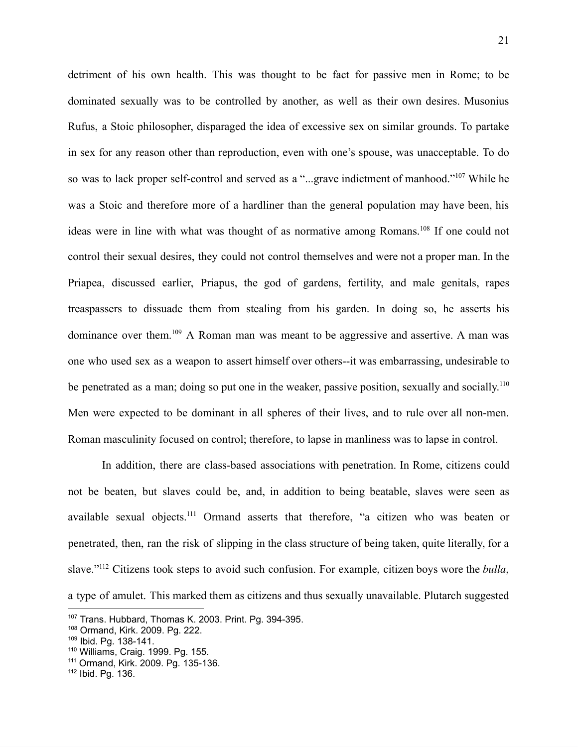detriment of his own health. This was thought to be fact for passive men in Rome; to be dominated sexually was to be controlled by another, as well as their own desires. Musonius Rufus, a Stoic philosopher, disparaged the idea of excessive sex on similar grounds. To partake in sex for any reason other than reproduction, even with one's spouse, was unacceptable. To do so was to lack proper self-control and served as a "...grave indictment of manhood."[107] While he was a Stoic and therefore more of a hardliner than the general population may have been, his ideas were in line with what was thought of as normative among Romans.[108] If one could not control their sexual desires, they could not control themselves and were not a proper man. In the Priapea, discussed earlier, Priapus, the god of gardens, fertility, and male genitals, rapes treaspassers to dissuade them from stealing from his garden. In doing so, he asserts his dominance over them.[109] A Roman man was meant to be aggressive and assertive. A man was one who used sex as a weapon to assert himself over others--it was embarrassing, undesirable to be penetrated as a man; doing so put one in the weaker, passive position, sexually and socially.[110] Men were expected to be dominant in all spheres of their lives, and to rule over all non-men. Roman masculinity focused on control; therefore, to lapse in manliness was to lapse in control.

In addition, there are class-based associations with penetration. In Rome, citizens could not be beaten, but slaves could be, and, in addition to being beatable, slaves were seen as available sexual objects.[111] Ormand asserts that therefore, "a citizen who was beaten or penetrated, then, ran the risk of slipping in the class structure of being taken, quite literally, for a slave."[112] Citizens took steps to avoid such confusion. For example, citizen boys wore the *bulla*, a type of amulet. This marked them as citizens and thus sexually unavailable. Plutarch suggested

---

[107] Trans. Hubbard, Thomas K. 2003. Print. Pg. 394-395.
[108] Ormand, Kirk. 2009. Pg. 222.
[109] Ibid. Pg. 138-141.
[110] Williams, Craig. 1999. Pg. 155.
[111] Ormand, Kirk. 2009. Pg. 135-136.
[112] Ibid. Pg. 136.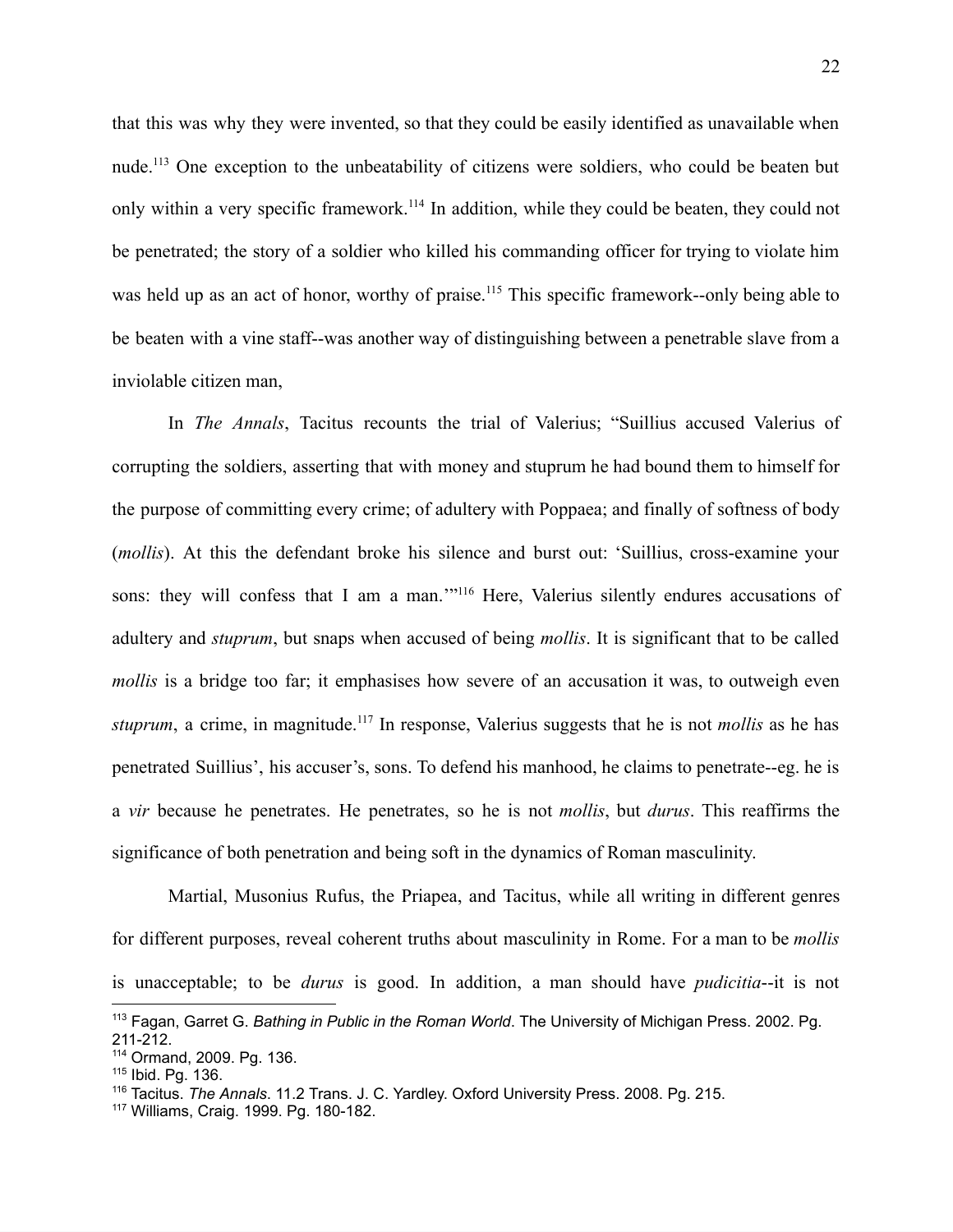that this was why they were invented, so that they could be easily identified as unavailable when nude.[113] One exception to the unbeatability of citizens were soldiers, who could be beaten but only within a very specific framework.[114] In addition, while they could be beaten, they could not be penetrated; the story of a soldier who killed his commanding officer for trying to violate him was held up as an act of honor, worthy of praise.[115] This specific framework--only being able to be beaten with a vine staff--was another way of distinguishing between a penetrable slave from a inviolable citizen man,

In *The Annals*, Tacitus recounts the trial of Valerius; "Suillius accused Valerius of corrupting the soldiers, asserting that with money and stuprum he had bound them to himself for the purpose of committing every crime; of adultery with Poppaea; and finally of softness of body (*mollis*). At this the defendant broke his silence and burst out: 'Suillius, cross-examine your sons: they will confess that I am a man.'"[116] Here, Valerius silently endures accusations of adultery and *stuprum*, but snaps when accused of being *mollis*. It is significant that to be called *mollis* is a bridge too far; it emphasises how severe of an accusation it was, to outweigh even *stuprum*, a crime, in magnitude.[117] In response, Valerius suggests that he is not *mollis* as he has penetrated Suillius', his accuser's, sons. To defend his manhood, he claims to penetrate--eg. he is a *vir* because he penetrates. He penetrates, so he is not *mollis*, but *durus*. This reaffirms the significance of both penetration and being soft in the dynamics of Roman masculinity.

Martial, Musonius Rufus, the Priapea, and Tacitus, while all writing in different genres for different purposes, reveal coherent truths about masculinity in Rome. For a man to be *mollis* is unacceptable; to be *durus* is good. In addition, a man should have *pudicitia*--it is not

---

[113] Fagan, Garret G. *Bathing in Public in the Roman World*. The University of Michigan Press. 2002. Pg. 211-212.

[114] Ormand, 2009. Pg. 136.

[115] Ibid. Pg. 136.

[116] Tacitus. *The Annals*. 11.2 Trans. J. C. Yardley. Oxford University Press. 2008. Pg. 215.

[117] Williams, Craig. 1999. Pg. 180-182.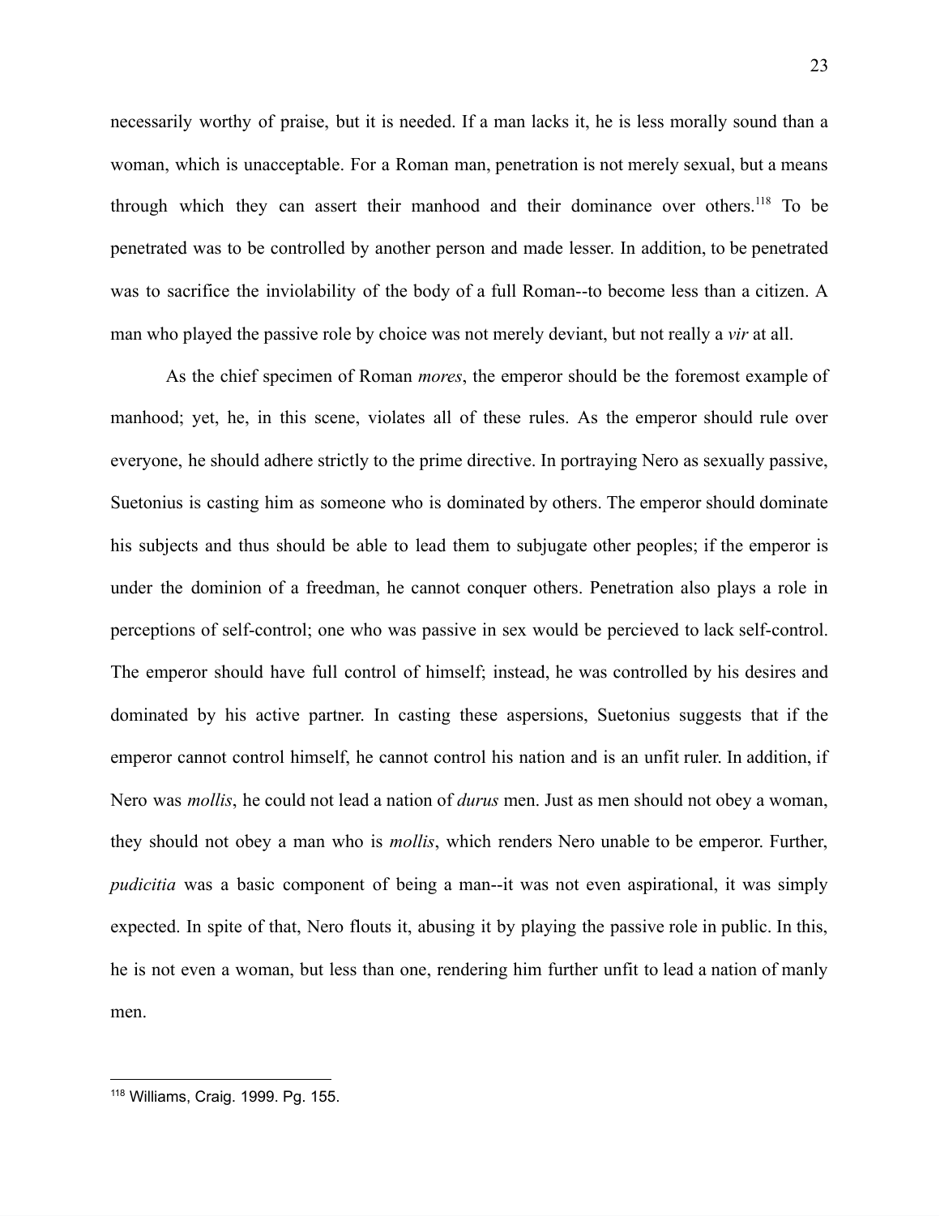necessarily worthy of praise, but it is needed. If a man lacks it, he is less morally sound than a woman, which is unacceptable. For a Roman man, penetration is not merely sexual, but a means through which they can assert their manhood and their dominance over others.[118] To be penetrated was to be controlled by another person and made lesser. In addition, to be penetrated was to sacrifice the inviolability of the body of a full Roman--to become less than a citizen. A man who played the passive role by choice was not merely deviant, but not really a *vir* at all.

As the chief specimen of Roman *mores*, the emperor should be the foremost example of manhood; yet, he, in this scene, violates all of these rules. As the emperor should rule over everyone, he should adhere strictly to the prime directive. In portraying Nero as sexually passive, Suetonius is casting him as someone who is dominated by others. The emperor should dominate his subjects and thus should be able to lead them to subjugate other peoples; if the emperor is under the dominion of a freedman, he cannot conquer others. Penetration also plays a role in perceptions of self-control; one who was passive in sex would be percieved to lack self-control. The emperor should have full control of himself; instead, he was controlled by his desires and dominated by his active partner. In casting these aspersions, Suetonius suggests that if the emperor cannot control himself, he cannot control his nation and is an unfit ruler. In addition, if Nero was *mollis*, he could not lead a nation of *durus* men. Just as men should not obey a woman, they should not obey a man who is *mollis*, which renders Nero unable to be emperor. Further, *pudicitia* was a basic component of being a man--it was not even aspirational, it was simply expected. In spite of that, Nero flouts it, abusing it by playing the passive role in public. In this, he is not even a woman, but less than one, rendering him further unfit to lead a nation of manly men.

---

[118] Williams, Craig. 1999. Pg. 155.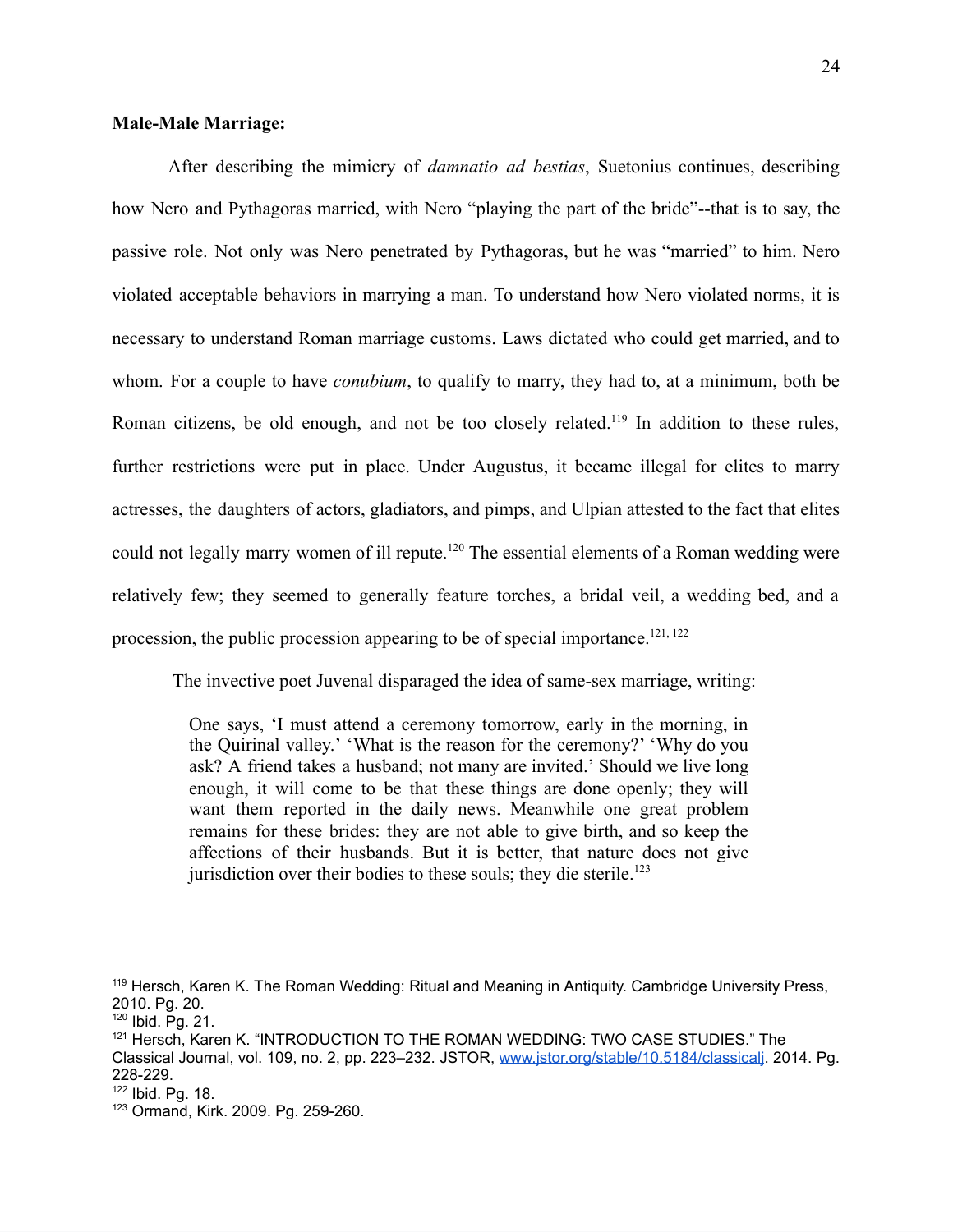**Male-Male Marriage:**

After describing the mimicry of *damnatio ad bestias*, Suetonius continues, describing how Nero and Pythagoras married, with Nero "playing the part of the bride"--that is to say, the passive role. Not only was Nero penetrated by Pythagoras, but he was "married" to him. Nero violated acceptable behaviors in marrying a man. To understand how Nero violated norms, it is necessary to understand Roman marriage customs. Laws dictated who could get married, and to whom. For a couple to have *conubium*, to qualify to marry, they had to, at a minimum, both be Roman citizens, be old enough, and not be too closely related.[119] In addition to these rules, further restrictions were put in place. Under Augustus, it became illegal for elites to marry actresses, the daughters of actors, gladiators, and pimps, and Ulpian attested to the fact that elites could not legally marry women of ill repute.[120] The essential elements of a Roman wedding were relatively few; they seemed to generally feature torches, a bridal veil, a wedding bed, and a procession, the public procession appearing to be of special importance.[121, 122]

The invective poet Juvenal disparaged the idea of same-sex marriage, writing:

> One says, 'I must attend a ceremony tomorrow, early in the morning, in the Quirinal valley.' 'What is the reason for the ceremony?' 'Why do you ask? A friend takes a husband; not many are invited.' Should we live long enough, it will come to be that these things are done openly; they will want them reported in the daily news. Meanwhile one great problem remains for these brides: they are not able to give birth, and so keep the affections of their husbands. But it is better, that nature does not give jurisdiction over their bodies to these souls; they die sterile.[123]

---

[119] Hersch, Karen K. The Roman Wedding: Ritual and Meaning in Antiquity. Cambridge University Press, 2010. Pg. 20.
[120] Ibid. Pg. 21.
[121] Hersch, Karen K. "INTRODUCTION TO THE ROMAN WEDDING: TWO CASE STUDIES." The Classical Journal, vol. 109, no. 2, pp. 223–232. JSTOR, www.jstor.org/stable/10.5184/classicalj. 2014. Pg. 228-229.
[122] Ibid. Pg. 18.
[123] Ormand, Kirk. 2009. Pg. 259-260.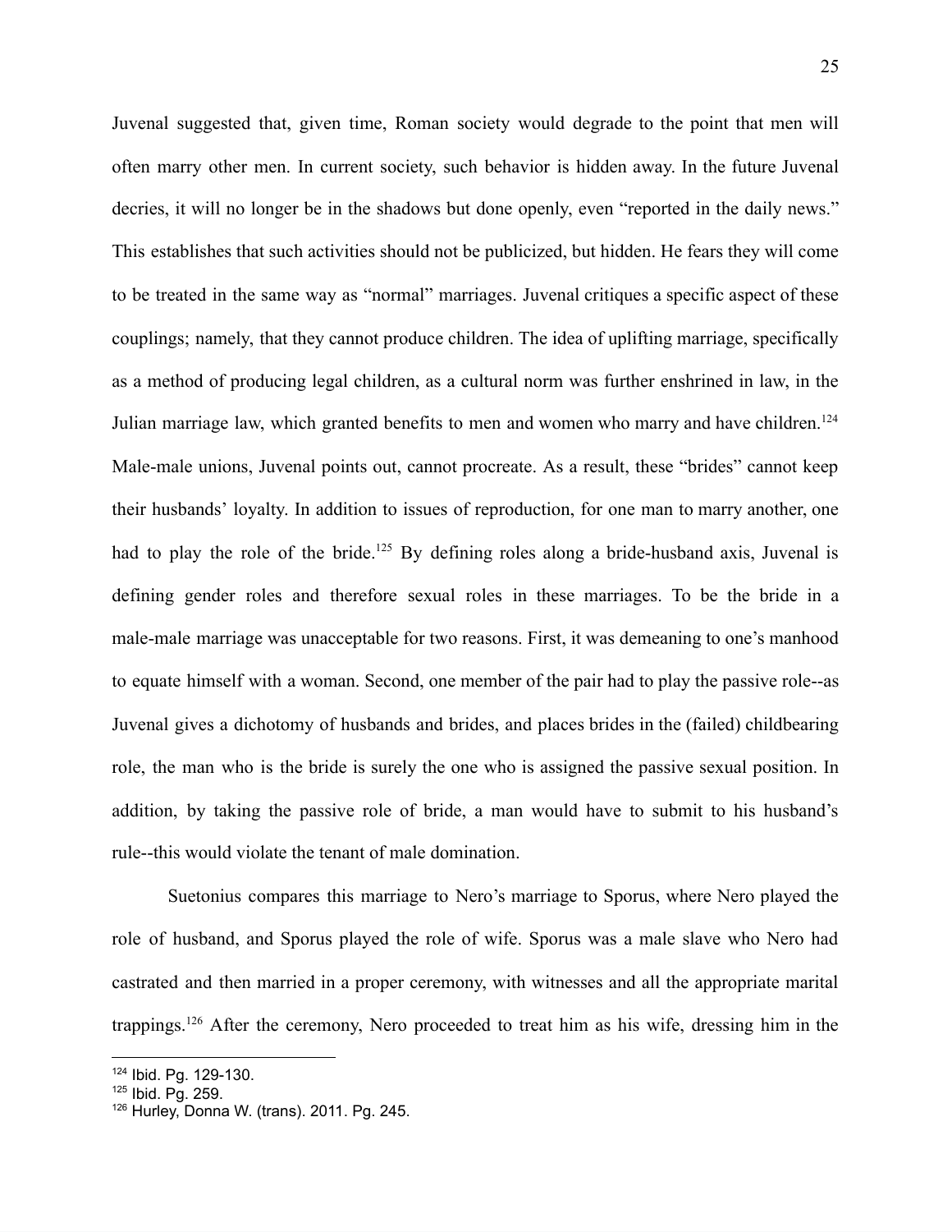Juvenal suggested that, given time, Roman society would degrade to the point that men will often marry other men. In current society, such behavior is hidden away. In the future Juvenal decries, it will no longer be in the shadows but done openly, even "reported in the daily news." This establishes that such activities should not be publicized, but hidden. He fears they will come to be treated in the same way as "normal" marriages. Juvenal critiques a specific aspect of these couplings; namely, that they cannot produce children. The idea of uplifting marriage, specifically as a method of producing legal children, as a cultural norm was further enshrined in law, in the Julian marriage law, which granted benefits to men and women who marry and have children.[124] Male-male unions, Juvenal points out, cannot procreate. As a result, these "brides" cannot keep their husbands' loyalty. In addition to issues of reproduction, for one man to marry another, one had to play the role of the bride.[125] By defining roles along a bride-husband axis, Juvenal is defining gender roles and therefore sexual roles in these marriages. To be the bride in a male-male marriage was unacceptable for two reasons. First, it was demeaning to one's manhood to equate himself with a woman. Second, one member of the pair had to play the passive role--as Juvenal gives a dichotomy of husbands and brides, and places brides in the (failed) childbearing role, the man who is the bride is surely the one who is assigned the passive sexual position. In addition, by taking the passive role of bride, a man would have to submit to his husband's rule--this would violate the tenant of male domination.

Suetonius compares this marriage to Nero's marriage to Sporus, where Nero played the role of husband, and Sporus played the role of wife. Sporus was a male slave who Nero had castrated and then married in a proper ceremony, with witnesses and all the appropriate marital trappings.[126] After the ceremony, Nero proceeded to treat him as his wife, dressing him in the

---

[124] Ibid. Pg. 129-130.
[125] Ibid. Pg. 259.
[126] Hurley, Donna W. (trans). 2011. Pg. 245.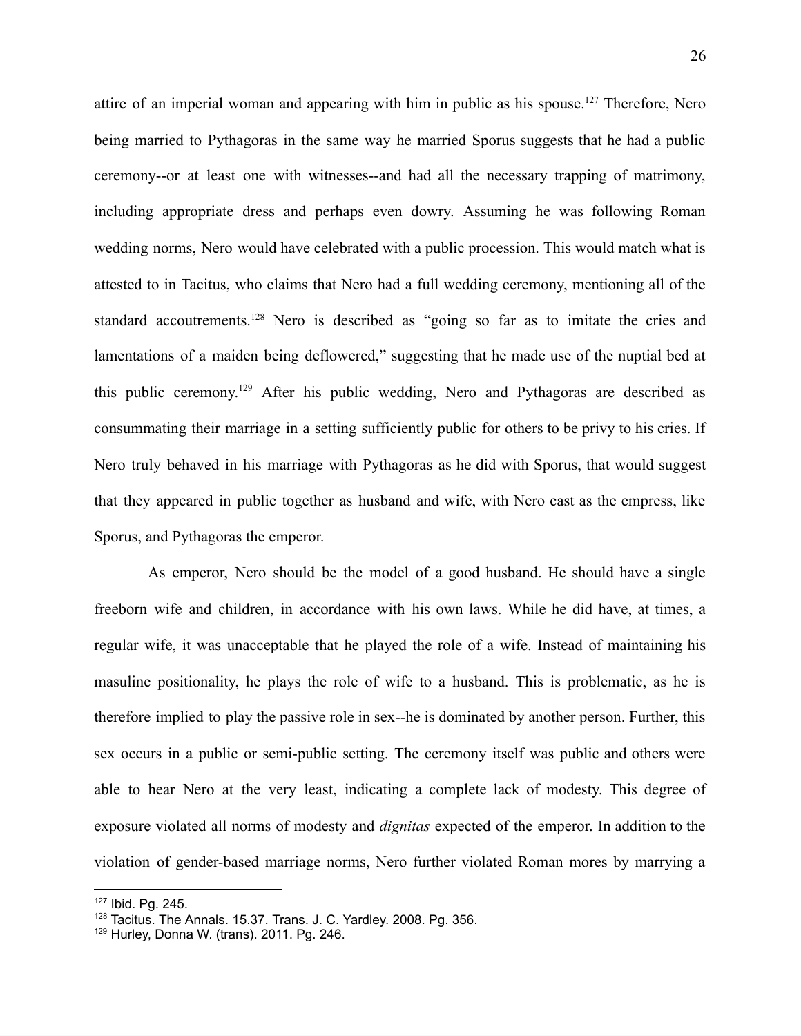attire of an imperial woman and appearing with him in public as his spouse.[127] Therefore, Nero being married to Pythagoras in the same way he married Sporus suggests that he had a public ceremony--or at least one with witnesses--and had all the necessary trapping of matrimony, including appropriate dress and perhaps even dowry. Assuming he was following Roman wedding norms, Nero would have celebrated with a public procession. This would match what is attested to in Tacitus, who claims that Nero had a full wedding ceremony, mentioning all of the standard accoutrements.[128] Nero is described as "going so far as to imitate the cries and lamentations of a maiden being deflowered," suggesting that he made use of the nuptial bed at this public ceremony.[129] After his public wedding, Nero and Pythagoras are described as consummating their marriage in a setting sufficiently public for others to be privy to his cries. If Nero truly behaved in his marriage with Pythagoras as he did with Sporus, that would suggest that they appeared in public together as husband and wife, with Nero cast as the empress, like Sporus, and Pythagoras the emperor.

As emperor, Nero should be the model of a good husband. He should have a single freeborn wife and children, in accordance with his own laws. While he did have, at times, a regular wife, it was unacceptable that he played the role of a wife. Instead of maintaining his masuline positionality, he plays the role of wife to a husband. This is problematic, as he is therefore implied to play the passive role in sex--he is dominated by another person. Further, this sex occurs in a public or semi-public setting. The ceremony itself was public and others were able to hear Nero at the very least, indicating a complete lack of modesty. This degree of exposure violated all norms of modesty and *dignitas* expected of the emperor. In addition to the violation of gender-based marriage norms, Nero further violated Roman mores by marrying a

---

[127] Ibid. Pg. 245.

[128] Tacitus. The Annals. 15.37. Trans. J. C. Yardley. 2008. Pg. 356.

[129] Hurley, Donna W. (trans). 2011. Pg. 246.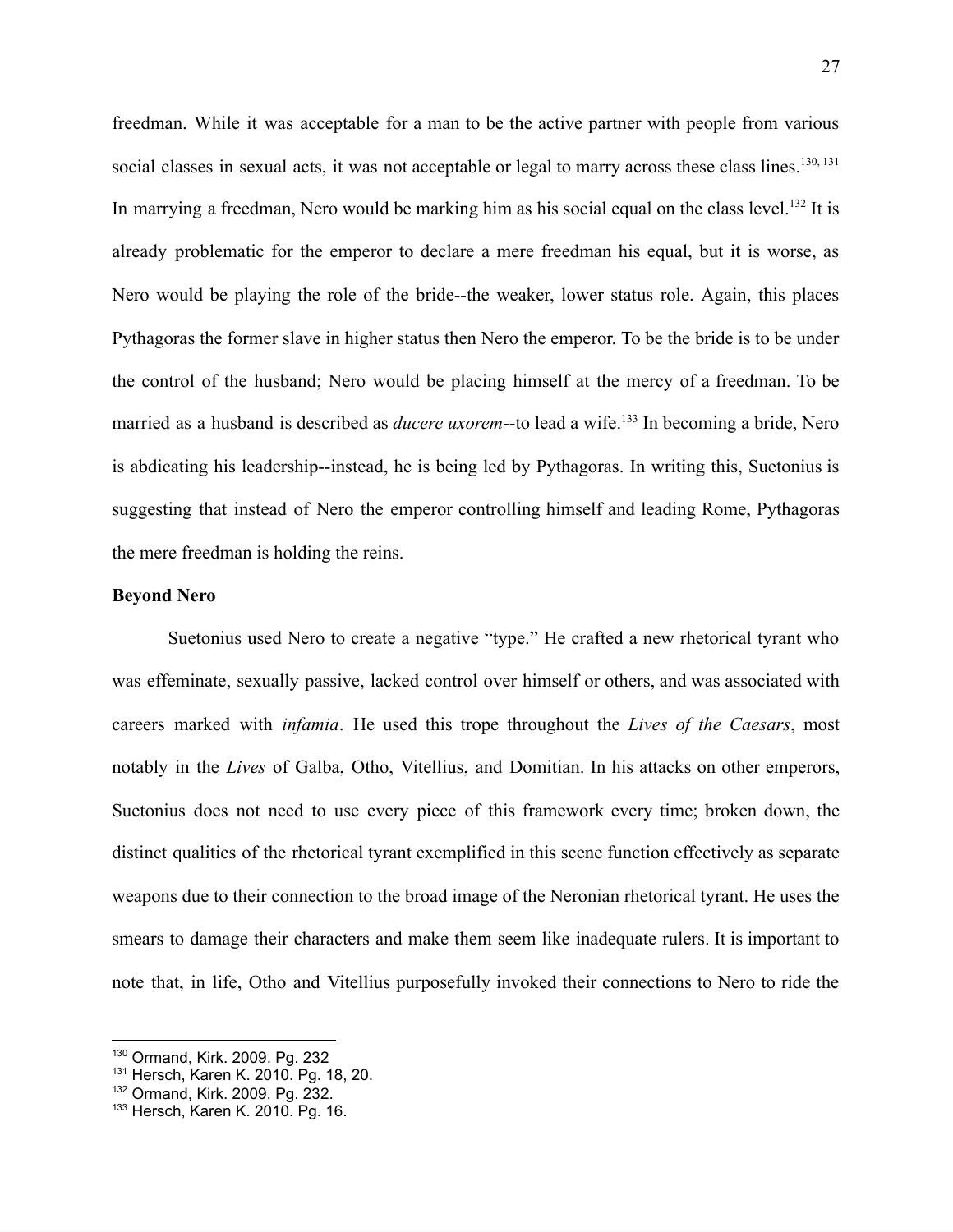freedman. While it was acceptable for a man to be the active partner with people from various social classes in sexual acts, it was not acceptable or legal to marry across these class lines.[130, 131] In marrying a freedman, Nero would be marking him as his social equal on the class level.[132] It is already problematic for the emperor to declare a mere freedman his equal, but it is worse, as Nero would be playing the role of the bride--the weaker, lower status role. Again, this places Pythagoras the former slave in higher status then Nero the emperor. To be the bride is to be under the control of the husband; Nero would be placing himself at the mercy of a freedman. To be married as a husband is described as *ducere uxorem*--to lead a wife.[133] In becoming a bride, Nero is abdicating his leadership--instead, he is being led by Pythagoras. In writing this, Suetonius is suggesting that instead of Nero the emperor controlling himself and leading Rome, Pythagoras the mere freedman is holding the reins.

**Beyond Nero**

Suetonius used Nero to create a negative "type." He crafted a new rhetorical tyrant who was effeminate, sexually passive, lacked control over himself or others, and was associated with careers marked with *infamia*. He used this trope throughout the *Lives of the Caesars*, most notably in the *Lives* of Galba, Otho, Vitellius, and Domitian. In his attacks on other emperors, Suetonius does not need to use every piece of this framework every time; broken down, the distinct qualities of the rhetorical tyrant exemplified in this scene function effectively as separate weapons due to their connection to the broad image of the Neronian rhetorical tyrant. He uses the smears to damage their characters and make them seem like inadequate rulers. It is important to note that, in life, Otho and Vitellius purposefully invoked their connections to Nero to ride the

---

[130] Ormand, Kirk. 2009. Pg. 232

[131] Hersch, Karen K. 2010. Pg. 18, 20.

[132] Ormand, Kirk. 2009. Pg. 232.

[133] Hersch, Karen K. 2010. Pg. 16.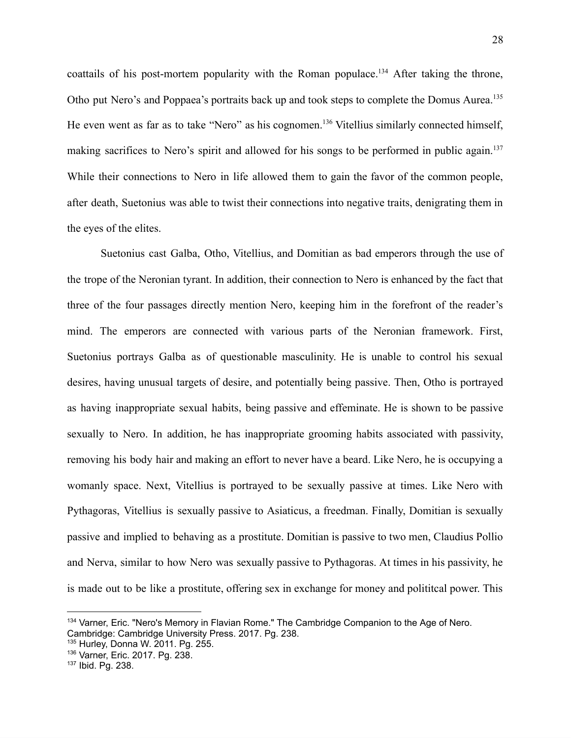coattails of his post-mortem popularity with the Roman populace.[134] After taking the throne, Otho put Nero's and Poppaea's portraits back up and took steps to complete the Domus Aurea.[135] He even went as far as to take "Nero" as his cognomen.[136] Vitellius similarly connected himself, making sacrifices to Nero's spirit and allowed for his songs to be performed in public again.[137] While their connections to Nero in life allowed them to gain the favor of the common people, after death, Suetonius was able to twist their connections into negative traits, denigrating them in the eyes of the elites.

Suetonius cast Galba, Otho, Vitellius, and Domitian as bad emperors through the use of the trope of the Neronian tyrant. In addition, their connection to Nero is enhanced by the fact that three of the four passages directly mention Nero, keeping him in the forefront of the reader's mind. The emperors are connected with various parts of the Neronian framework. First, Suetonius portrays Galba as of questionable masculinity. He is unable to control his sexual desires, having unusual targets of desire, and potentially being passive. Then, Otho is portrayed as having inappropriate sexual habits, being passive and effeminate. He is shown to be passive sexually to Nero. In addition, he has inappropriate grooming habits associated with passivity, removing his body hair and making an effort to never have a beard. Like Nero, he is occupying a womanly space. Next, Vitellius is portrayed to be sexually passive at times. Like Nero with Pythagoras, Vitellius is sexually passive to Asiaticus, a freedman. Finally, Domitian is sexually passive and implied to behaving as a prostitute. Domitian is passive to two men, Claudius Pollio and Nerva, similar to how Nero was sexually passive to Pythagoras. At times in his passivity, he is made out to be like a prostitute, offering sex in exchange for money and polititcal power. This

---

[134] Varner, Eric. "Nero's Memory in Flavian Rome." The Cambridge Companion to the Age of Nero. Cambridge: Cambridge University Press. 2017. Pg. 238.

[135] Hurley, Donna W. 2011. Pg. 255.

[136] Varner, Eric. 2017. Pg. 238.

[137] Ibid. Pg. 238.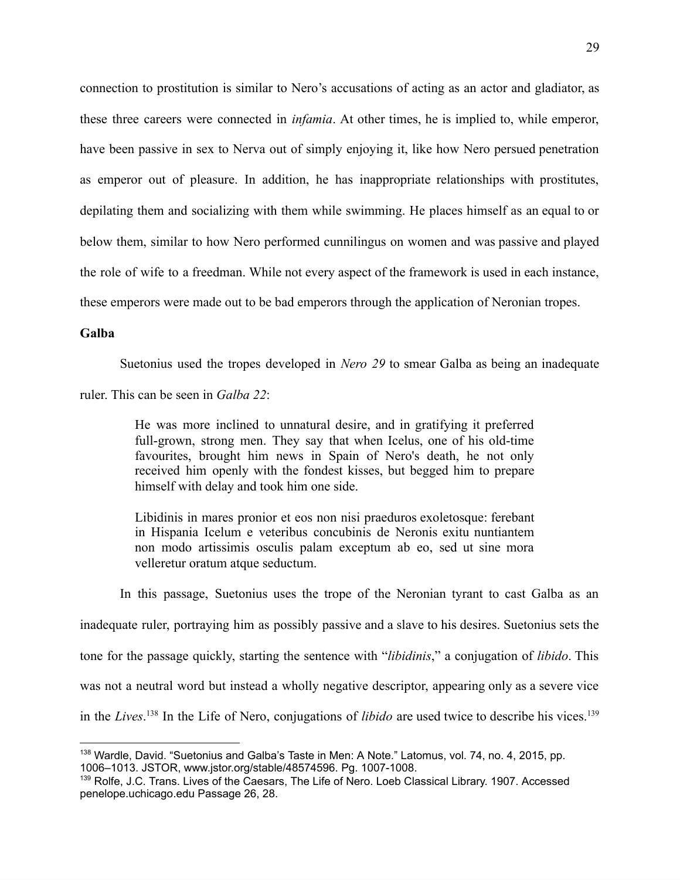connection to prostitution is similar to Nero's accusations of acting as an actor and gladiator, as these three careers were connected in *infamia*. At other times, he is implied to, while emperor, have been passive in sex to Nerva out of simply enjoying it, like how Nero persued penetration as emperor out of pleasure. In addition, he has inappropriate relationships with prostitutes, depilating them and socializing with them while swimming. He places himself as an equal to or below them, similar to how Nero performed cunnilingus on women and was passive and played the role of wife to a freedman. While not every aspect of the framework is used in each instance, these emperors were made out to be bad emperors through the application of Neronian tropes.

**Galba**

Suetonius used the tropes developed in *Nero 29* to smear Galba as being an inadequate ruler. This can be seen in *Galba 22*:

> He was more inclined to unnatural desire, and in gratifying it preferred full-grown, strong men. They say that when Icelus, one of his old-time favourites, brought him news in Spain of Nero's death, he not only received him openly with the fondest kisses, but begged him to prepare himself with delay and took him one side.
>
> Libidinis in mares pronior et eos non nisi praeduros exoletosque: ferebant in Hispania Icelum e veteribus concubinis de Neronis exitu nuntiantem non modo artissimis osculis palam exceptum ab eo, sed ut sine mora velleretur oratum atque seductum.

In this passage, Suetonius uses the trope of the Neronian tyrant to cast Galba as an inadequate ruler, portraying him as possibly passive and a slave to his desires. Suetonius sets the tone for the passage quickly, starting the sentence with "*libidinis*," a conjugation of *libido*. This was not a neutral word but instead a wholly negative descriptor, appearing only as a severe vice in the *Lives*.[138] In the Life of Nero, conjugations of *libido* are used twice to describe his vices.[139]

---

[138] Wardle, David. "Suetonius and Galba's Taste in Men: A Note." Latomus, vol. 74, no. 4, 2015, pp. 1006–1013. JSTOR, www.jstor.org/stable/48574596. Pg. 1007-1008.

[139] Rolfe, J.C. Trans. Lives of the Caesars, The Life of Nero. Loeb Classical Library. 1907. Accessed penelope.uchicago.edu Passage 26, 28.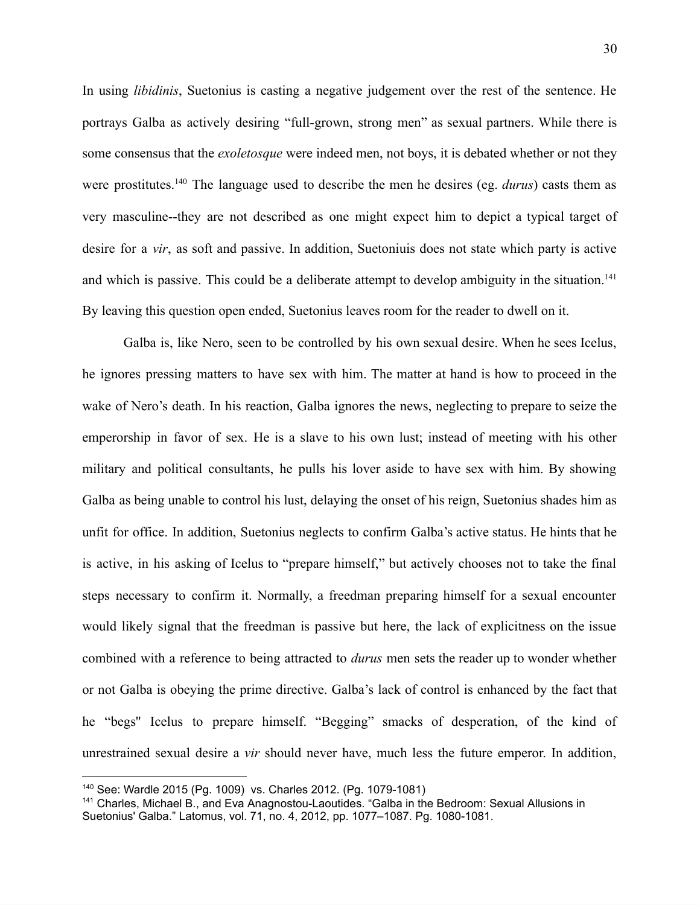In using *libidinis*, Suetonius is casting a negative judgement over the rest of the sentence. He portrays Galba as actively desiring "full-grown, strong men" as sexual partners. While there is some consensus that the *exoletosque* were indeed men, not boys, it is debated whether or not they were prostitutes.[140] The language used to describe the men he desires (eg. *durus*) casts them as very masculine--they are not described as one might expect him to depict a typical target of desire for a *vir*, as soft and passive. In addition, Suetoniuis does not state which party is active and which is passive. This could be a deliberate attempt to develop ambiguity in the situation.[141] By leaving this question open ended, Suetonius leaves room for the reader to dwell on it.

Galba is, like Nero, seen to be controlled by his own sexual desire. When he sees Icelus, he ignores pressing matters to have sex with him. The matter at hand is how to proceed in the wake of Nero's death. In his reaction, Galba ignores the news, neglecting to prepare to seize the emperorship in favor of sex. He is a slave to his own lust; instead of meeting with his other military and political consultants, he pulls his lover aside to have sex with him. By showing Galba as being unable to control his lust, delaying the onset of his reign, Suetonius shades him as unfit for office. In addition, Suetonius neglects to confirm Galba's active status. He hints that he is active, in his asking of Icelus to "prepare himself," but actively chooses not to take the final steps necessary to confirm it. Normally, a freedman preparing himself for a sexual encounter would likely signal that the freedman is passive but here, the lack of explicitness on the issue combined with a reference to being attracted to *durus* men sets the reader up to wonder whether or not Galba is obeying the prime directive. Galba's lack of control is enhanced by the fact that he "begs" Icelus to prepare himself. "Begging" smacks of desperation, of the kind of unrestrained sexual desire a *vir* should never have, much less the future emperor. In addition,

[140] See: Wardle 2015 (Pg. 1009) vs. Charles 2012. (Pg. 1079-1081)

[141] Charles, Michael B., and Eva Anagnostou-Laoutides. "Galba in the Bedroom: Sexual Allusions in Suetonius' Galba." Latomus, vol. 71, no. 4, 2012, pp. 1077–1087. Pg. 1080-1081.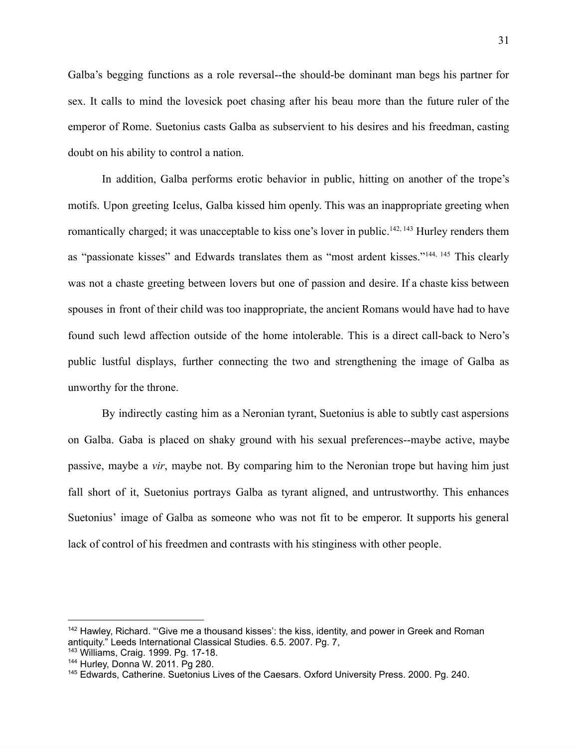Galba's begging functions as a role reversal--the should-be dominant man begs his partner for sex. It calls to mind the lovesick poet chasing after his beau more than the future ruler of the emperor of Rome. Suetonius casts Galba as subservient to his desires and his freedman, casting doubt on his ability to control a nation.

In addition, Galba performs erotic behavior in public, hitting on another of the trope's motifs. Upon greeting Icelus, Galba kissed him openly. This was an inappropriate greeting when romantically charged; it was unacceptable to kiss one's lover in public.[142, 143] Hurley renders them as "passionate kisses" and Edwards translates them as "most ardent kisses."[144, 145] This clearly was not a chaste greeting between lovers but one of passion and desire. If a chaste kiss between spouses in front of their child was too inappropriate, the ancient Romans would have had to have found such lewd affection outside of the home intolerable. This is a direct call-back to Nero's public lustful displays, further connecting the two and strengthening the image of Galba as unworthy for the throne.

By indirectly casting him as a Neronian tyrant, Suetonius is able to subtly cast aspersions on Galba. Gaba is placed on shaky ground with his sexual preferences--maybe active, maybe passive, maybe a *vir*, maybe not. By comparing him to the Neronian trope but having him just fall short of it, Suetonius portrays Galba as tyrant aligned, and untrustworthy. This enhances Suetonius' image of Galba as someone who was not fit to be emperor. It supports his general lack of control of his freedmen and contrasts with his stinginess with other people.

---

[142] Hawley, Richard. "'Give me a thousand kisses': the kiss, identity, and power in Greek and Roman antiquity." Leeds International Classical Studies. 6.5. 2007. Pg. 7,

[143] Williams, Craig. 1999. Pg. 17-18.

[144] Hurley, Donna W. 2011. Pg 280.

[145] Edwards, Catherine. Suetonius Lives of the Caesars. Oxford University Press. 2000. Pg. 240.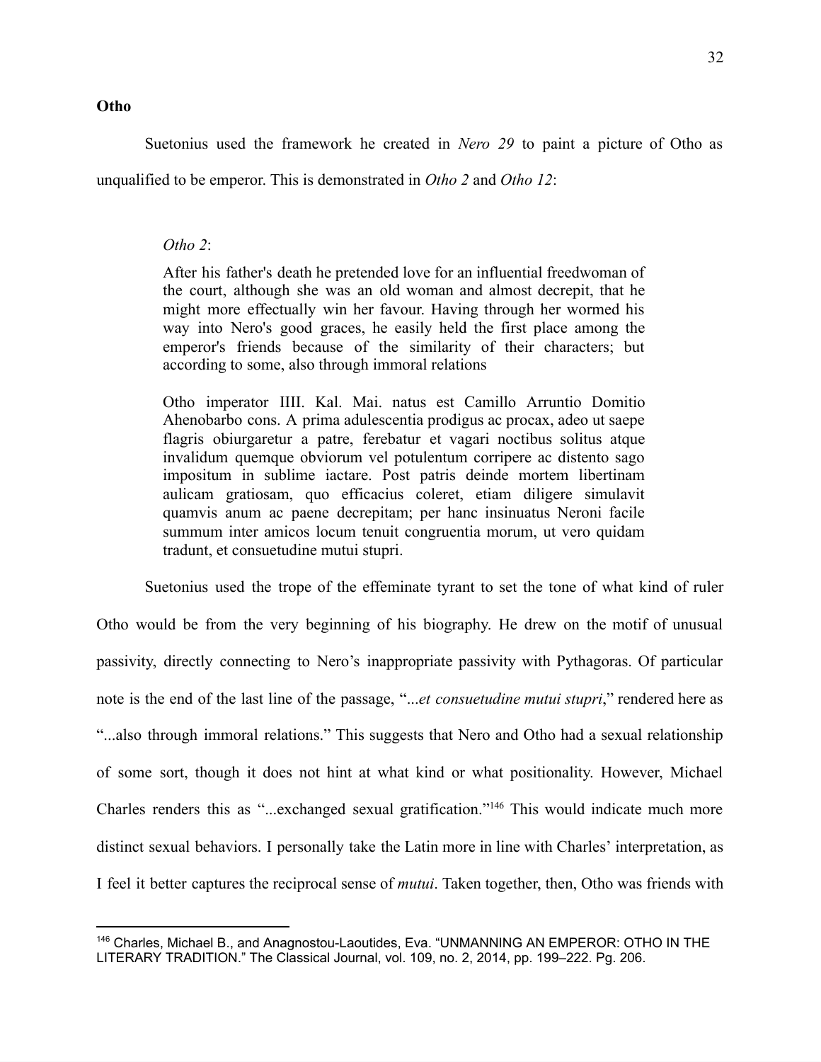**Otho**

Suetonius used the framework he created in *Nero 29* to paint a picture of Otho as unqualified to be emperor. This is demonstrated in *Otho 2* and *Otho 12*:

> *Otho 2*:
>
> After his father's death he pretended love for an influential freedwoman of the court, although she was an old woman and almost decrepit, that he might more effectually win her favour. Having through her wormed his way into Nero's good graces, he easily held the first place among the emperor's friends because of the similarity of their characters; but according to some, also through immoral relations
>
> Otho imperator IIII. Kal. Mai. natus est Camillo Arruntio Domitio Ahenobarbo cons. A prima adulescentia prodigus ac procax, adeo ut saepe flagris obiurgaretur a patre, ferebatur et vagari noctibus solitus atque invalidum quemque obviorum vel potulentum corripere ac distento sago impositum in sublime iactare. Post patris deinde mortem libertinam aulicam gratiosam, quo efficacius coleret, etiam diligere simulavit quamvis anum ac paene decrepitam; per hanc insinuatus Neroni facile summum inter amicos locum tenuit congruentia morum, ut vero quidam tradunt, et consuetudine mutui stupri.

Suetonius used the trope of the effeminate tyrant to set the tone of what kind of ruler Otho would be from the very beginning of his biography. He drew on the motif of unusual passivity, directly connecting to Nero's inappropriate passivity with Pythagoras. Of particular note is the end of the last line of the passage, "*...et consuetudine mutui stupri*," rendered here as "...also through immoral relations." This suggests that Nero and Otho had a sexual relationship of some sort, though it does not hint at what kind or what positionality. However, Michael Charles renders this as "...exchanged sexual gratification."[146] This would indicate much more distinct sexual behaviors. I personally take the Latin more in line with Charles' interpretation, as I feel it better captures the reciprocal sense of *mutui*. Taken together, then, Otho was friends with

---

[146] Charles, Michael B., and Anagnostou-Laoutides, Eva. "UNMANNING AN EMPEROR: OTHO IN THE LITERARY TRADITION." The Classical Journal, vol. 109, no. 2, 2014, pp. 199–222. Pg. 206.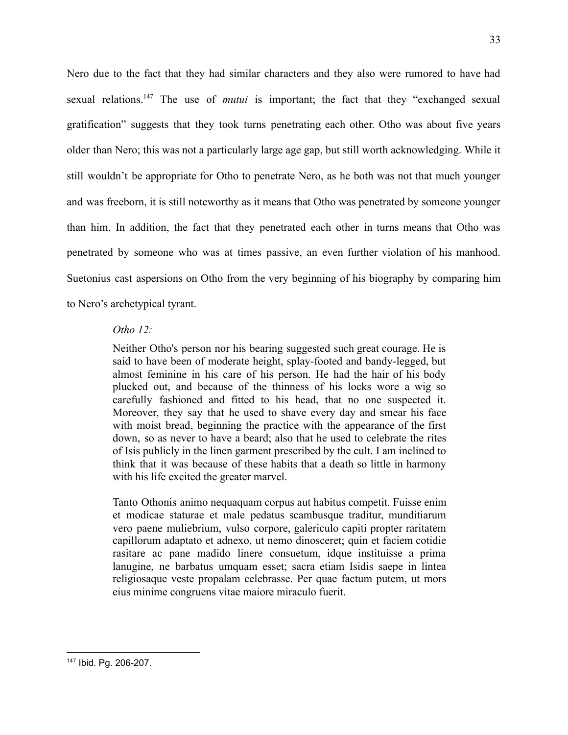Nero due to the fact that they had similar characters and they also were rumored to have had sexual relations.[147] The use of *mutui* is important; the fact that they "exchanged sexual gratification" suggests that they took turns penetrating each other. Otho was about five years older than Nero; this was not a particularly large age gap, but still worth acknowledging. While it still wouldn't be appropriate for Otho to penetrate Nero, as he both was not that much younger and was freeborn, it is still noteworthy as it means that Otho was penetrated by someone younger than him. In addition, the fact that they penetrated each other in turns means that Otho was penetrated by someone who was at times passive, an even further violation of his manhood. Suetonius cast aspersions on Otho from the very beginning of his biography by comparing him to Nero's archetypical tyrant.

*Otho 12:*

> Neither Otho's person nor his bearing suggested such great courage. He is said to have been of moderate height, splay-footed and bandy-legged, but almost feminine in his care of his person. He had the hair of his body plucked out, and because of the thinness of his locks wore a wig so carefully fashioned and fitted to his head, that no one suspected it. Moreover, they say that he used to shave every day and smear his face with moist bread, beginning the practice with the appearance of the first down, so as never to have a beard; also that he used to celebrate the rites of Isis publicly in the linen garment prescribed by the cult. I am inclined to think that it was because of these habits that a death so little in harmony with his life excited the greater marvel.
>
> Tanto Othonis animo nequaquam corpus aut habitus competit. Fuisse enim et modicae staturae et male pedatus scambusque traditur, munditiarum vero paene muliebrium, vulso corpore, galericulo capiti propter raritatem capillorum adaptato et adnexo, ut nemo dinosceret; quin et faciem cotidie rasitare ac pane madido linere consuetum, idque instituisse a prima lanugine, ne barbatus umquam esset; sacra etiam Isidis saepe in lintea religiosaque veste propalam celebrasse. Per quae factum putem, ut mors eius minime congruens vitae maiore miraculo fuerit.

---

[147] Ibid. Pg. 206-207.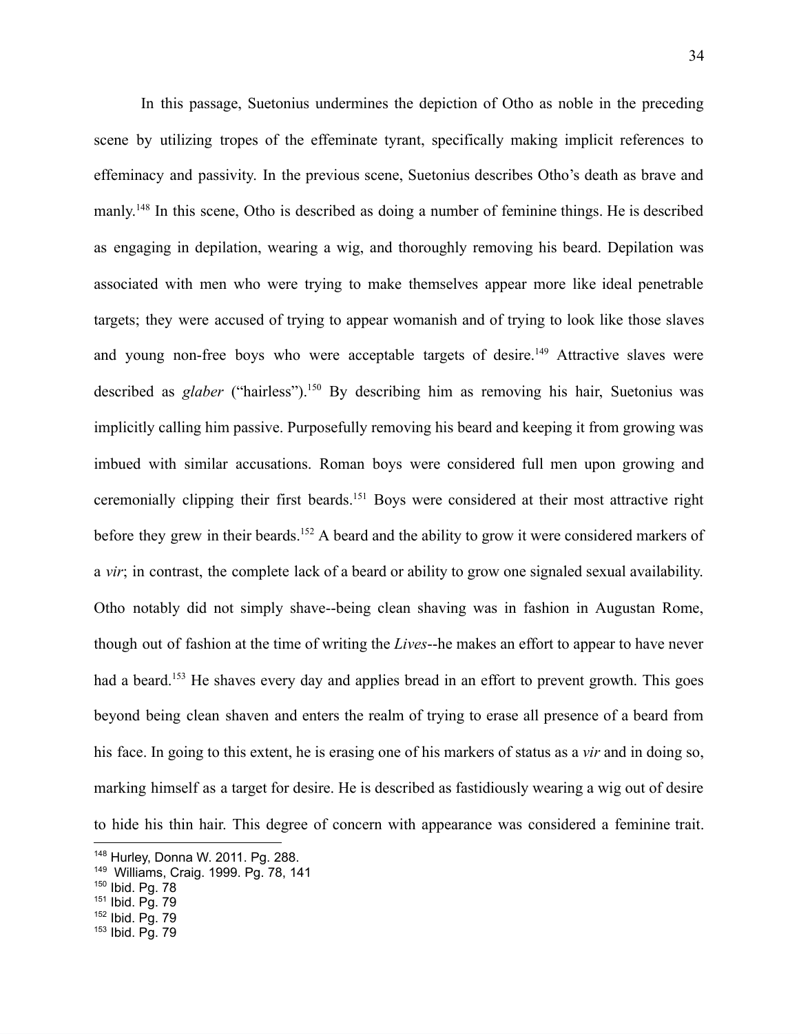In this passage, Suetonius undermines the depiction of Otho as noble in the preceding scene by utilizing tropes of the effeminate tyrant, specifically making implicit references to effeminacy and passivity. In the previous scene, Suetonius describes Otho's death as brave and manly.[148] In this scene, Otho is described as doing a number of feminine things. He is described as engaging in depilation, wearing a wig, and thoroughly removing his beard. Depilation was associated with men who were trying to make themselves appear more like ideal penetrable targets; they were accused of trying to appear womanish and of trying to look like those slaves and young non-free boys who were acceptable targets of desire.[149] Attractive slaves were described as *glaber* ("hairless").[150] By describing him as removing his hair, Suetonius was implicitly calling him passive. Purposefully removing his beard and keeping it from growing was imbued with similar accusations. Roman boys were considered full men upon growing and ceremonially clipping their first beards.[151] Boys were considered at their most attractive right before they grew in their beards.[152] A beard and the ability to grow it were considered markers of a *vir*; in contrast, the complete lack of a beard or ability to grow one signaled sexual availability. Otho notably did not simply shave--being clean shaving was in fashion in Augustan Rome, though out of fashion at the time of writing the *Lives*--he makes an effort to appear to have never had a beard.[153] He shaves every day and applies bread in an effort to prevent growth. This goes beyond being clean shaven and enters the realm of trying to erase all presence of a beard from his face. In going to this extent, he is erasing one of his markers of status as a *vir* and in doing so, marking himself as a target for desire. He is described as fastidiously wearing a wig out of desire to hide his thin hair. This degree of concern with appearance was considered a feminine trait.

---

[148] Hurley, Donna W. 2011. Pg. 288.
[149] Williams, Craig. 1999. Pg. 78, 141
[150] Ibid. Pg. 78
[151] Ibid. Pg. 79
[152] Ibid. Pg. 79
[153] Ibid. Pg. 79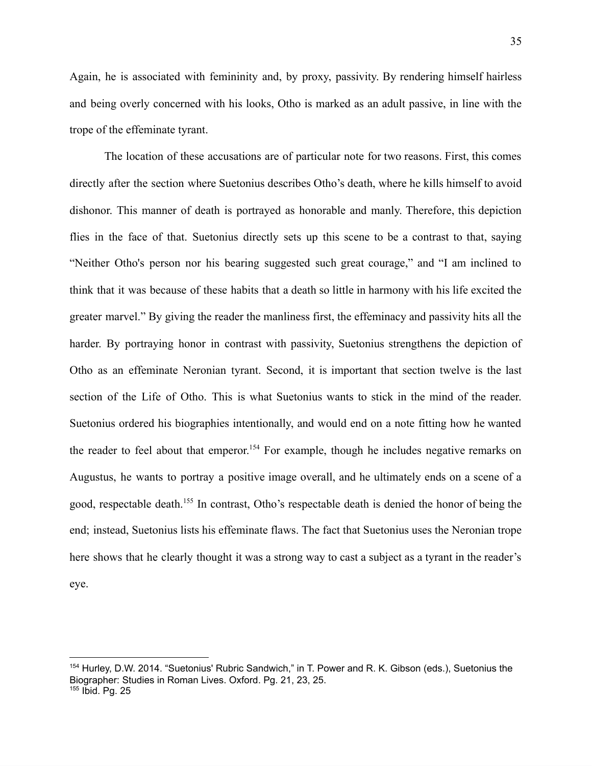Again, he is associated with femininity and, by proxy, passivity. By rendering himself hairless and being overly concerned with his looks, Otho is marked as an adult passive, in line with the trope of the effeminate tyrant.

The location of these accusations are of particular note for two reasons. First, this comes directly after the section where Suetonius describes Otho's death, where he kills himself to avoid dishonor. This manner of death is portrayed as honorable and manly. Therefore, this depiction flies in the face of that. Suetonius directly sets up this scene to be a contrast to that, saying "Neither Otho's person nor his bearing suggested such great courage," and "I am inclined to think that it was because of these habits that a death so little in harmony with his life excited the greater marvel." By giving the reader the manliness first, the effeminacy and passivity hits all the harder. By portraying honor in contrast with passivity, Suetonius strengthens the depiction of Otho as an effeminate Neronian tyrant. Second, it is important that section twelve is the last section of the Life of Otho. This is what Suetonius wants to stick in the mind of the reader. Suetonius ordered his biographies intentionally, and would end on a note fitting how he wanted the reader to feel about that emperor.[154] For example, though he includes negative remarks on Augustus, he wants to portray a positive image overall, and he ultimately ends on a scene of a good, respectable death.[155] In contrast, Otho's respectable death is denied the honor of being the end; instead, Suetonius lists his effeminate flaws. The fact that Suetonius uses the Neronian trope here shows that he clearly thought it was a strong way to cast a subject as a tyrant in the reader's eye.

---

[154] Hurley, D.W. 2014. "Suetonius' Rubric Sandwich," in T. Power and R. K. Gibson (eds.), Suetonius the Biographer: Studies in Roman Lives. Oxford. Pg. 21, 23, 25.

[155] Ibid. Pg. 25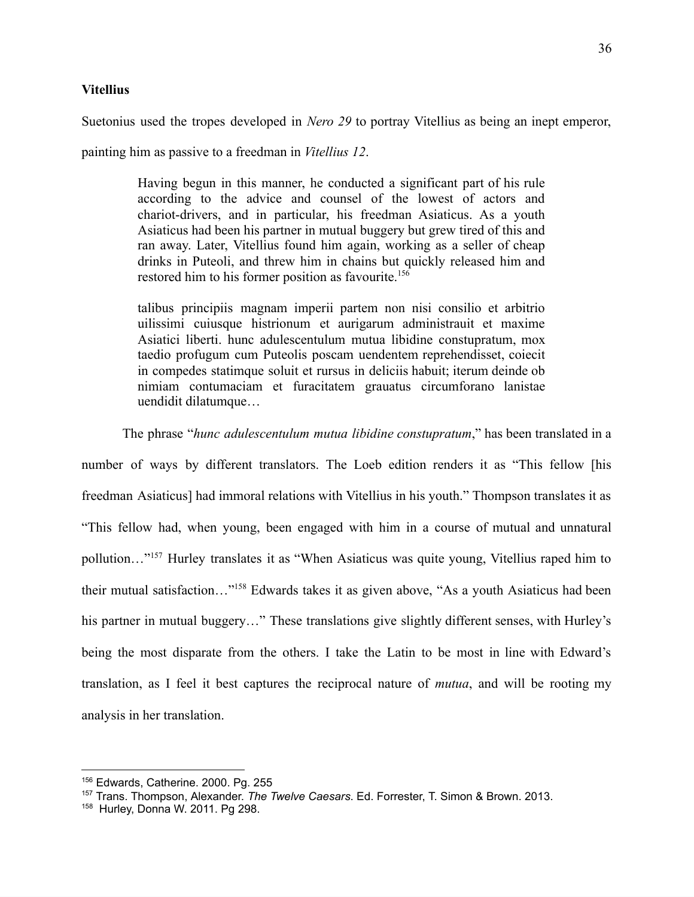**Vitellius**

Suetonius used the tropes developed in *Nero 29* to portray Vitellius as being an inept emperor, painting him as passive to a freedman in *Vitellius 12*.

> Having begun in this manner, he conducted a significant part of his rule according to the advice and counsel of the lowest of actors and chariot-drivers, and in particular, his freedman Asiaticus. As a youth Asiaticus had been his partner in mutual buggery but grew tired of this and ran away. Later, Vitellius found him again, working as a seller of cheap drinks in Puteoli, and threw him in chains but quickly released him and restored him to his former position as favourite.[156]
>
> talibus principiis magnam imperii partem non nisi consilio et arbitrio uilissimi cuiusque histrionum et aurigarum administrauit et maxime Asiatici liberti. hunc adulescentulum mutua libidine constupratum, mox taedio profugum cum Puteolis poscam uendentem reprehendisset, coiecit in compedes statimque soluit et rursus in deliciis habuit; iterum deinde ob nimiam contumaciam et furacitatem grauatus circumforano lanistae uendidit dilatumque…

The phrase "*hunc adulescentulum mutua libidine constupratum*," has been translated in a number of ways by different translators. The Loeb edition renders it as "This fellow [his freedman Asiaticus] had immoral relations with Vitellius in his youth." Thompson translates it as "This fellow had, when young, been engaged with him in a course of mutual and unnatural pollution…"[157] Hurley translates it as "When Asiaticus was quite young, Vitellius raped him to their mutual satisfaction…"[158] Edwards takes it as given above, "As a youth Asiaticus had been his partner in mutual buggery…" These translations give slightly different senses, with Hurley's being the most disparate from the others. I take the Latin to be most in line with Edward's translation, as I feel it best captures the reciprocal nature of *mutua*, and will be rooting my analysis in her translation.

---

[156] Edwards, Catherine. 2000. Pg. 255

[157] Trans. Thompson, Alexander. *The Twelve Caesars.* Ed. Forrester, T. Simon & Brown. 2013.

[158] Hurley, Donna W. 2011. Pg 298.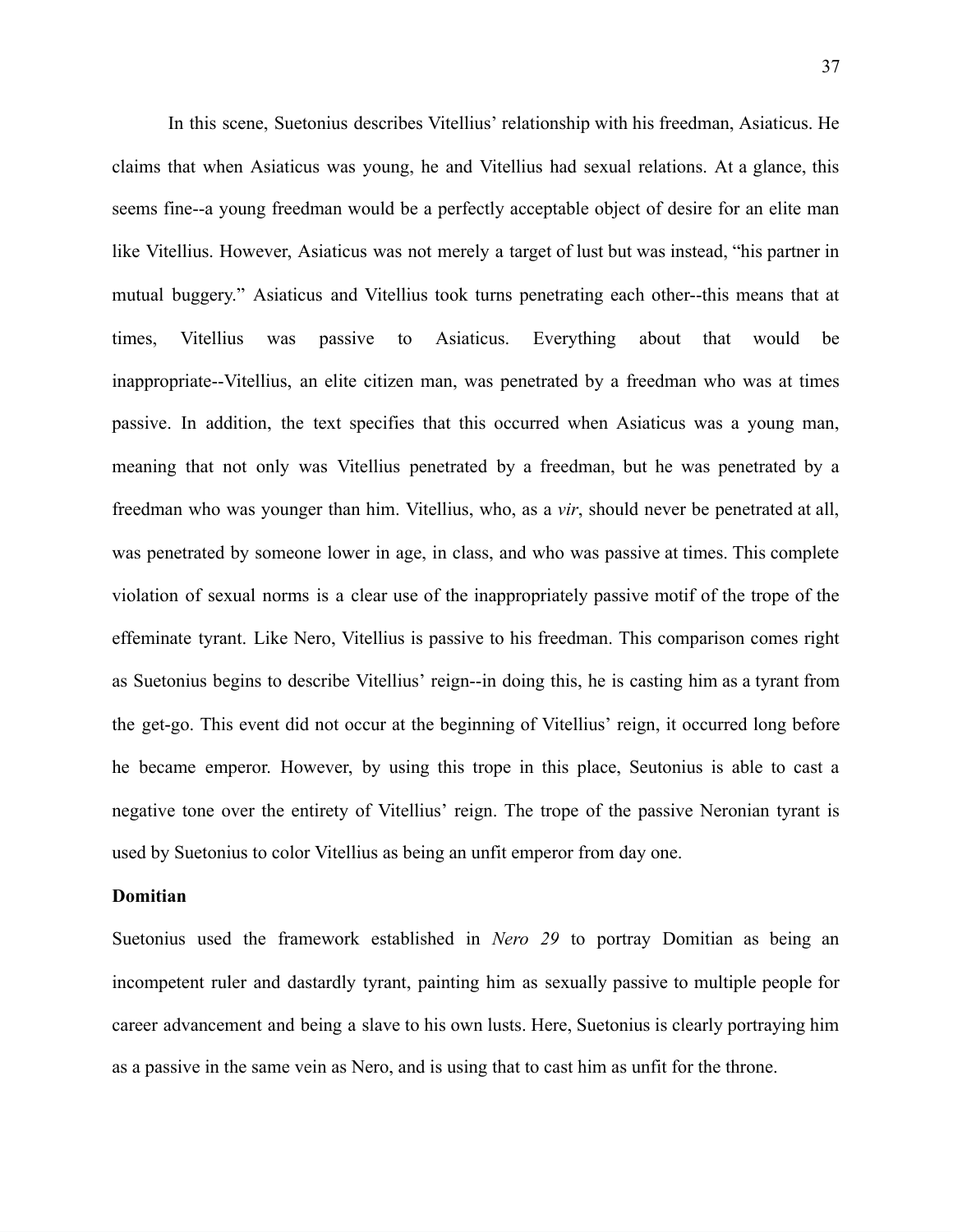In this scene, Suetonius describes Vitellius' relationship with his freedman, Asiaticus. He claims that when Asiaticus was young, he and Vitellius had sexual relations. At a glance, this seems fine--a young freedman would be a perfectly acceptable object of desire for an elite man like Vitellius. However, Asiaticus was not merely a target of lust but was instead, "his partner in mutual buggery." Asiaticus and Vitellius took turns penetrating each other--this means that at times, Vitellius was passive to Asiaticus. Everything about that would be inappropriate--Vitellius, an elite citizen man, was penetrated by a freedman who was at times passive. In addition, the text specifies that this occurred when Asiaticus was a young man, meaning that not only was Vitellius penetrated by a freedman, but he was penetrated by a freedman who was younger than him. Vitellius, who, as a *vir*, should never be penetrated at all, was penetrated by someone lower in age, in class, and who was passive at times. This complete violation of sexual norms is a clear use of the inappropriately passive motif of the trope of the effeminate tyrant. Like Nero, Vitellius is passive to his freedman. This comparison comes right as Suetonius begins to describe Vitellius' reign--in doing this, he is casting him as a tyrant from the get-go. This event did not occur at the beginning of Vitellius' reign, it occurred long before he became emperor. However, by using this trope in this place, Seutonius is able to cast a negative tone over the entirety of Vitellius' reign. The trope of the passive Neronian tyrant is used by Suetonius to color Vitellius as being an unfit emperor from day one.

**Domitian**

Suetonius used the framework established in *Nero 29* to portray Domitian as being an incompetent ruler and dastardly tyrant, painting him as sexually passive to multiple people for career advancement and being a slave to his own lusts. Here, Suetonius is clearly portraying him as a passive in the same vein as Nero, and is using that to cast him as unfit for the throne.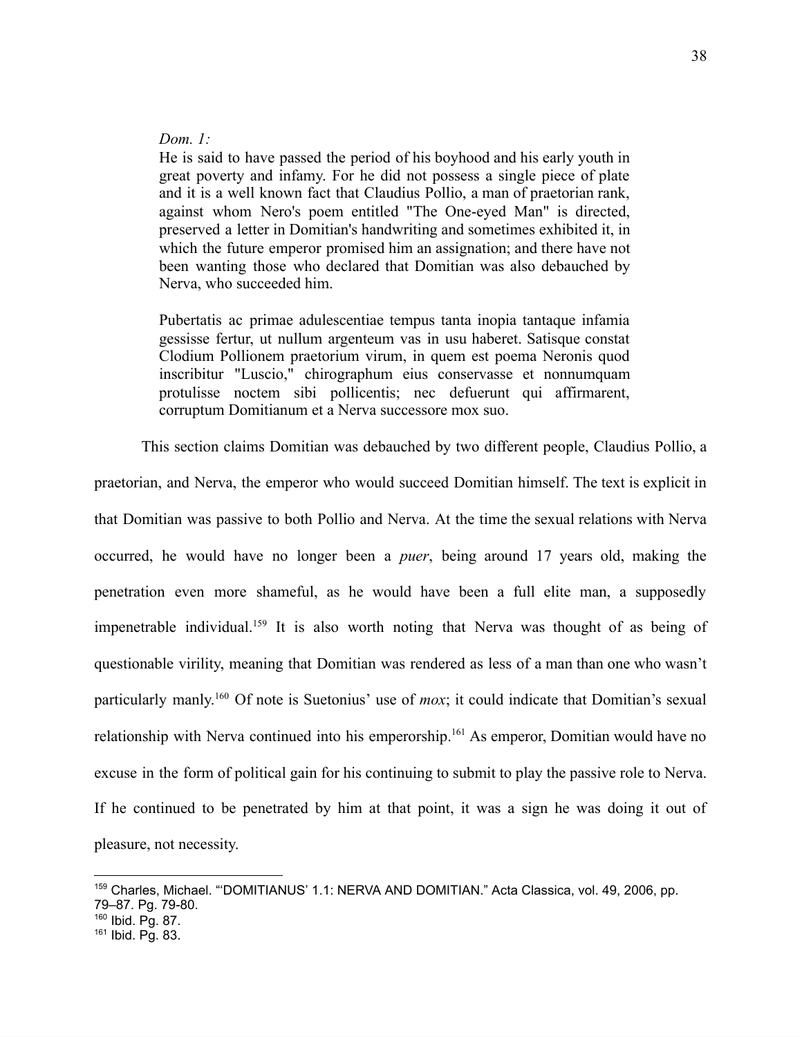*Dom. 1:*

> He is said to have passed the period of his boyhood and his early youth in great poverty and infamy. For he did not possess a single piece of plate and it is a well known fact that Claudius Pollio, a man of praetorian rank, against whom Nero's poem entitled "The One-eyed Man" is directed, preserved a letter in Domitian's handwriting and sometimes exhibited it, in which the future emperor promised him an assignation; and there have not been wanting those who declared that Domitian was also debauched by Nerva, who succeeded him.
>
> Pubertatis ac primae adulescentiae tempus tanta inopia tantaque infamia gessisse fertur, ut nullum argenteum vas in usu haberet. Satisque constat Clodium Pollionem praetorium virum, in quem est poema Neronis quod inscribitur "Luscio," chirographum eius conservasse et nonnumquam protulisse noctem sibi pollicentis; nec defuerunt qui affirmarent, corruptum Domitianum et a Nerva successore mox suo.

This section claims Domitian was debauched by two different people, Claudius Pollio, a praetorian, and Nerva, the emperor who would succeed Domitian himself. The text is explicit in that Domitian was passive to both Pollio and Nerva. At the time the sexual relations with Nerva occurred, he would have no longer been a *puer*, being around 17 years old, making the penetration even more shameful, as he would have been a full elite man, a supposedly impenetrable individual.[159] It is also worth noting that Nerva was thought of as being of questionable virility, meaning that Domitian was rendered as less of a man than one who wasn't particularly manly.[160] Of note is Suetonius' use of *mox*; it could indicate that Domitian's sexual relationship with Nerva continued into his emperorship.[161] As emperor, Domitian would have no excuse in the form of political gain for his continuing to submit to play the passive role to Nerva. If he continued to be penetrated by him at that point, it was a sign he was doing it out of pleasure, not necessity.

---

[159] Charles, Michael. "'DOMITIANUS' 1.1: NERVA AND DOMITIAN." Acta Classica, vol. 49, 2006, pp. 79–87. Pg. 79-80.

[160] Ibid. Pg. 87.

[161] Ibid. Pg. 83.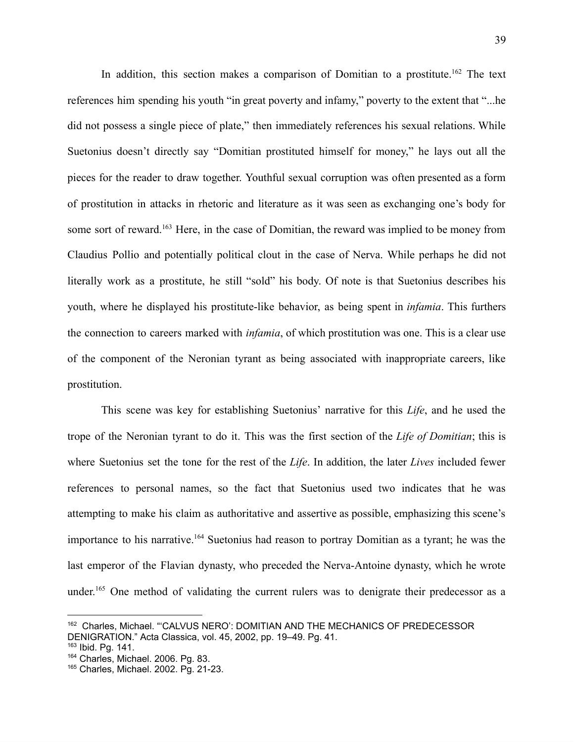In addition, this section makes a comparison of Domitian to a prostitute.[162] The text references him spending his youth "in great poverty and infamy," poverty to the extent that "...he did not possess a single piece of plate," then immediately references his sexual relations. While Suetonius doesn't directly say "Domitian prostituted himself for money," he lays out all the pieces for the reader to draw together. Youthful sexual corruption was often presented as a form of prostitution in attacks in rhetoric and literature as it was seen as exchanging one's body for some sort of reward.[163] Here, in the case of Domitian, the reward was implied to be money from Claudius Pollio and potentially political clout in the case of Nerva. While perhaps he did not literally work as a prostitute, he still "sold" his body. Of note is that Suetonius describes his youth, where he displayed his prostitute-like behavior, as being spent in *infamia*. This furthers the connection to careers marked with *infamia*, of which prostitution was one. This is a clear use of the component of the Neronian tyrant as being associated with inappropriate careers, like prostitution.

This scene was key for establishing Suetonius' narrative for this *Life*, and he used the trope of the Neronian tyrant to do it. This was the first section of the *Life of Domitian*; this is where Suetonius set the tone for the rest of the *Life*. In addition, the later *Lives* included fewer references to personal names, so the fact that Suetonius used two indicates that he was attempting to make his claim as authoritative and assertive as possible, emphasizing this scene's importance to his narrative.[164] Suetonius had reason to portray Domitian as a tyrant; he was the last emperor of the Flavian dynasty, who preceded the Nerva-Antoine dynasty, which he wrote under.[165] One method of validating the current rulers was to denigrate their predecessor as a

---

[162] Charles, Michael. "'CALVUS NERO': DOMITIAN AND THE MECHANICS OF PREDECESSOR DENIGRATION." Acta Classica, vol. 45, 2002, pp. 19–49. Pg. 41.

[163] Ibid. Pg. 141.

[164] Charles, Michael. 2006. Pg. 83.

[165] Charles, Michael. 2002. Pg. 21-23.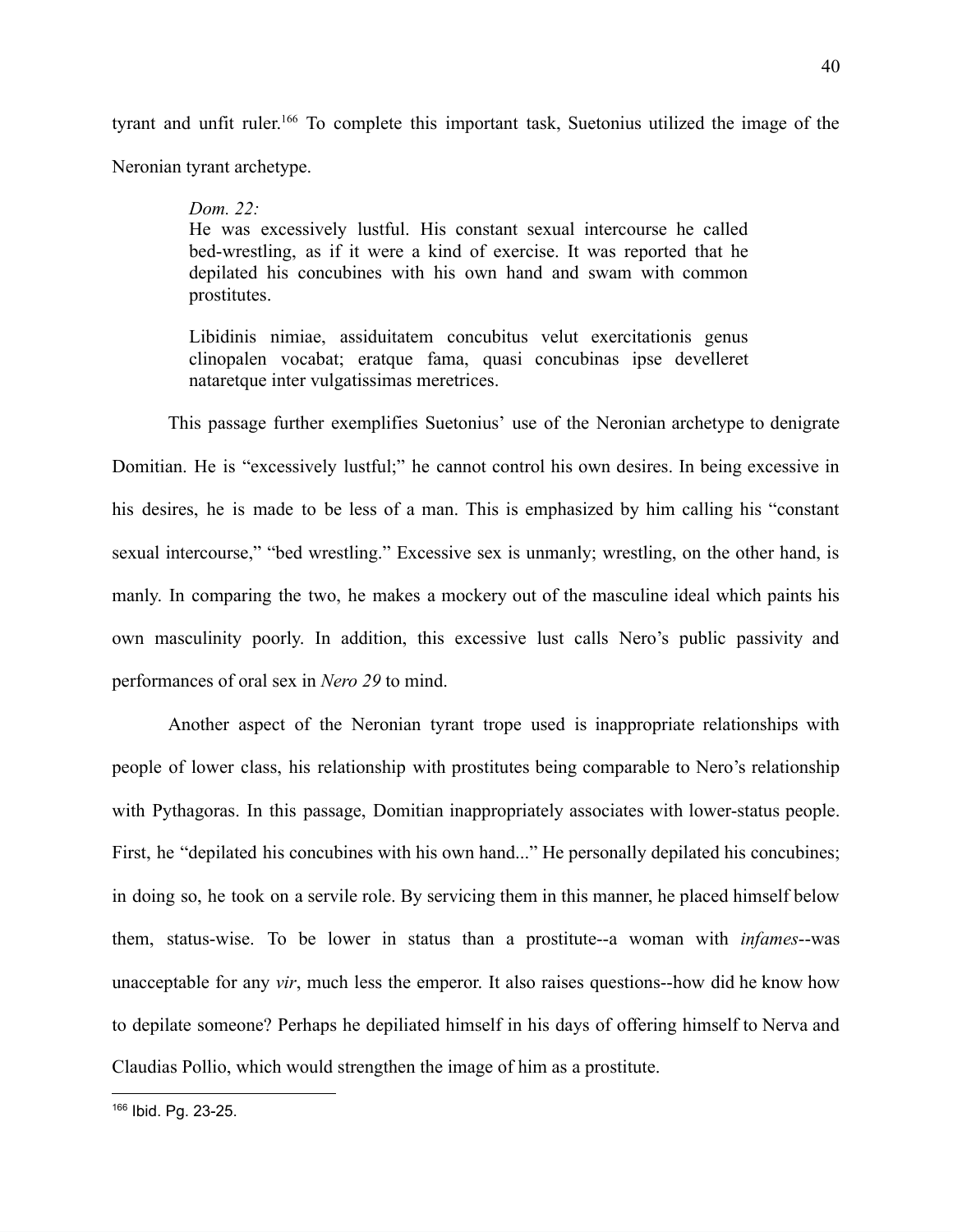tyrant and unfit ruler.[166] To complete this important task, Suetonius utilized the image of the Neronian tyrant archetype.

> *Dom. 22:*
> He was excessively lustful. His constant sexual intercourse he called bed-wrestling, as if it were a kind of exercise. It was reported that he depilated his concubines with his own hand and swam with common prostitutes.
>
> Libidinis nimiae, assiduitatem concubitus velut exercitationis genus clinopalen vocabat; eratque fama, quasi concubinas ipse develleret nataretque inter vulgatissimas meretrices.

This passage further exemplifies Suetonius' use of the Neronian archetype to denigrate Domitian. He is "excessively lustful;" he cannot control his own desires. In being excessive in his desires, he is made to be less of a man. This is emphasized by him calling his "constant sexual intercourse," "bed wrestling." Excessive sex is unmanly; wrestling, on the other hand, is manly. In comparing the two, he makes a mockery out of the masculine ideal which paints his own masculinity poorly. In addition, this excessive lust calls Nero's public passivity and performances of oral sex in *Nero 29* to mind.

Another aspect of the Neronian tyrant trope used is inappropriate relationships with people of lower class, his relationship with prostitutes being comparable to Nero's relationship with Pythagoras. In this passage, Domitian inappropriately associates with lower-status people. First, he "depilated his concubines with his own hand..." He personally depilated his concubines; in doing so, he took on a servile role. By servicing them in this manner, he placed himself below them, status-wise. To be lower in status than a prostitute--a woman with *infames*--was unacceptable for any *vir*, much less the emperor. It also raises questions--how did he know how to depilate someone? Perhaps he depiliated himself in his days of offering himself to Nerva and Claudias Pollio, which would strengthen the image of him as a prostitute.

[166] Ibid. Pg. 23-25.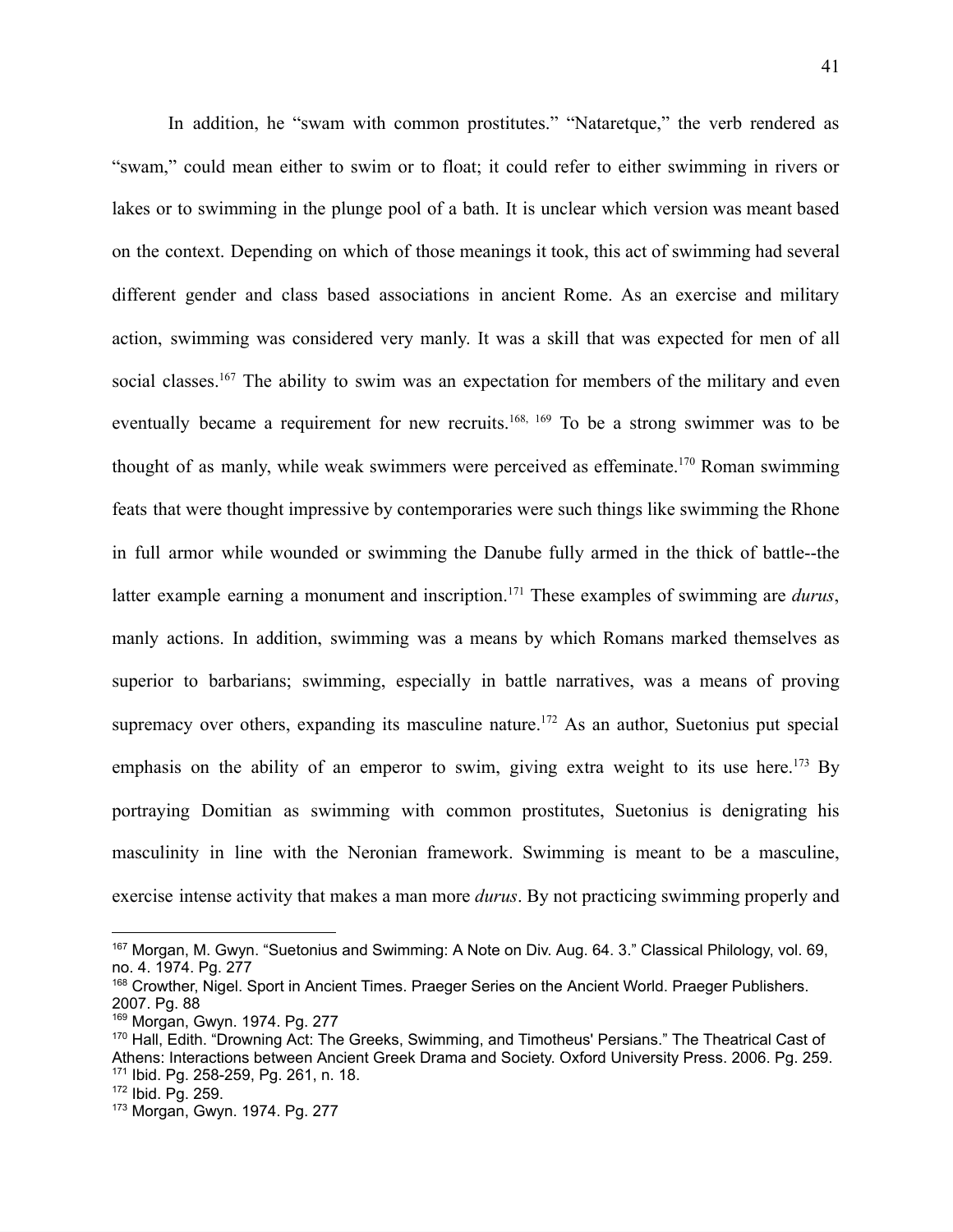In addition, he "swam with common prostitutes." "Nataretque," the verb rendered as "swam," could mean either to swim or to float; it could refer to either swimming in rivers or lakes or to swimming in the plunge pool of a bath. It is unclear which version was meant based on the context. Depending on which of those meanings it took, this act of swimming had several different gender and class based associations in ancient Rome. As an exercise and military action, swimming was considered very manly. It was a skill that was expected for men of all social classes.[167] The ability to swim was an expectation for members of the military and even eventually became a requirement for new recruits.[168, 169] To be a strong swimmer was to be thought of as manly, while weak swimmers were perceived as effeminate.[170] Roman swimming feats that were thought impressive by contemporaries were such things like swimming the Rhone in full armor while wounded or swimming the Danube fully armed in the thick of battle--the latter example earning a monument and inscription.[171] These examples of swimming are *durus*, manly actions. In addition, swimming was a means by which Romans marked themselves as superior to barbarians; swimming, especially in battle narratives, was a means of proving supremacy over others, expanding its masculine nature.[172] As an author, Suetonius put special emphasis on the ability of an emperor to swim, giving extra weight to its use here.[173] By portraying Domitian as swimming with common prostitutes, Suetonius is denigrating his masculinity in line with the Neronian framework. Swimming is meant to be a masculine, exercise intense activity that makes a man more *durus*. By not practicing swimming properly and

---

[167] Morgan, M. Gwyn. "Suetonius and Swimming: A Note on Div. Aug. 64. 3." Classical Philology, vol. 69, no. 4. 1974. Pg. 277

[168] Crowther, Nigel. Sport in Ancient Times. Praeger Series on the Ancient World. Praeger Publishers. 2007. Pg. 88

[169] Morgan, Gwyn. 1974. Pg. 277

[170] Hall, Edith. "Drowning Act: The Greeks, Swimming, and Timotheus' Persians." The Theatrical Cast of Athens: Interactions between Ancient Greek Drama and Society. Oxford University Press. 2006. Pg. 259.

[171] Ibid. Pg. 258-259, Pg. 261, n. 18.

[172] Ibid. Pg. 259.

[173] Morgan, Gwyn. 1974. Pg. 277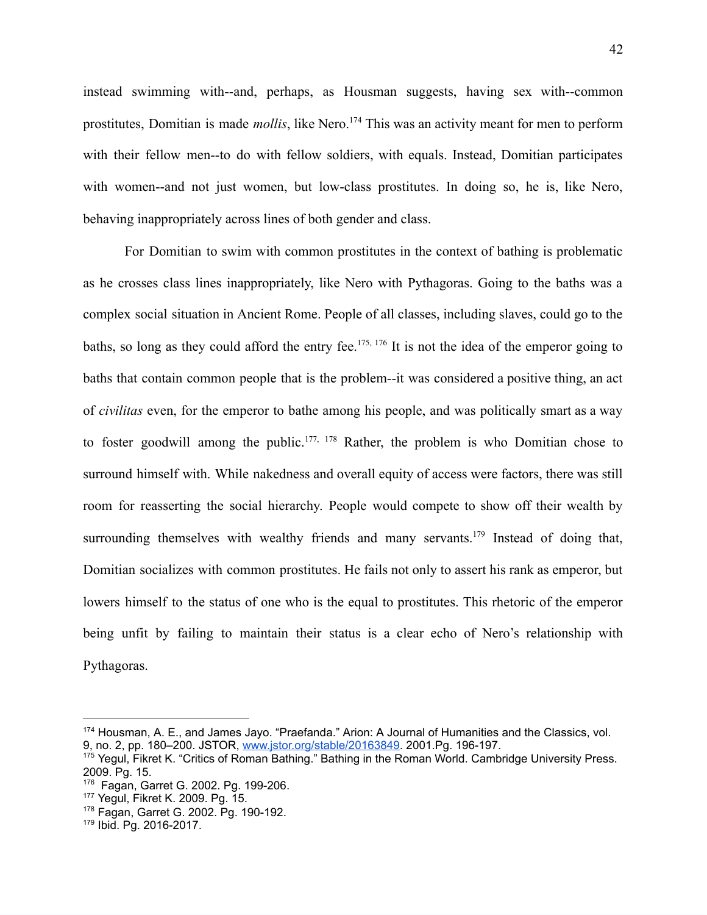instead swimming with--and, perhaps, as Housman suggests, having sex with--common prostitutes, Domitian is made *mollis*, like Nero.[174] This was an activity meant for men to perform with their fellow men--to do with fellow soldiers, with equals. Instead, Domitian participates with women--and not just women, but low-class prostitutes. In doing so, he is, like Nero, behaving inappropriately across lines of both gender and class.

For Domitian to swim with common prostitutes in the context of bathing is problematic as he crosses class lines inappropriately, like Nero with Pythagoras. Going to the baths was a complex social situation in Ancient Rome. People of all classes, including slaves, could go to the baths, so long as they could afford the entry fee.[175, 176] It is not the idea of the emperor going to baths that contain common people that is the problem--it was considered a positive thing, an act of *civilitas* even, for the emperor to bathe among his people, and was politically smart as a way to foster goodwill among the public.[177, 178] Rather, the problem is who Domitian chose to surround himself with. While nakedness and overall equity of access were factors, there was still room for reasserting the social hierarchy. People would compete to show off their wealth by surrounding themselves with wealthy friends and many servants.[179] Instead of doing that, Domitian socializes with common prostitutes. He fails not only to assert his rank as emperor, but lowers himself to the status of one who is the equal to prostitutes. This rhetoric of the emperor being unfit by failing to maintain their status is a clear echo of Nero's relationship with Pythagoras.

---

[174] Housman, A. E., and James Jayo. "Praefanda." Arion: A Journal of Humanities and the Classics, vol. 9, no. 2, pp. 180–200. JSTOR, www.jstor.org/stable/20163849. 2001.Pg. 196-197.

[175] Yegul, Fikret K. "Critics of Roman Bathing." Bathing in the Roman World. Cambridge University Press. 2009. Pg. 15.

[176] Fagan, Garret G. 2002. Pg. 199-206.

[177] Yegul, Fikret K. 2009. Pg. 15.

[178] Fagan, Garret G. 2002. Pg. 190-192.

[179] Ibid. Pg. 2016-2017.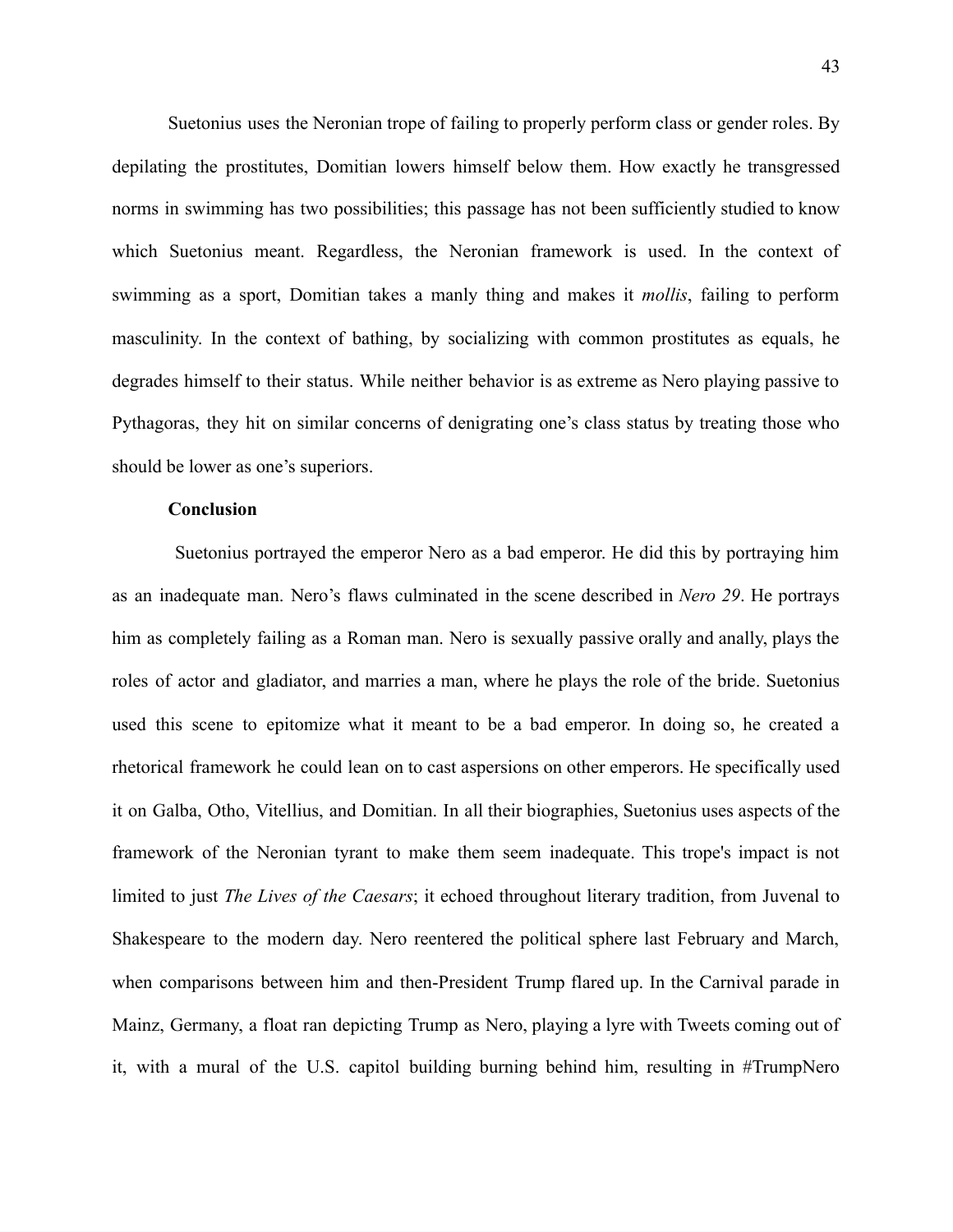Suetonius uses the Neronian trope of failing to properly perform class or gender roles. By depilating the prostitutes, Domitian lowers himself below them. How exactly he transgressed norms in swimming has two possibilities; this passage has not been sufficiently studied to know which Suetonius meant. Regardless, the Neronian framework is used. In the context of swimming as a sport, Domitian takes a manly thing and makes it *mollis*, failing to perform masculinity. In the context of bathing, by socializing with common prostitutes as equals, he degrades himself to their status. While neither behavior is as extreme as Nero playing passive to Pythagoras, they hit on similar concerns of denigrating one's class status by treating those who should be lower as one's superiors.

**Conclusion**

Suetonius portrayed the emperor Nero as a bad emperor. He did this by portraying him as an inadequate man. Nero's flaws culminated in the scene described in *Nero 29*. He portrays him as completely failing as a Roman man. Nero is sexually passive orally and anally, plays the roles of actor and gladiator, and marries a man, where he plays the role of the bride. Suetonius used this scene to epitomize what it meant to be a bad emperor. In doing so, he created a rhetorical framework he could lean on to cast aspersions on other emperors. He specifically used it on Galba, Otho, Vitellius, and Domitian. In all their biographies, Suetonius uses aspects of the framework of the Neronian tyrant to make them seem inadequate. This trope's impact is not limited to just *The Lives of the Caesars*; it echoed throughout literary tradition, from Juvenal to Shakespeare to the modern day. Nero reentered the political sphere last February and March, when comparisons between him and then-President Trump flared up. In the Carnival parade in Mainz, Germany, a float ran depicting Trump as Nero, playing a lyre with Tweets coming out of it, with a mural of the U.S. capitol building burning behind him, resulting in #TrumpNero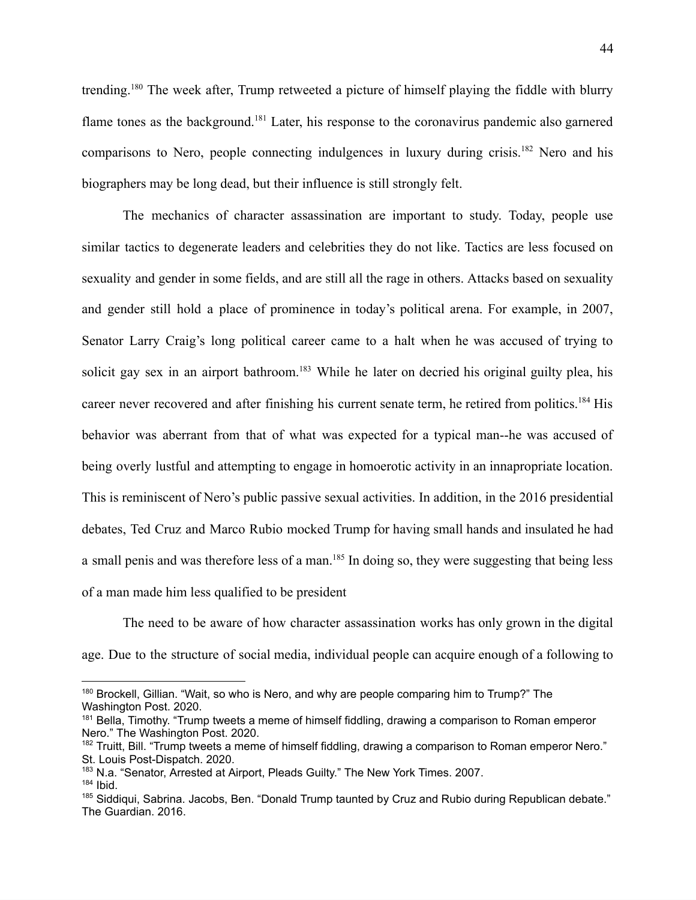trending.[180] The week after, Trump retweeted a picture of himself playing the fiddle with blurry flame tones as the background.[181] Later, his response to the coronavirus pandemic also garnered comparisons to Nero, people connecting indulgences in luxury during crisis.[182] Nero and his biographers may be long dead, but their influence is still strongly felt.

The mechanics of character assassination are important to study. Today, people use similar tactics to degenerate leaders and celebrities they do not like. Tactics are less focused on sexuality and gender in some fields, and are still all the rage in others. Attacks based on sexuality and gender still hold a place of prominence in today's political arena. For example, in 2007, Senator Larry Craig's long political career came to a halt when he was accused of trying to solicit gay sex in an airport bathroom.[183] While he later on decried his original guilty plea, his career never recovered and after finishing his current senate term, he retired from politics.[184] His behavior was aberrant from that of what was expected for a typical man--he was accused of being overly lustful and attempting to engage in homoerotic activity in an innapropriate location. This is reminiscent of Nero's public passive sexual activities. In addition, in the 2016 presidential debates, Ted Cruz and Marco Rubio mocked Trump for having small hands and insulated he had a small penis and was therefore less of a man.[185] In doing so, they were suggesting that being less of a man made him less qualified to be president

The need to be aware of how character assassination works has only grown in the digital age. Due to the structure of social media, individual people can acquire enough of a following to

---

[180] Brockell, Gillian. "Wait, so who is Nero, and why are people comparing him to Trump?" The Washington Post. 2020.

[181] Bella, Timothy. "Trump tweets a meme of himself fiddling, drawing a comparison to Roman emperor Nero." The Washington Post. 2020.

[182] Truitt, Bill. "Trump tweets a meme of himself fiddling, drawing a comparison to Roman emperor Nero." St. Louis Post-Dispatch. 2020.

[183] N.a. "Senator, Arrested at Airport, Pleads Guilty." The New York Times. 2007.

[184] Ibid.

[185] Siddiqui, Sabrina. Jacobs, Ben. "Donald Trump taunted by Cruz and Rubio during Republican debate." The Guardian. 2016.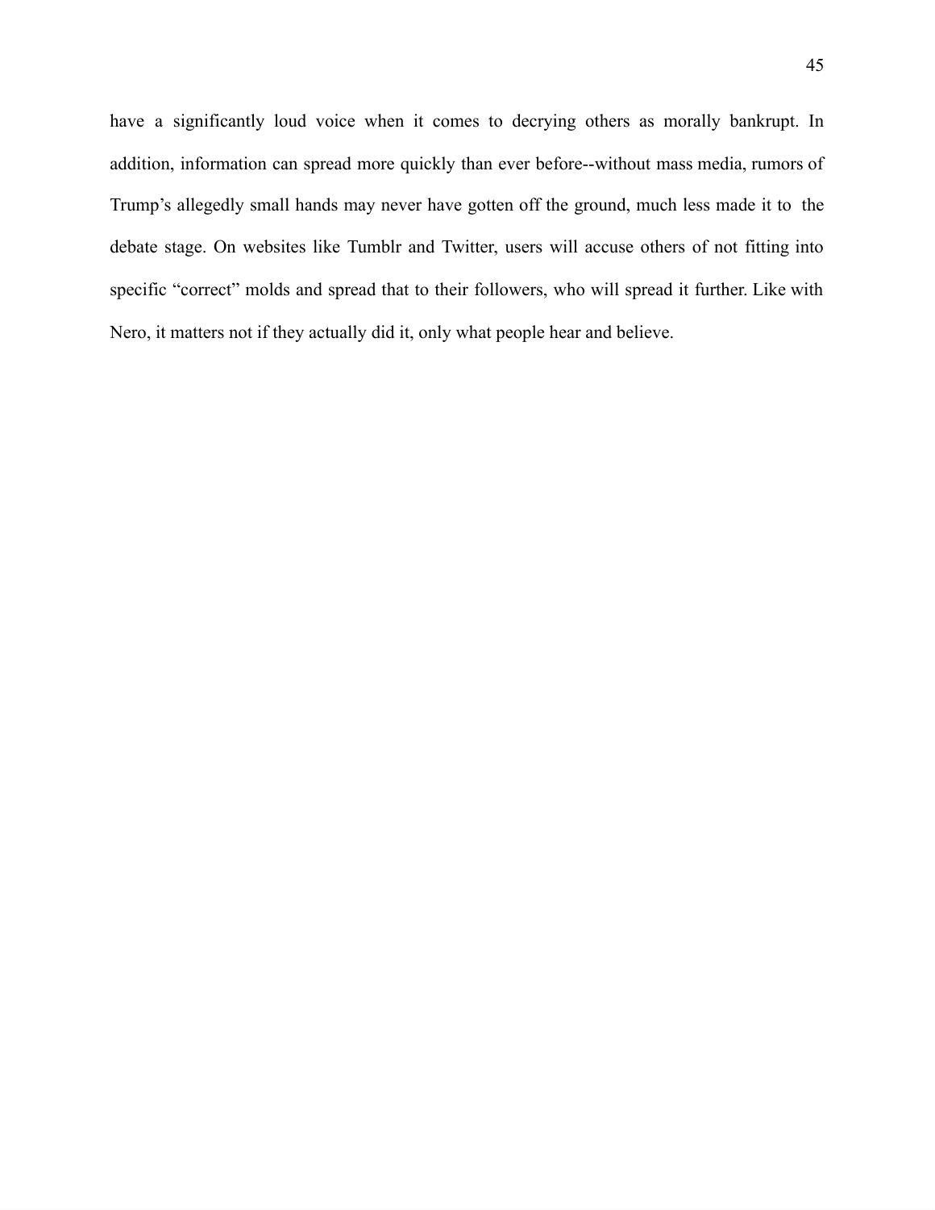have a significantly loud voice when it comes to decrying others as morally bankrupt. In addition, information can spread more quickly than ever before--without mass media, rumors of Trump's allegedly small hands may never have gotten off the ground, much less made it to the debate stage. On websites like Tumblr and Twitter, users will accuse others of not fitting into specific "correct" molds and spread that to their followers, who will spread it further. Like with Nero, it matters not if they actually did it, only what people hear and believe.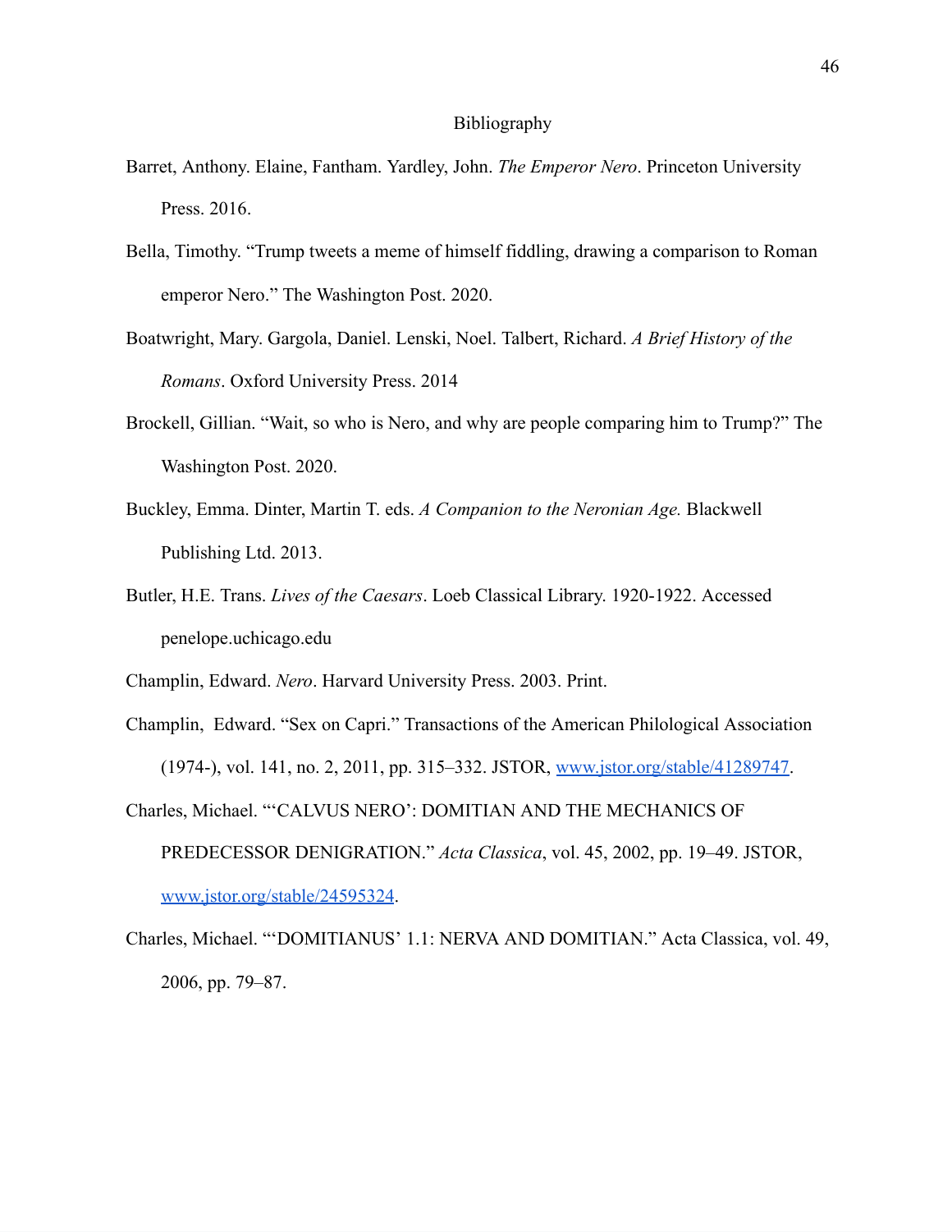# Bibliography

Barret, Anthony. Elaine, Fantham. Yardley, John. *The Emperor Nero*. Princeton University Press. 2016.

Bella, Timothy. "Trump tweets a meme of himself fiddling, drawing a comparison to Roman emperor Nero." The Washington Post. 2020.

Boatwright, Mary. Gargola, Daniel. Lenski, Noel. Talbert, Richard. *A Brief History of the Romans*. Oxford University Press. 2014

Brockell, Gillian. "Wait, so who is Nero, and why are people comparing him to Trump?" The Washington Post. 2020.

Buckley, Emma. Dinter, Martin T. eds. *A Companion to the Neronian Age.* Blackwell Publishing Ltd. 2013.

Butler, H.E. Trans. *Lives of the Caesars*. Loeb Classical Library. 1920-1922. Accessed penelope.uchicago.edu

Champlin, Edward. *Nero*. Harvard University Press. 2003. Print.

Champlin, Edward. "Sex on Capri." Transactions of the American Philological Association (1974-), vol. 141, no. 2, 2011, pp. 315–332. JSTOR, www.jstor.org/stable/41289747.

Charles, Michael. "'CALVUS NERO': DOMITIAN AND THE MECHANICS OF PREDECESSOR DENIGRATION." *Acta Classica*, vol. 45, 2002, pp. 19–49. JSTOR, www.jstor.org/stable/24595324.

Charles, Michael. "'DOMITIANUS' 1.1: NERVA AND DOMITIAN." Acta Classica, vol. 49, 2006, pp. 79–87.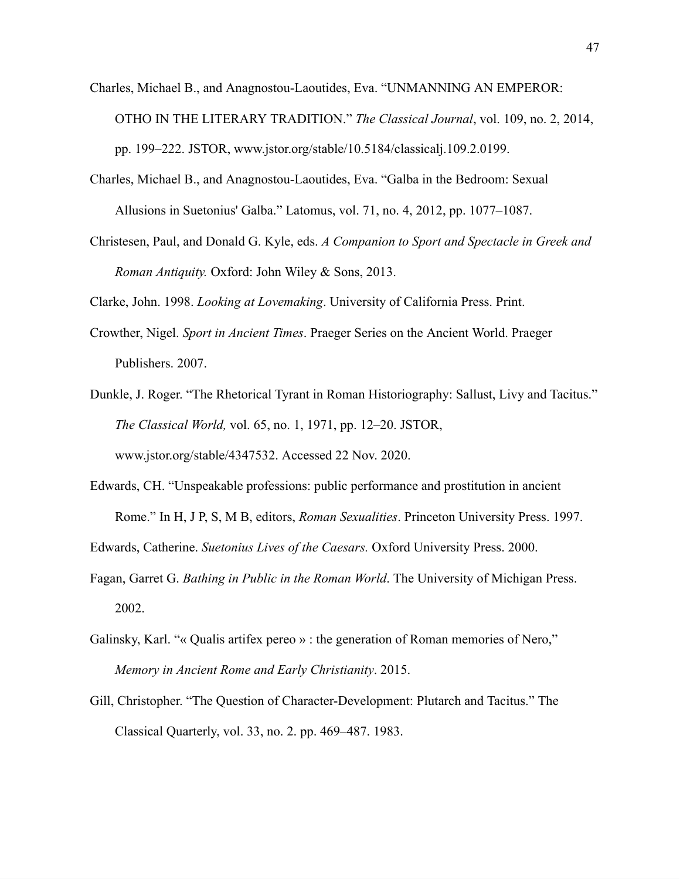Charles, Michael B., and Anagnostou-Laoutides, Eva. "UNMANNING AN EMPEROR: OTHO IN THE LITERARY TRADITION." *The Classical Journal*, vol. 109, no. 2, 2014, pp. 199–222. JSTOR, www.jstor.org/stable/10.5184/classicalj.109.2.0199.

Charles, Michael B., and Anagnostou-Laoutides, Eva. "Galba in the Bedroom: Sexual Allusions in Suetonius' Galba." Latomus, vol. 71, no. 4, 2012, pp. 1077–1087.

Christesen, Paul, and Donald G. Kyle, eds. *A Companion to Sport and Spectacle in Greek and Roman Antiquity.* Oxford: John Wiley & Sons, 2013.

Clarke, John. 1998. *Looking at Lovemaking*. University of California Press. Print.

Crowther, Nigel. *Sport in Ancient Times*. Praeger Series on the Ancient World. Praeger Publishers. 2007.

Dunkle, J. Roger. "The Rhetorical Tyrant in Roman Historiography: Sallust, Livy and Tacitus." *The Classical World,* vol. 65, no. 1, 1971, pp. 12–20. JSTOR, www.jstor.org/stable/4347532. Accessed 22 Nov. 2020.

Edwards, CH. "Unspeakable professions: public performance and prostitution in ancient Rome." In H, J P, S, M B, editors, *Roman Sexualities*. Princeton University Press. 1997.

Edwards, Catherine. *Suetonius Lives of the Caesars.* Oxford University Press. 2000.

Fagan, Garret G. *Bathing in Public in the Roman World*. The University of Michigan Press. 2002.

Galinsky, Karl. "« Qualis artifex pereo » : the generation of Roman memories of Nero," *Memory in Ancient Rome and Early Christianity*. 2015.

Gill, Christopher. "The Question of Character-Development: Plutarch and Tacitus." The Classical Quarterly, vol. 33, no. 2. pp. 469–487. 1983.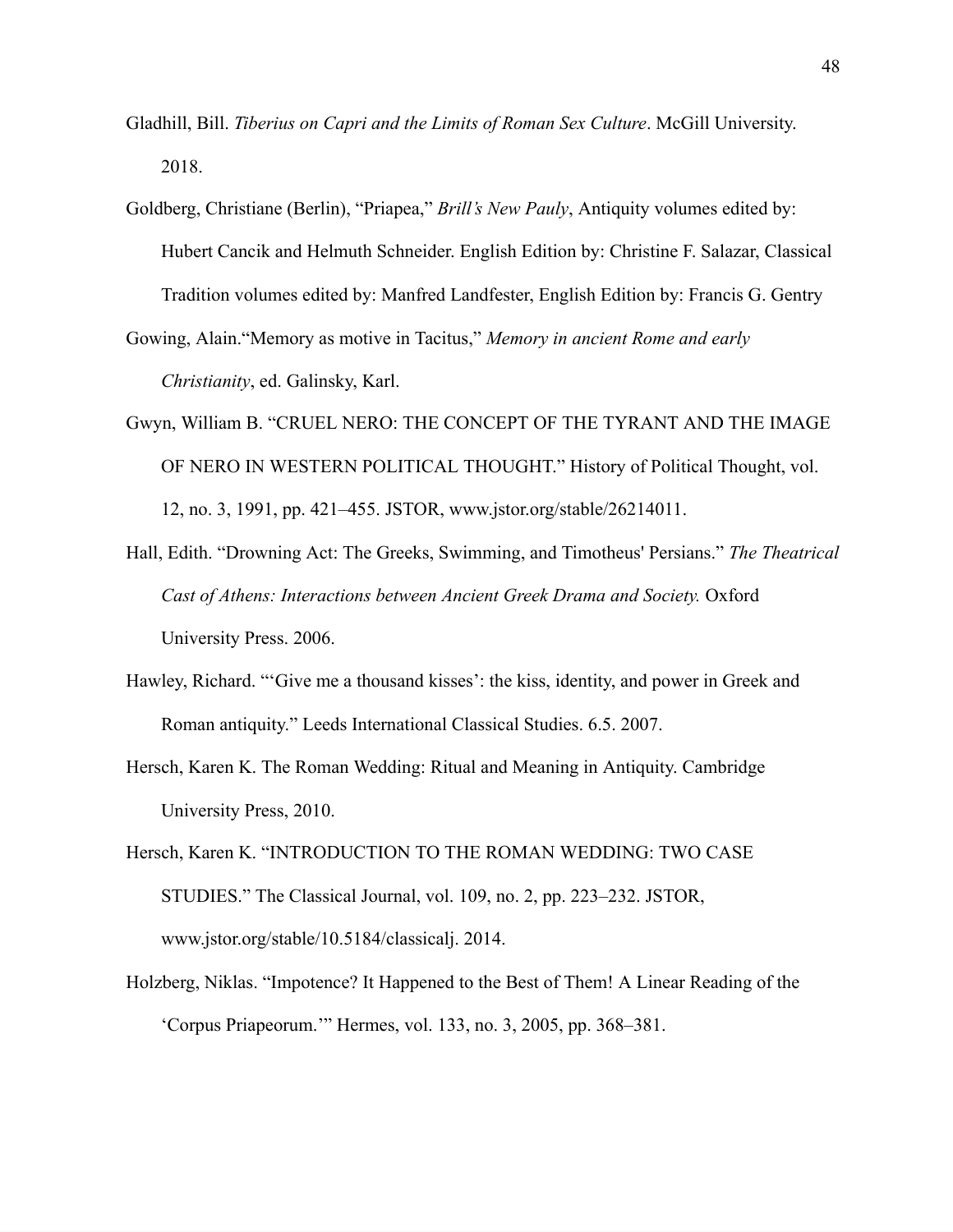Gladhill, Bill. *Tiberius on Capri and the Limits of Roman Sex Culture*. McGill University. 2018.

Goldberg, Christiane (Berlin), "Priapea," *Brill's New Pauly*, Antiquity volumes edited by: Hubert Cancik and Helmuth Schneider. English Edition by: Christine F. Salazar, Classical Tradition volumes edited by: Manfred Landfester, English Edition by: Francis G. Gentry

Gowing, Alain."Memory as motive in Tacitus," *Memory in ancient Rome and early Christianity*, ed. Galinsky, Karl.

Gwyn, William B. "CRUEL NERO: THE CONCEPT OF THE TYRANT AND THE IMAGE OF NERO IN WESTERN POLITICAL THOUGHT." History of Political Thought, vol. 12, no. 3, 1991, pp. 421–455. JSTOR, www.jstor.org/stable/26214011.

Hall, Edith. "Drowning Act: The Greeks, Swimming, and Timotheus' Persians." *The Theatrical Cast of Athens: Interactions between Ancient Greek Drama and Society.* Oxford University Press. 2006.

Hawley, Richard. "'Give me a thousand kisses': the kiss, identity, and power in Greek and Roman antiquity." Leeds International Classical Studies. 6.5. 2007.

Hersch, Karen K. The Roman Wedding: Ritual and Meaning in Antiquity. Cambridge University Press, 2010.

Hersch, Karen K. "INTRODUCTION TO THE ROMAN WEDDING: TWO CASE STUDIES." The Classical Journal, vol. 109, no. 2, pp. 223–232. JSTOR, www.jstor.org/stable/10.5184/classicalj. 2014.

Holzberg, Niklas. "Impotence? It Happened to the Best of Them! A Linear Reading of the 'Corpus Priapeorum.'" Hermes, vol. 133, no. 3, 2005, pp. 368–381.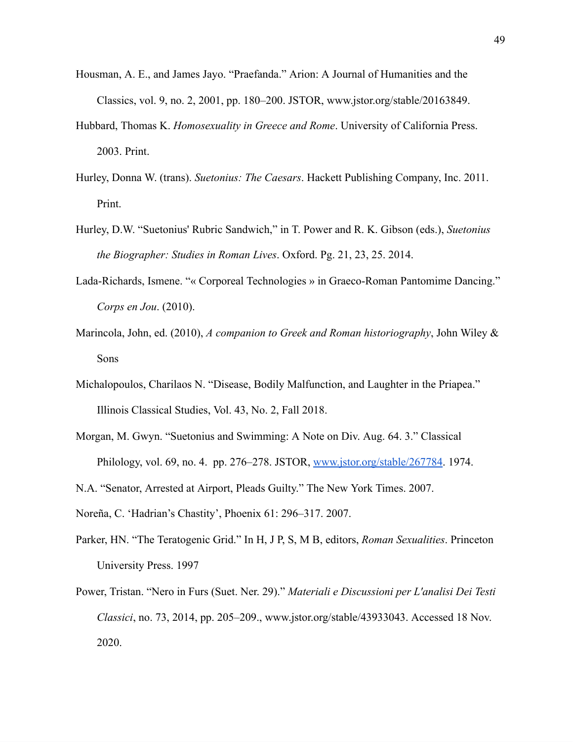Housman, A. E., and James Jayo. "Praefanda." Arion: A Journal of Humanities and the Classics, vol. 9, no. 2, 2001, pp. 180–200. JSTOR, www.jstor.org/stable/20163849.

Hubbard, Thomas K. *Homosexuality in Greece and Rome*. University of California Press. 2003. Print.

Hurley, Donna W. (trans). *Suetonius: The Caesars*. Hackett Publishing Company, Inc. 2011. Print.

Hurley, D.W. "Suetonius' Rubric Sandwich," in T. Power and R. K. Gibson (eds.), *Suetonius the Biographer: Studies in Roman Lives*. Oxford. Pg. 21, 23, 25. 2014.

Lada-Richards, Ismene. "« Corporeal Technologies » in Graeco-Roman Pantomime Dancing." *Corps en Jou*. (2010).

Marincola, John, ed. (2010), *A companion to Greek and Roman historiography*, John Wiley & Sons

Michalopoulos, Charilaos N. "Disease, Bodily Malfunction, and Laughter in the Priapea." Illinois Classical Studies, Vol. 43, No. 2, Fall 2018.

Morgan, M. Gwyn. "Suetonius and Swimming: A Note on Div. Aug. 64. 3." Classical Philology, vol. 69, no. 4. pp. 276–278. JSTOR, www.jstor.org/stable/267784. 1974.

N.A. "Senator, Arrested at Airport, Pleads Guilty." The New York Times. 2007.

Noreña, C. 'Hadrian's Chastity', Phoenix 61: 296–317. 2007.

Parker, HN. "The Teratogenic Grid." In H, J P, S, M B, editors, *Roman Sexualities*. Princeton University Press. 1997

Power, Tristan. "Nero in Furs (Suet. Ner. 29)." *Materiali e Discussioni per L'analisi Dei Testi Classici*, no. 73, 2014, pp. 205–209., www.jstor.org/stable/43933043. Accessed 18 Nov. 2020.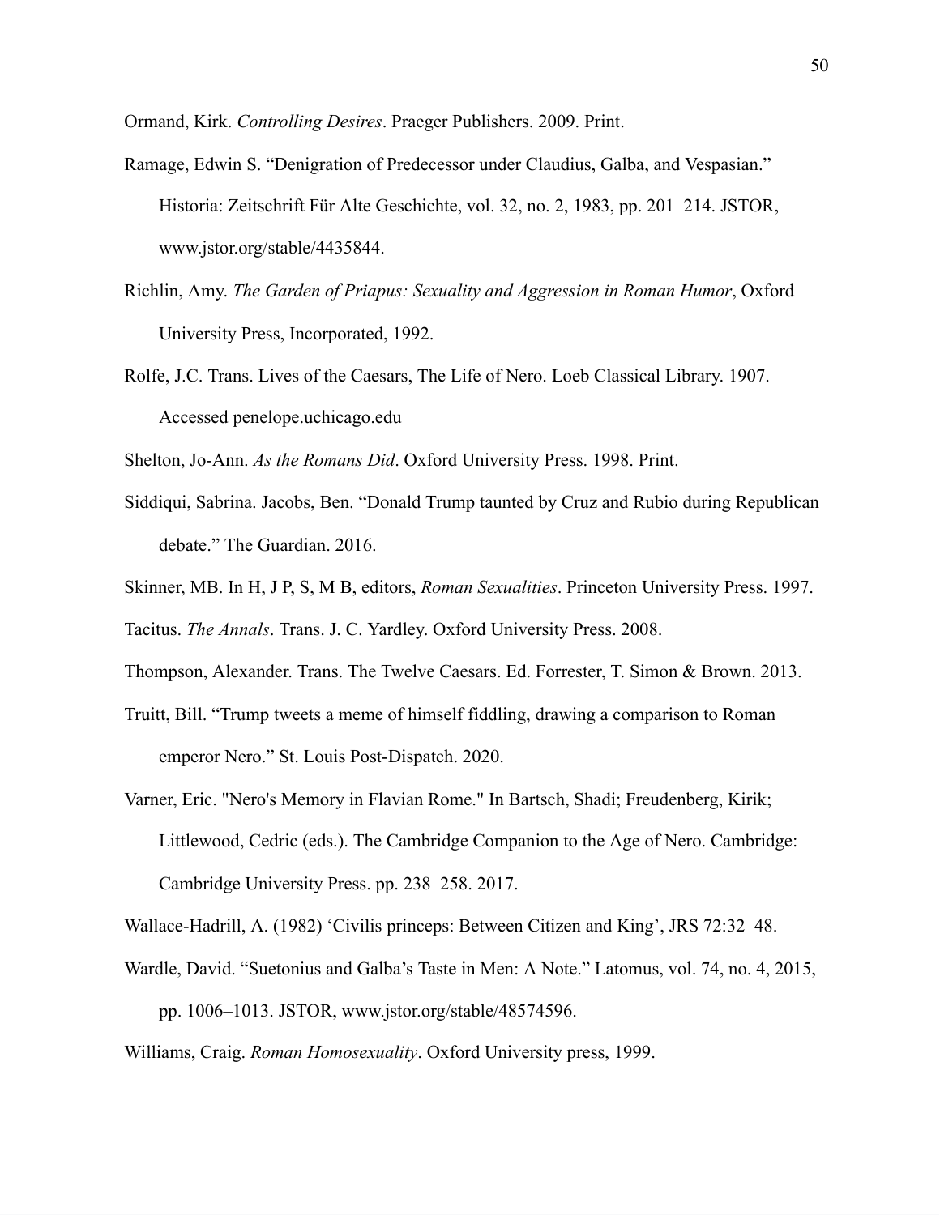Ormand, Kirk. *Controlling Desires*. Praeger Publishers. 2009. Print.

Ramage, Edwin S. "Denigration of Predecessor under Claudius, Galba, and Vespasian." Historia: Zeitschrift Für Alte Geschichte, vol. 32, no. 2, 1983, pp. 201–214. JSTOR, www.jstor.org/stable/4435844.

Richlin, Amy. *The Garden of Priapus: Sexuality and Aggression in Roman Humor*, Oxford University Press, Incorporated, 1992.

Rolfe, J.C. Trans. Lives of the Caesars, The Life of Nero. Loeb Classical Library. 1907. Accessed penelope.uchicago.edu

Shelton, Jo-Ann. *As the Romans Did*. Oxford University Press. 1998. Print.

Siddiqui, Sabrina. Jacobs, Ben. "Donald Trump taunted by Cruz and Rubio during Republican debate." The Guardian. 2016.

Skinner, MB. In H, J P, S, M B, editors, *Roman Sexualities*. Princeton University Press. 1997.

Tacitus. *The Annals*. Trans. J. C. Yardley. Oxford University Press. 2008.

Thompson, Alexander. Trans. The Twelve Caesars. Ed. Forrester, T. Simon & Brown. 2013.

Truitt, Bill. "Trump tweets a meme of himself fiddling, drawing a comparison to Roman emperor Nero." St. Louis Post-Dispatch. 2020.

Varner, Eric. "Nero's Memory in Flavian Rome." In Bartsch, Shadi; Freudenberg, Kirik; Littlewood, Cedric (eds.). The Cambridge Companion to the Age of Nero. Cambridge: Cambridge University Press. pp. 238–258. 2017.

Wallace-Hadrill, A. (1982) 'Civilis princeps: Between Citizen and King', JRS 72:32–48.

Wardle, David. "Suetonius and Galba's Taste in Men: A Note." Latomus, vol. 74, no. 4, 2015, pp. 1006–1013. JSTOR, www.jstor.org/stable/48574596.

Williams, Craig. *Roman Homosexuality*. Oxford University press, 1999.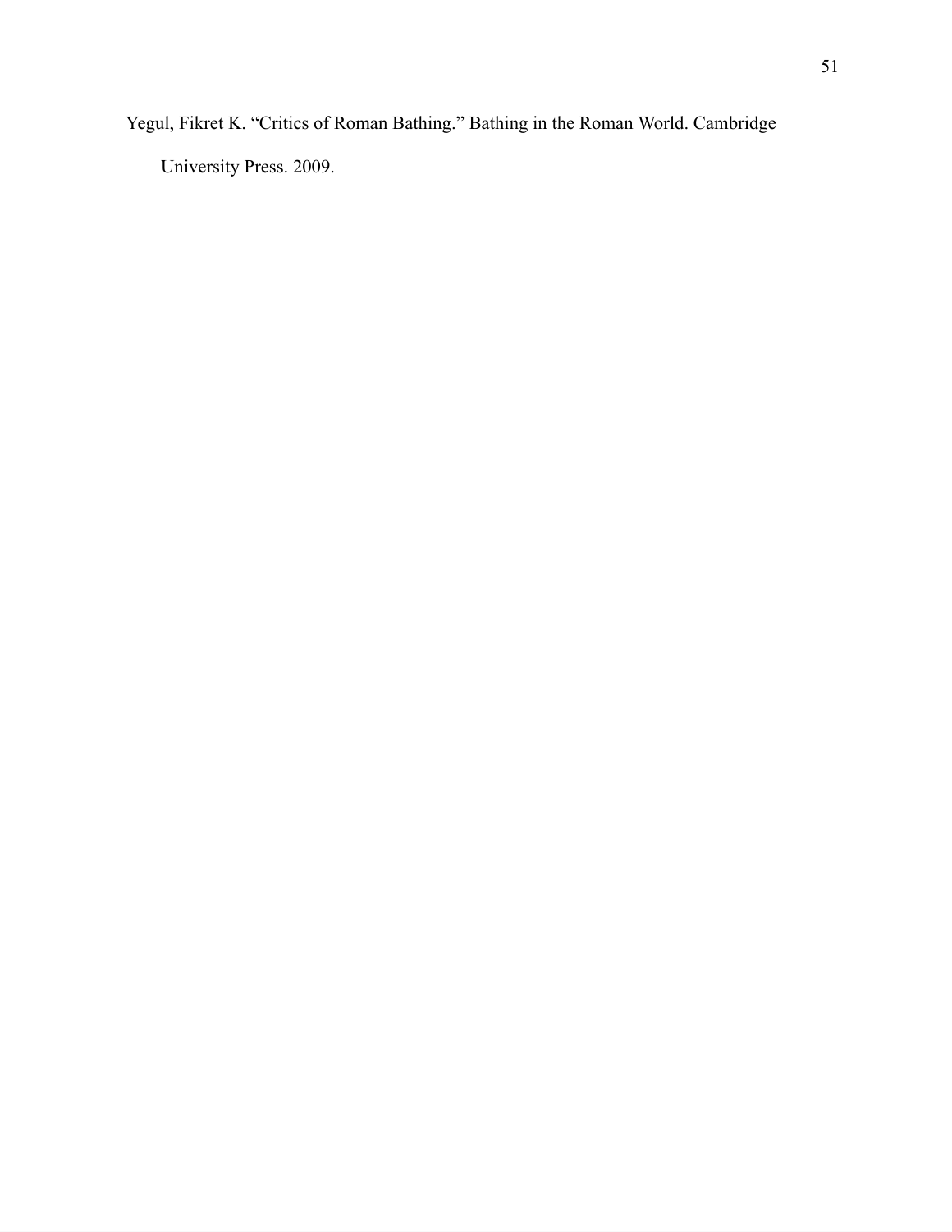Yegul, Fikret K. “Critics of Roman Bathing.” Bathing in the Roman World. Cambridge University Press. 2009.